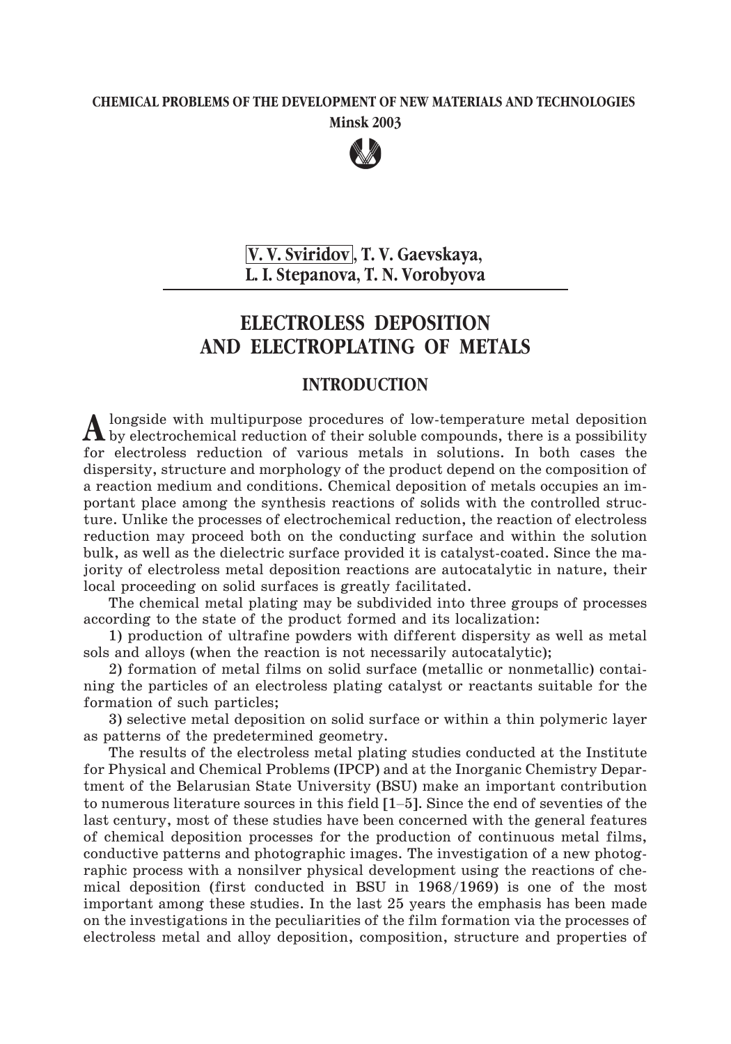**CHEMICAL PROBLEMS OF THE DEVELOPMENT OF NEW MATERIALS AND TECHNOLOGIES**
**Minsk 2003**

**V. V. Sviridov, T. V. Gaevskaya,**
**L. I. Stepanova, T. N. Vorobyova**

# ELECTROLESS DEPOSITION AND ELECTROPLATING OF METALS

## INTRODUCTION

Alongside with multipurpose procedures of low-temperature metal deposition by electrochemical reduction of their soluble compounds, there is a possibility for electroless reduction of various metals in solutions. In both cases the dispersity, structure and morphology of the product depend on the composition of a reaction medium and conditions. Chemical deposition of metals occupies an important place among the synthesis reactions of solids with the controlled structure. Unlike the processes of electrochemical reduction, the reaction of electroless reduction may proceed both on the conducting surface and within the solution bulk, as well as the dielectric surface provided it is catalyst-coated. Since the majority of electroless metal deposition reactions are autocatalytic in nature, their local proceeding on solid surfaces is greatly facilitated.

The chemical metal plating may be subdivided into three groups of processes according to the state of the product formed and its localization:

1) production of ultrafine powders with different dispersity as well as metal sols and alloys (when the reaction is not necessarily autocatalytic);

2) formation of metal films on solid surface (metallic or nonmetallic) containing the particles of an electroless plating catalyst or reactants suitable for the formation of such particles;

3) selective metal deposition on solid surface or within a thin polymeric layer as patterns of the predetermined geometry.

The results of the electroless metal plating studies conducted at the Institute for Physical and Chemical Problems (IPCP) and at the Inorganic Chemistry Department of the Belarusian State University (BSU) make an important contribution to numerous literature sources in this field [1–5]. Since the end of seventies of the last century, most of these studies have been concerned with the general features of chemical deposition processes for the production of continuous metal films, conductive patterns and photographic images. The investigation of a new photographic process with a nonsilver physical development using the reactions of chemical deposition (first conducted in BSU in 1968/1969) is one of the most important among these studies. In the last 25 years the emphasis has been made on the investigations in the peculiarities of the film formation via the processes of electroless metal and alloy deposition, composition, structure and properties of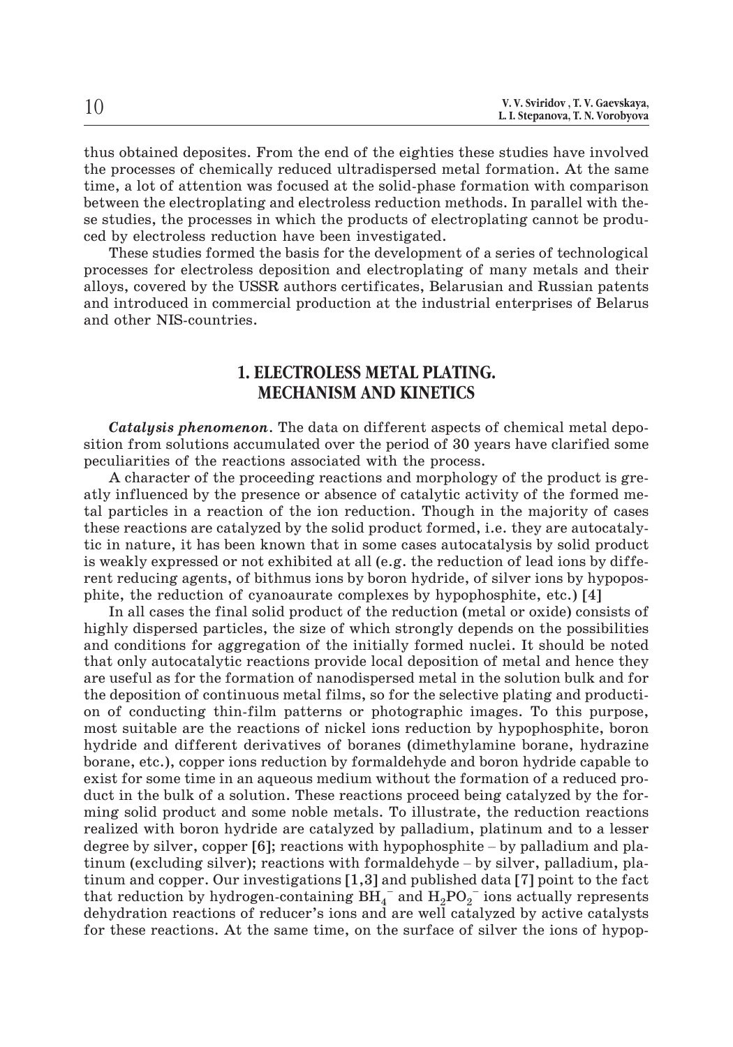thus obtained deposites. From the end of the eighties these studies have involved the processes of chemically reduced ultradispersed metal formation. At the same time, a lot of attention was focused at the solid-phase formation with comparison between the electroplating and electroless reduction methods. In parallel with these studies, the processes in which the products of electroplating cannot be produced by electroless reduction have been investigated.

These studies formed the basis for the development of a series of technological processes for electroless deposition and electroplating of many metals and their alloys, covered by the USSR authors certificates, Belarusian and Russian patents and introduced in commercial production at the industrial enterprises of Belarus and other NIS-countries.

## 1. ELECTROLESS METAL PLATING. MECHANISM AND KINETICS

***Catalysis phenomenon***. The data on different aspects of chemical metal deposition from solutions accumulated over the period of 30 years have clarified some peculiarities of the reactions associated with the process.

A character of the proceeding reactions and morphology of the product is greatly influenced by the presence or absence of catalytic activity of the formed metal particles in a reaction of the ion reduction. Though in the majority of cases these reactions are catalyzed by the solid product formed, i.e. they are autocatalytic in nature, it has been known that in some cases autocatalysis by solid product is weakly expressed or not exhibited at all (e.g. the reduction of lead ions by different reducing agents, of bithmus ions by boron hydride, of silver ions by hypophosphite, the reduction of cyanoaurate complexes by hypophosphite, etc.) [4]

In all cases the final solid product of the reduction (metal or oxide) consists of highly dispersed particles, the size of which strongly depends on the possibilities and conditions for aggregation of the initially formed nuclei. It should be noted that only autocatalytic reactions provide local deposition of metal and hence they are useful as for the formation of nanodispersed metal in the solution bulk and for the deposition of continuous metal films, so for the selective plating and production of conducting thin-film patterns or photographic images. To this purpose, most suitable are the reactions of nickel ions reduction by hypophosphite, boron hydride and different derivatives of boranes (dimethylamine borane, hydrazine borane, etc.), copper ions reduction by formaldehyde and boron hydride capable to exist for some time in an aqueous medium without the formation of a reduced product in the bulk of a solution. These reactions proceed being catalyzed by the forming solid product and some noble metals. To illustrate, the reduction reactions realized with boron hydride are catalyzed by palladium, platinum and to a lesser degree by silver, copper [6]; reactions with hypophosphite – by palladium and platinum (excluding silver); reactions with formaldehyde – by silver, palladium, platinum and copper. Our investigations [1,3] and published data [7] point to the fact that reduction by hydrogen-containing $BH_4^-$ and $H_2PO_2^-$ ions actually represents dehydration reactions of reducer's ions and are well catalyzed by active catalysts for these reactions. At the same time, on the surface of silver the ions of hypop-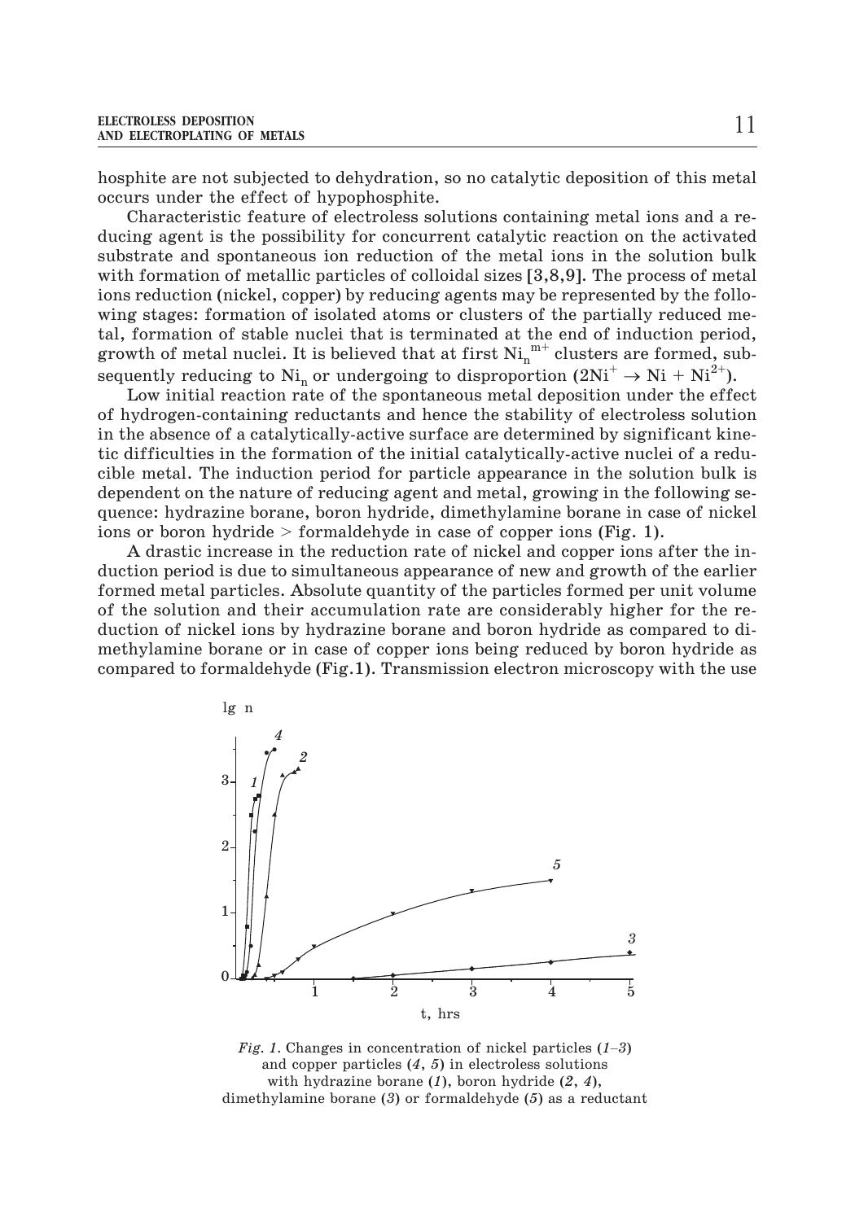hosphite are not subjected to dehydration, so no catalytic deposition of this metal occurs under the effect of hypophosphite.

Characteristic feature of electroless solutions containing metal ions and a reducing agent is the possibility for concurrent catalytic reaction on the activated substrate and spontaneous ion reduction of the metal ions in the solution bulk with formation of metallic particles of colloidal sizes [3,8,9]. The process of metal ions reduction (nickel, copper) by reducing agents may be represented by the following stages: formation of isolated atoms or clusters of the partially reduced metal, formation of stable nuclei that is terminated at the end of induction period, growth of metal nuclei. It is believed that at first $Ni_n^{m+}$ clusters are formed, subsequently reducing to $Ni_n$ or undergoing to disproportion ($2Ni^{+} \rightarrow Ni + Ni^{2+}$).

Low initial reaction rate of the spontaneous metal deposition under the effect of hydrogen-containing reductants and hence the stability of electroless solution in the absence of a catalytically-active surface are determined by significant kinetic difficulties in the formation of the initial catalytically-active nuclei of a reducible metal. The induction period for particle appearance in the solution bulk is dependent on the nature of reducing agent and metal, growing in the following sequence: hydrazine borane, boron hydride, dimethylamine borane in case of nickel ions or boron hydride > formaldehyde in case of copper ions (Fig. 1).

A drastic increase in the reduction rate of nickel and copper ions after the induction period is due to simultaneous appearance of new and growth of the earlier formed metal particles. Absolute quantity of the particles formed per unit volume of the solution and their accumulation rate are considerably higher for the reduction of nickel ions by hydrazine borane and boron hydride as compared to dimethylamine borane or in case of copper ions being reduced by boron hydride as compared to formaldehyde (Fig.1). Transmission electron microscopy with the use

*Fig. 1.* Changes in concentration of nickel particles (*1*–*3*) and copper particles (*4*, *5*) in electroless solutions with hydrazine borane (*1*), boron hydride (*2*, *4*), dimethylamine borane (*3*) or formaldehyde (*5*) as a reductant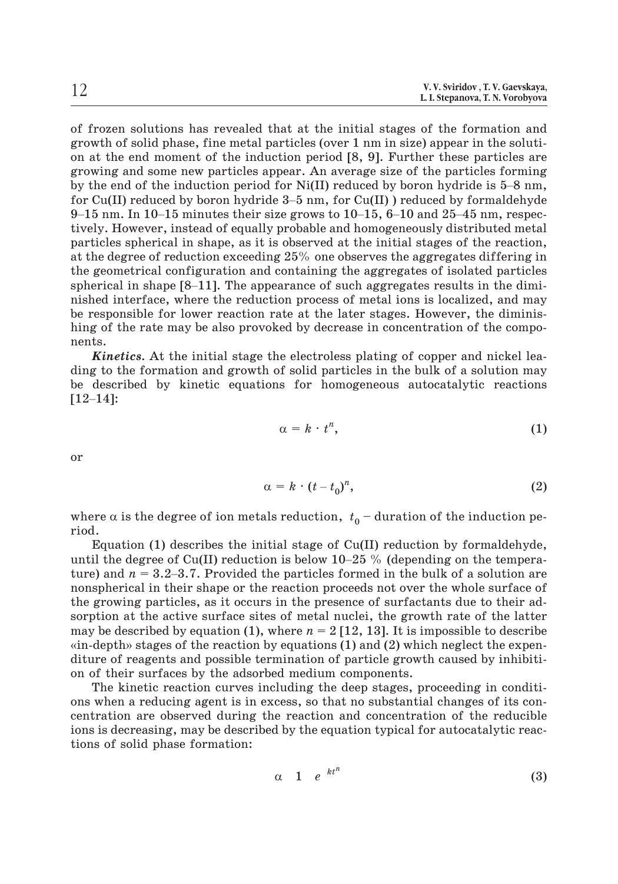of frozen solutions has revealed that at the initial stages of the formation and growth of solid phase, fine metal particles (over 1 nm in size) appear in the solution at the end moment of the induction period [8, 9]. Further these particles are growing and some new particles appear. An average size of the particles forming by the end of the induction period for Ni(II) reduced by boron hydride is 5–8 nm, for Cu(II) reduced by boron hydride 3–5 nm, for Cu(II) ) reduced by formaldehyde 9–15 nm. In 10–15 minutes their size grows to 10–15, 6–10 and 25–45 nm, respectively. However, instead of equally probable and homogeneously distributed metal particles spherical in shape, as it is observed at the initial stages of the reaction, at the degree of reduction exceeding 25% one observes the aggregates differing in the geometrical configuration and containing the aggregates of isolated particles spherical in shape [8–11]. The appearance of such aggregates results in the diminished interface, where the reduction process of metal ions is localized, and may be responsible for lower reaction rate at the later stages. However, the diminishing of the rate may be also provoked by decrease in concentration of the components.

***Kinetics***. At the initial stage the electroless plating of copper and nickel leading to the formation and growth of solid particles in the bulk of a solution may be described by kinetic equations for homogeneous autocatalytic reactions [12–14]:

$$\alpha = k \cdot t^n, \tag{1}$$

or

$$\alpha = k \cdot (t - t_0)^n, \tag{2}$$

where $\alpha$ is the degree of ion metals reduction, $t_0$ – duration of the induction period.

Equation (1) describes the initial stage of Cu(II) reduction by formaldehyde, until the degree of Cu(II) reduction is below 10–25 % (depending on the temperature) and $n = 3.2$–$3.7$. Provided the particles formed in the bulk of a solution are nonspherical in their shape or the reaction proceeds not over the whole surface of the growing particles, as it occurs in the presence of surfactants due to their adsorption at the active surface sites of metal nuclei, the growth rate of the latter may be described by equation (1), where $n = 2$ [12, 13]. It is impossible to describe «in-depth» stages of the reaction by equations (1) and (2) which neglect the expenditure of reagents and possible termination of particle growth caused by inhibition of their surfaces by the adsorbed medium components.

The kinetic reaction curves including the deep stages, proceeding in conditions when a reducing agent is in excess, so that no substantial changes of its concentration are observed during the reaction and concentration of the reducible ions is decreasing, may be described by the equation typical for autocatalytic reactions of solid phase formation:

$$\alpha = 1 - e^{-kt^n} \tag{3}$$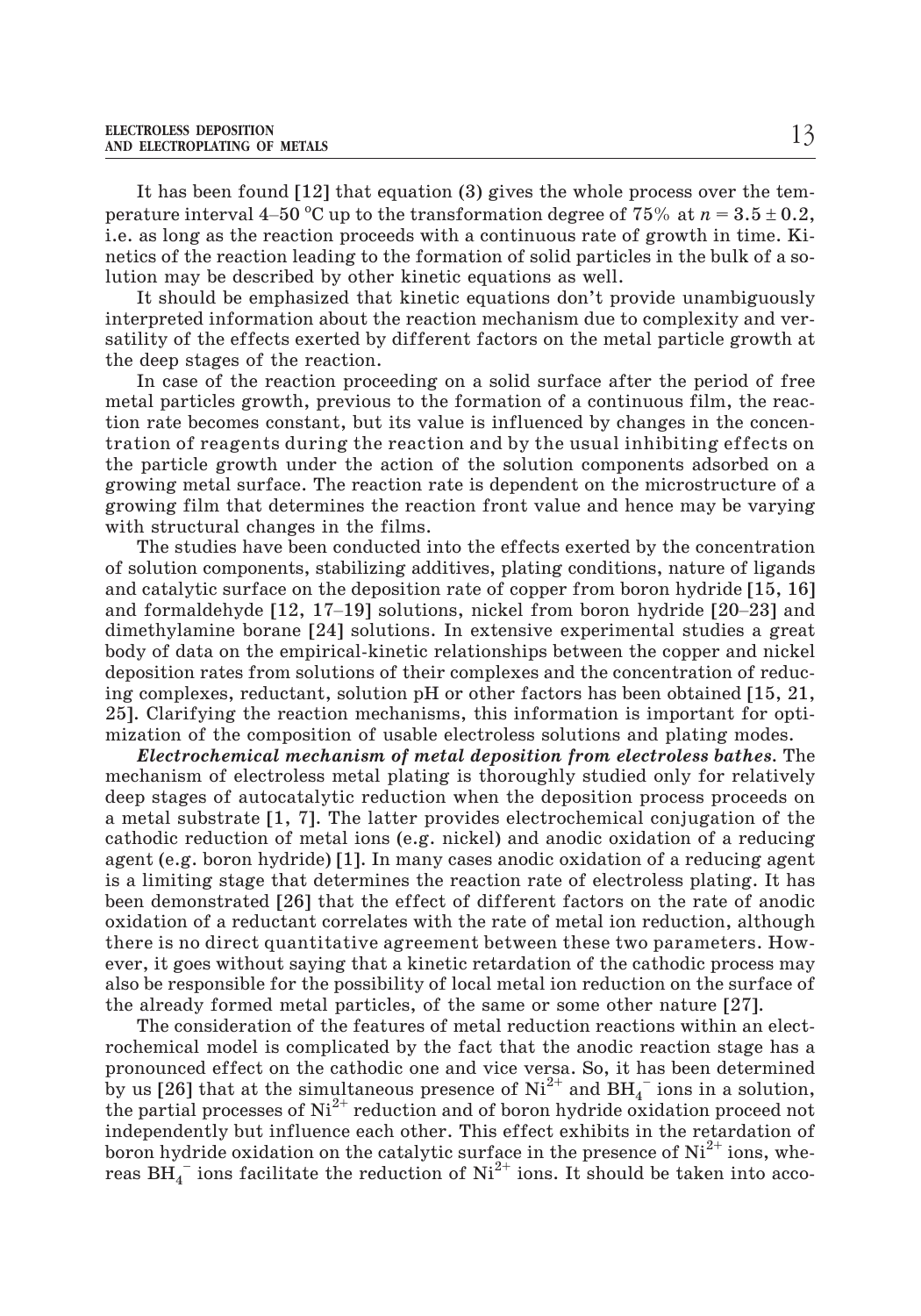It has been found [12] that equation (3) gives the whole process over the temperature interval 4–50 °C up to the transformation degree of 75% at $n = 3.5 \pm 0.2$, i.e. as long as the reaction proceeds with a continuous rate of growth in time. Kinetics of the reaction leading to the formation of solid particles in the bulk of a solution may be described by other kinetic equations as well.

It should be emphasized that kinetic equations don't provide unambiguously interpreted information about the reaction mechanism due to complexity and versatility of the effects exerted by different factors on the metal particle growth at the deep stages of the reaction.

In case of the reaction proceeding on a solid surface after the period of free metal particles growth, previous to the formation of a continuous film, the reaction rate becomes constant, but its value is influenced by changes in the concentration of reagents during the reaction and by the usual inhibiting effects on the particle growth under the action of the solution components adsorbed on a growing metal surface. The reaction rate is dependent on the microstructure of a growing film that determines the reaction front value and hence may be varying with structural changes in the films.

The studies have been conducted into the effects exerted by the concentration of solution components, stabilizing additives, plating conditions, nature of ligands and catalytic surface on the deposition rate of copper from boron hydride [15, 16] and formaldehyde [12, 17–19] solutions, nickel from boron hydride [20–23] and dimethylamine borane [24] solutions. In extensive experimental studies a great body of data on the empirical-kinetic relationships between the copper and nickel deposition rates from solutions of their complexes and the concentration of reducing complexes, reductant, solution pH or other factors has been obtained [15, 21, 25]. Clarifying the reaction mechanisms, this information is important for optimization of the composition of usable electroless solutions and plating modes.

***Electrochemical mechanism of metal deposition from electroless bathes.*** The mechanism of electroless metal plating is thoroughly studied only for relatively deep stages of autocatalytic reduction when the deposition process proceeds on a metal substrate [1, 7]. The latter provides electrochemical conjugation of the cathodic reduction of metal ions (e.g. nickel) and anodic oxidation of a reducing agent (e.g. boron hydride) [1]. In many cases anodic oxidation of a reducing agent is a limiting stage that determines the reaction rate of electroless plating. It has been demonstrated [26] that the effect of different factors on the rate of anodic oxidation of a reductant correlates with the rate of metal ion reduction, although there is no direct quantitative agreement between these two parameters. However, it goes without saying that a kinetic retardation of the cathodic process may also be responsible for the possibility of local metal ion reduction on the surface of the already formed metal particles, of the same or some other nature [27].

The consideration of the features of metal reduction reactions within an electrochemical model is complicated by the fact that the anodic reaction stage has a pronounced effect on the cathodic one and vice versa. So, it has been determined by us [26] that at the simultaneous presence of $Ni^{2+}$ and $BH_4^-$ ions in a solution, the partial processes of $Ni^{2+}$ reduction and of boron hydride oxidation proceed not independently but influence each other. This effect exhibits in the retardation of boron hydride oxidation on the catalytic surface in the presence of $Ni^{2+}$ ions, whereas $BH_4^-$ ions facilitate the reduction of $Ni^{2+}$ ions. It should be taken into acco-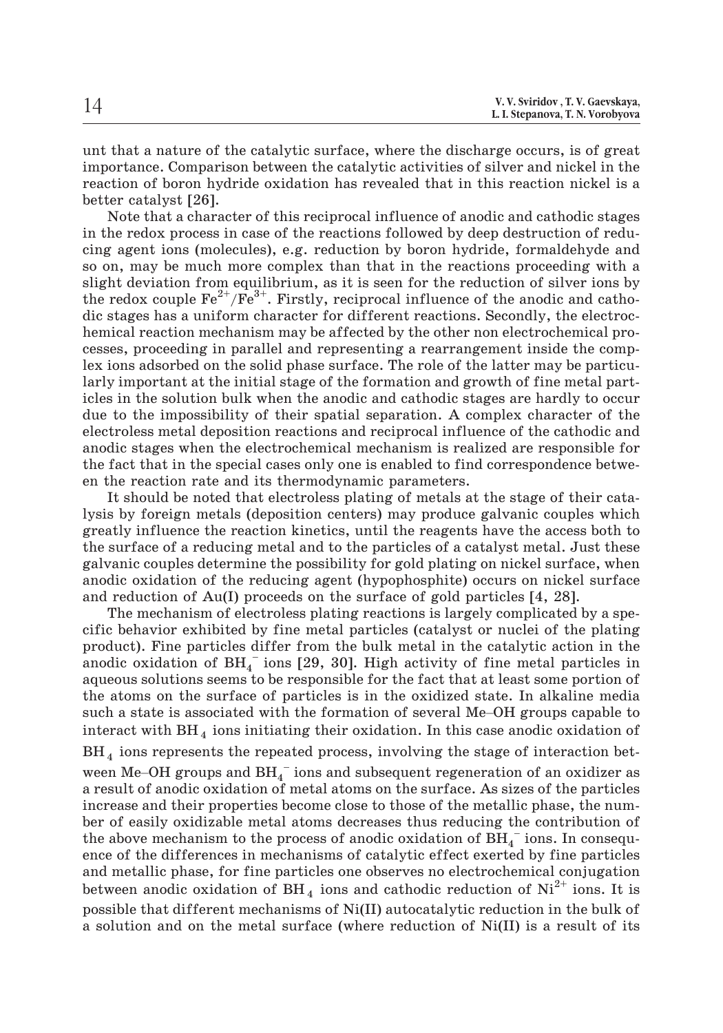unt that a nature of the catalytic surface, where the discharge occurs, is of great importance. Comparison between the catalytic activities of silver and nickel in the reaction of boron hydride oxidation has revealed that in this reaction nickel is a better catalyst [26].

Note that a character of this reciprocal influence of anodic and cathodic stages in the redox process in case of the reactions followed by deep destruction of reducing agent ions (molecules), e.g. reduction by boron hydride, formaldehyde and so on, may be much more complex than that in the reactions proceeding with a slight deviation from equilibrium, as it is seen for the reduction of silver ions by the redox couple $Fe^{2+}/Fe^{3+}$. Firstly, reciprocal influence of the anodic and cathodic stages has a uniform character for different reactions. Secondly, the electrochemical reaction mechanism may be affected by the other non electrochemical processes, proceeding in parallel and representing a rearrangement inside the complex ions adsorbed on the solid phase surface. The role of the latter may be particularly important at the initial stage of the formation and growth of fine metal particles in the solution bulk when the anodic and cathodic stages are hardly to occur due to the impossibility of their spatial separation. A complex character of the electroless metal deposition reactions and reciprocal influence of the cathodic and anodic stages when the electrochemical mechanism is realized are responsible for the fact that in the special cases only one is enabled to find correspondence between the reaction rate and its thermodynamic parameters.

It should be noted that electroless plating of metals at the stage of their catalysis by foreign metals (deposition centers) may produce galvanic couples which greatly influence the reaction kinetics, until the reagents have the access both to the surface of a reducing metal and to the particles of a catalyst metal. Just these galvanic couples determine the possibility for gold plating on nickel surface, when anodic oxidation of the reducing agent (hypophosphite) occurs on nickel surface and reduction of Au(I) proceeds on the surface of gold particles [4, 28].

The mechanism of electroless plating reactions is largely complicated by a specific behavior exhibited by fine metal particles (catalyst or nuclei of the plating product). Fine particles differ from the bulk metal in the catalytic action in the anodic oxidation of $BH_4^-$ ions [29, 30]. High activity of fine metal particles in aqueous solutions seems to be responsible for the fact that at least some portion of the atoms on the surface of particles is in the oxidized state. In alkaline media such a state is associated with the formation of several Me–OH groups capable to interact with $BH_4$ ions initiating their oxidation. In this case anodic oxidation of $BH_4$ ions represents the repeated process, involving the stage of interaction between Me–OH groups and $BH_4^-$ ions and subsequent regeneration of an oxidizer as a result of anodic oxidation of metal atoms on the surface. As sizes of the particles increase and their properties become close to those of the metallic phase, the number of easily oxidizable metal atoms decreases thus reducing the contribution of the above mechanism to the process of anodic oxidation of $BH_4^-$ ions. In consequence of the differences in mechanisms of catalytic effect exerted by fine particles and metallic phase, for fine particles one observes no electrochemical conjugation between anodic oxidation of $BH_4$ ions and cathodic reduction of $Ni^{2+}$ ions. It is possible that different mechanisms of Ni(II) autocatalytic reduction in the bulk of a solution and on the metal surface (where reduction of Ni(II) is a result of its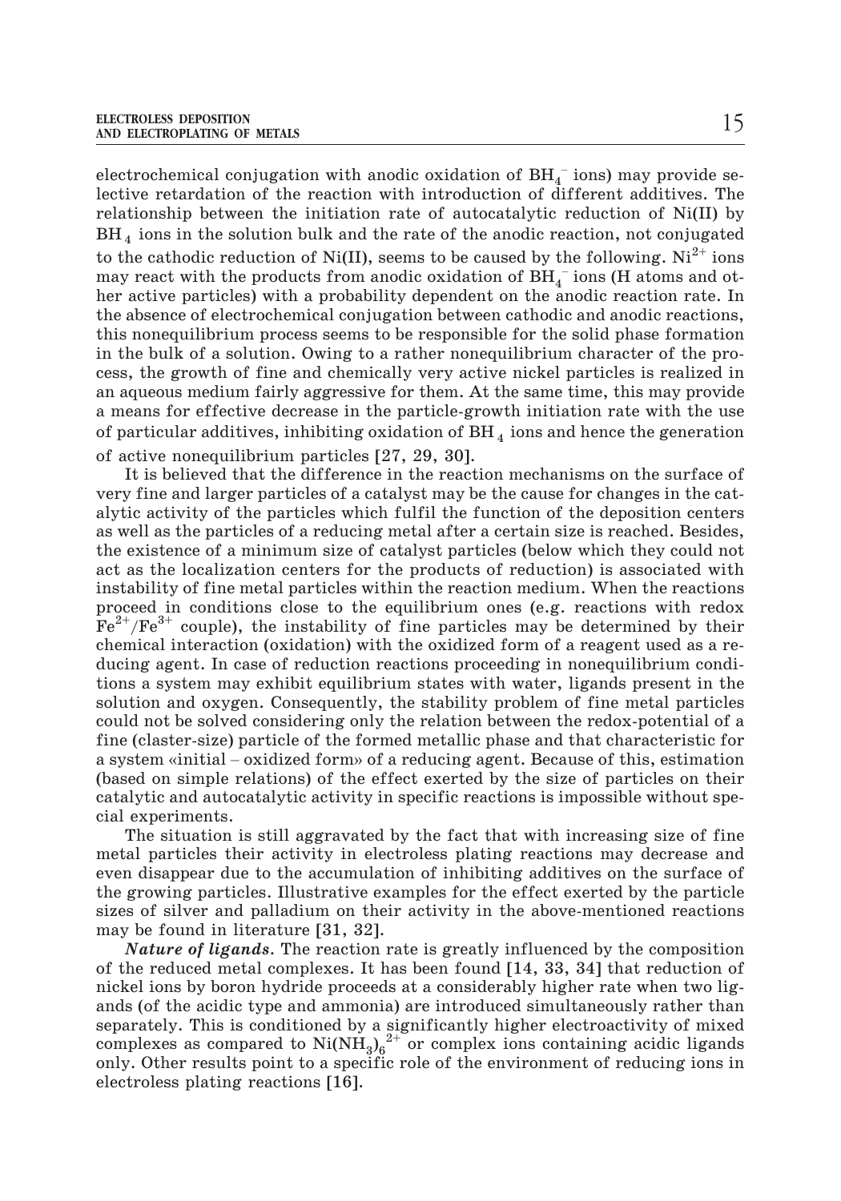electrochemical conjugation with anodic oxidation of $BH_4^-$ ions) may provide selective retardation of the reaction with introduction of different additives. The relationship between the initiation rate of autocatalytic reduction of Ni(II) by $BH_4$ ions in the solution bulk and the rate of the anodic reaction, not conjugated to the cathodic reduction of Ni(II), seems to be caused by the following. $Ni^{2+}$ ions may react with the products from anodic oxidation of $BH_4^-$ ions (H atoms and other active particles) with a probability dependent on the anodic reaction rate. In the absence of electrochemical conjugation between cathodic and anodic reactions, this nonequilibrium process seems to be responsible for the solid phase formation in the bulk of a solution. Owing to a rather nonequilibrium character of the process, the growth of fine and chemically very active nickel particles is realized in an aqueous medium fairly aggressive for them. At the same time, this may provide a means for effective decrease in the particle-growth initiation rate with the use of particular additives, inhibiting oxidation of $BH_4$ ions and hence the generation of active nonequilibrium particles [27, 29, 30].

It is believed that the difference in the reaction mechanisms on the surface of very fine and larger particles of a catalyst may be the cause for changes in the catalytic activity of the particles which fulfil the function of the deposition centers as well as the particles of a reducing metal after a certain size is reached. Besides, the existence of a minimum size of catalyst particles (below which they could not act as the localization centers for the products of reduction) is associated with instability of fine metal particles within the reaction medium. When the reactions proceed in conditions close to the equilibrium ones (e.g. reactions with redox $Fe^{2+}/Fe^{3+}$ couple), the instability of fine particles may be determined by their chemical interaction (oxidation) with the oxidized form of a reagent used as a reducing agent. In case of reduction reactions proceeding in nonequilibrium conditions a system may exhibit equilibrium states with water, ligands present in the solution and oxygen. Consequently, the stability problem of fine metal particles could not be solved considering only the relation between the redox-potential of a fine (claster-size) particle of the formed metallic phase and that characteristic for a system «initial – oxidized form» of a reducing agent. Because of this, estimation (based on simple relations) of the effect exerted by the size of particles on their catalytic and autocatalytic activity in specific reactions is impossible without special experiments.

The situation is still aggravated by the fact that with increasing size of fine metal particles their activity in electroless plating reactions may decrease and even disappear due to the accumulation of inhibiting additives on the surface of the growing particles. Illustrative examples for the effect exerted by the particle sizes of silver and palladium on their activity in the above-mentioned reactions may be found in literature [31, 32].

***Nature of ligands.*** The reaction rate is greatly influenced by the composition of the reduced metal complexes. It has been found [14, 33, 34] that reduction of nickel ions by boron hydride proceeds at a considerably higher rate when two ligands (of the acidic type and ammonia) are introduced simultaneously rather than separately. This is conditioned by a significantly higher electroactivity of mixed complexes as compared to $Ni(NH_3)_6^{2+}$ or complex ions containing acidic ligands only. Other results point to a specific role of the environment of reducing ions in electroless plating reactions [16].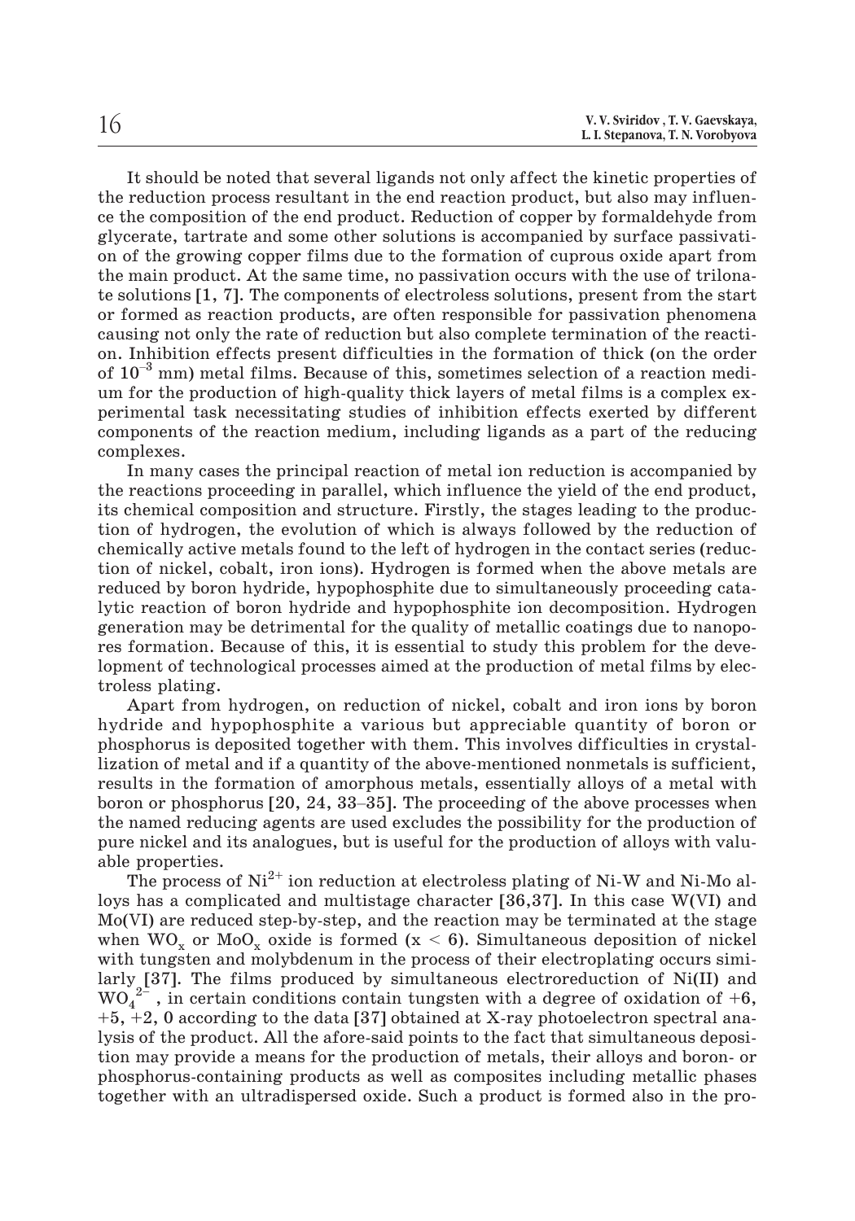It should be noted that several ligands not only affect the kinetic properties of the reduction process resultant in the end reaction product, but also may influence the composition of the end product. Reduction of copper by formaldehyde from glycerate, tartrate and some other solutions is accompanied by surface passivation of the growing copper films due to the formation of cuprous oxide apart from the main product. At the same time, no passivation occurs with the use of trilonate solutions [1, 7]. The components of electroless solutions, present from the start or formed as reaction products, are often responsible for passivation phenomena causing not only the rate of reduction but also complete termination of the reaction. Inhibition effects present difficulties in the formation of thick (on the order of $10^{-3}$ mm) metal films. Because of this, sometimes selection of a reaction medium for the production of high-quality thick layers of metal films is a complex experimental task necessitating studies of inhibition effects exerted by different components of the reaction medium, including ligands as a part of the reducing complexes.

In many cases the principal reaction of metal ion reduction is accompanied by the reactions proceeding in parallel, which influence the yield of the end product, its chemical composition and structure. Firstly, the stages leading to the production of hydrogen, the evolution of which is always followed by the reduction of chemically active metals found to the left of hydrogen in the contact series (reduction of nickel, cobalt, iron ions). Hydrogen is formed when the above metals are reduced by boron hydride, hypophosphite due to simultaneously proceeding catalytic reaction of boron hydride and hypophosphite ion decomposition. Hydrogen generation may be detrimental for the quality of metallic coatings due to nanopores formation. Because of this, it is essential to study this problem for the development of technological processes aimed at the production of metal films by electroless plating.

Apart from hydrogen, on reduction of nickel, cobalt and iron ions by boron hydride and hypophosphite a various but appreciable quantity of boron or phosphorus is deposited together with them. This involves difficulties in crystallization of metal and if a quantity of the above-mentioned nonmetals is sufficient, results in the formation of amorphous metals, essentially alloys of a metal with boron or phosphorus [20, 24, 33–35]. The proceeding of the above processes when the named reducing agents are used excludes the possibility for the production of pure nickel and its analogues, but is useful for the production of alloys with valuable properties.

The process of $Ni^{2+}$ ion reduction at electroless plating of Ni-W and Ni-Mo alloys has a complicated and multistage character [36,37]. In this case W(VI) and Mo(VI) are reduced step-by-step, and the reaction may be terminated at the stage when $WO_x$ or $MoO_x$ oxide is formed ($x < 6$). Simultaneous deposition of nickel with tungsten and molybdenum in the process of their electroplating occurs similarly [37]. The films produced by simultaneous electroreduction of Ni(II) and $WO_4^{2-}$, in certain conditions contain tungsten with a degree of oxidation of +6, +5, +2, 0 according to the data [37] obtained at X-ray photoelectron spectral analysis of the product. All the afore-said points to the fact that simultaneous deposition may provide a means for the production of metals, their alloys and boron- or phosphorus-containing products as well as composites including metallic phases together with an ultradispersed oxide. Such a product is formed also in the pro-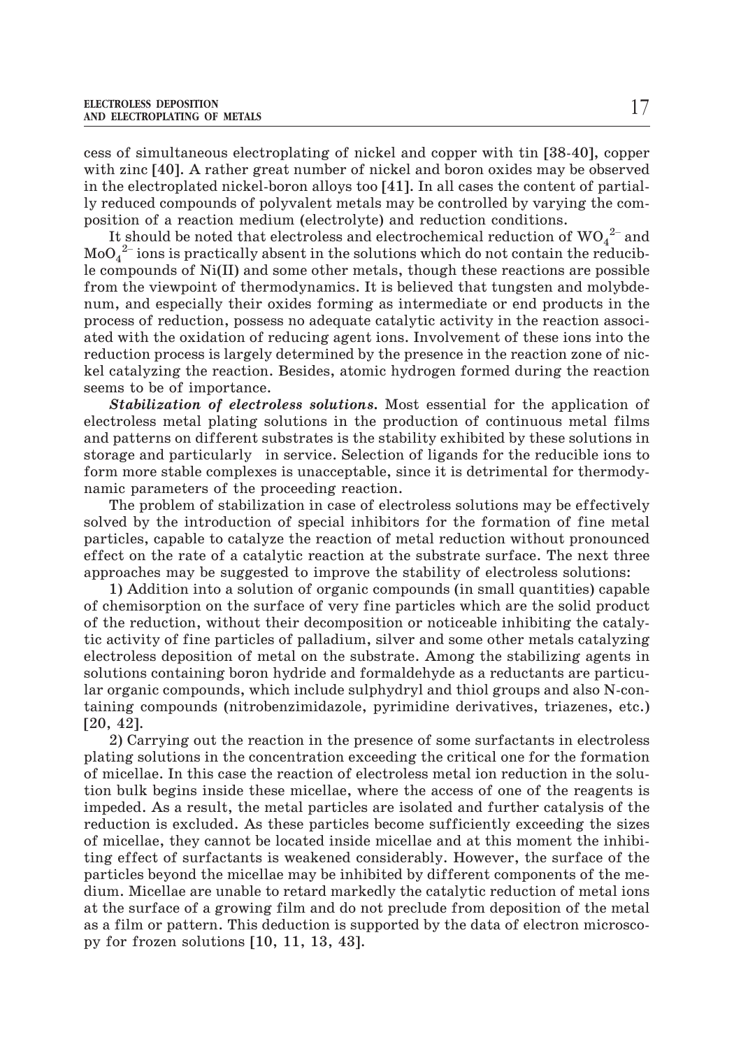cess of simultaneous electroplating of nickel and copper with tin [38-40], copper with zinc [40]. A rather great number of nickel and boron oxides may be observed in the electroplated nickel-boron alloys too [41]. In all cases the content of partially reduced compounds of polyvalent metals may be controlled by varying the composition of a reaction medium (electrolyte) and reduction conditions.

It should be noted that electroless and electrochemical reduction of $WO_4^{2-}$ and $MoO_4^{2-}$ ions is practically absent in the solutions which do not contain the reducible compounds of Ni(II) and some other metals, though these reactions are possible from the viewpoint of thermodynamics. It is believed that tungsten and molybdenum, and especially their oxides forming as intermediate or end products in the process of reduction, possess no adequate catalytic activity in the reaction associated with the oxidation of reducing agent ions. Involvement of these ions into the reduction process is largely determined by the presence in the reaction zone of nickel catalyzing the reaction. Besides, atomic hydrogen formed during the reaction seems to be of importance.

***Stabilization of electroless solutions.*** Most essential for the application of electroless metal plating solutions in the production of continuous metal films and patterns on different substrates is the stability exhibited by these solutions in storage and particularly in service. Selection of ligands for the reducible ions to form more stable complexes is unacceptable, since it is detrimental for thermodynamic parameters of the proceeding reaction.

The problem of stabilization in case of electroless solutions may be effectively solved by the introduction of special inhibitors for the formation of fine metal particles, capable to catalyze the reaction of metal reduction without pronounced effect on the rate of a catalytic reaction at the substrate surface. The next three approaches may be suggested to improve the stability of electroless solutions:

1) Addition into a solution of organic compounds (in small quantities) capable of chemisorption on the surface of very fine particles which are the solid product of the reduction, without their decomposition or noticeable inhibiting the catalytic activity of fine particles of palladium, silver and some other metals catalyzing electroless deposition of metal on the substrate. Among the stabilizing agents in solutions containing boron hydride and formaldehyde as a reductants are particular organic compounds, which include sulphydryl and thiol groups and also N-containing compounds (nitrobenzimidazole, pyrimidine derivatives, triazenes, etc.) [20, 42].

2) Carrying out the reaction in the presence of some surfactants in electroless plating solutions in the concentration exceeding the critical one for the formation of micellae. In this case the reaction of electroless metal ion reduction in the solution bulk begins inside these micellae, where the access of one of the reagents is impeded. As a result, the metal particles are isolated and further catalysis of the reduction is excluded. As these particles become sufficiently exceeding the sizes of micellae, they cannot be located inside micellae and at this moment the inhibiting effect of surfactants is weakened considerably. However, the surface of the particles beyond the micellae may be inhibited by different components of the medium. Micellae are unable to retard markedly the catalytic reduction of metal ions at the surface of a growing film and do not preclude from deposition of the metal as a film or pattern. This deduction is supported by the data of electron microscopy for frozen solutions [10, 11, 13, 43].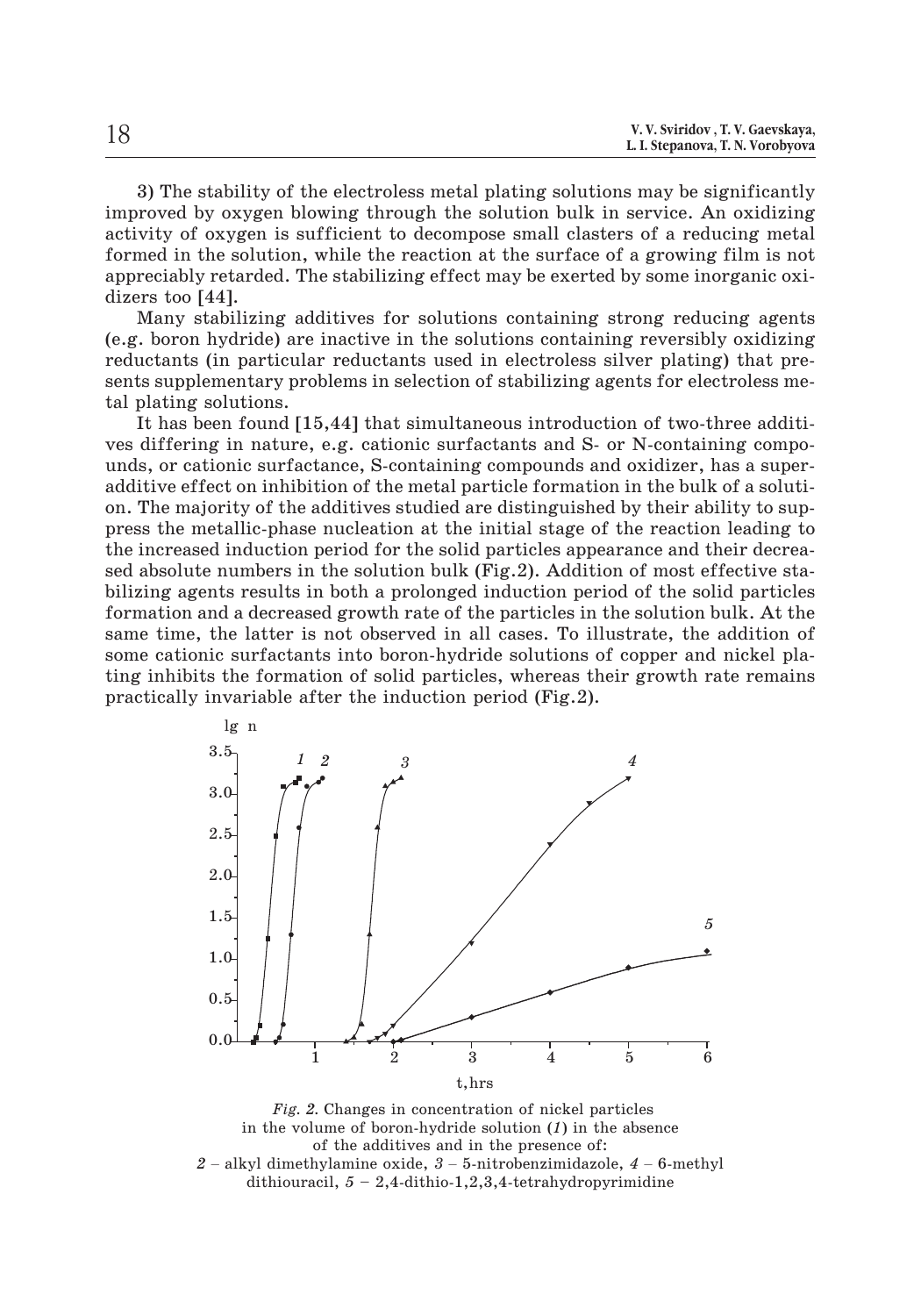3) The stability of the electroless metal plating solutions may be significantly improved by oxygen blowing through the solution bulk in service. An oxidizing activity of oxygen is sufficient to decompose small clasters of a reducing metal formed in the solution, while the reaction at the surface of a growing film is not appreciably retarded. The stabilizing effect may be exerted by some inorganic oxidizers too [44].

Many stabilizing additives for solutions containing strong reducing agents (e.g. boron hydride) are inactive in the solutions containing reversibly oxidizing reductants (in particular reductants used in electroless silver plating) that presents supplementary problems in selection of stabilizing agents for electroless metal plating solutions.

It has been found [15,44] that simultaneous introduction of two-three additives differing in nature, e.g. cationic surfactants and S- or N-containing compounds, or cationic surfactance, S-containing compounds and oxidizer, has a superadditive effect on inhibition of the metal particle formation in the bulk of a solution. The majority of the additives studied are distinguished by their ability to suppress the metallic-phase nucleation at the initial stage of the reaction leading to the increased induction period for the solid particles appearance and their decreased absolute numbers in the solution bulk (Fig.2). Addition of most effective stabilizing agents results in both a prolonged induction period of the solid particles formation and a decreased growth rate of the particles in the solution bulk. At the same time, the latter is not observed in all cases. To illustrate, the addition of some cationic surfactants into boron-hydride solutions of copper and nickel plating inhibits the formation of solid particles, whereas their growth rate remains practically invariable after the induction period (Fig.2).

*Fig. 2.* Changes in concentration of nickel particles in the volume of boron-hydride solution (*1*) in the absence of the additives and in the presence of: *2* – alkyl dimethylamine oxide, *3* – 5-nitrobenzimidazole, *4* – 6-methyl dithiouracil, *5* – 2,4-dithio-1,2,3,4-tetrahydropyrimidine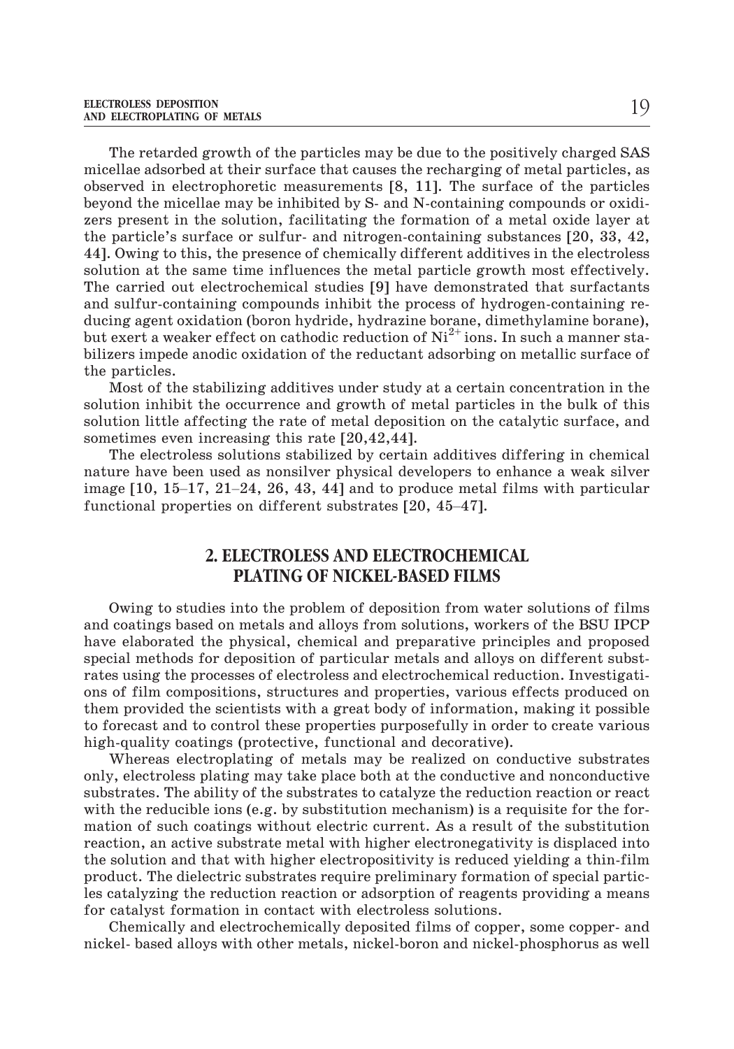The retarded growth of the particles may be due to the positively charged SAS micellae adsorbed at their surface that causes the recharging of metal particles, as observed in electrophoretic measurements [8, 11]. The surface of the particles beyond the micellae may be inhibited by S- and N-containing compounds or oxidizers present in the solution, facilitating the formation of a metal oxide layer at the particle's surface or sulfur- and nitrogen-containing substances [20, 33, 42, 44]. Owing to this, the presence of chemically different additives in the electroless solution at the same time influences the metal particle growth most effectively. The carried out electrochemical studies [9] have demonstrated that surfactants and sulfur-containing compounds inhibit the process of hydrogen-containing reducing agent oxidation (boron hydride, hydrazine borane, dimethylamine borane), but exert a weaker effect on cathodic reduction of $Ni^{2+}$ ions. In such a manner stabilizers impede anodic oxidation of the reductant adsorbing on metallic surface of the particles.

Most of the stabilizing additives under study at a certain concentration in the solution inhibit the occurrence and growth of metal particles in the bulk of this solution little affecting the rate of metal deposition on the catalytic surface, and sometimes even increasing this rate [20,42,44].

The electroless solutions stabilized by certain additives differing in chemical nature have been used as nonsilver physical developers to enhance a weak silver image [10, 15–17, 21–24, 26, 43, 44] and to produce metal films with particular functional properties on different substrates [20, 45–47].

## 2. ELECTROLESS AND ELECTROCHEMICAL PLATING OF NICKEL-BASED FILMS

Owing to studies into the problem of deposition from water solutions of films and coatings based on metals and alloys from solutions, workers of the BSU IPCP have elaborated the physical, chemical and preparative principles and proposed special methods for deposition of particular metals and alloys on different substrates using the processes of electroless and electrochemical reduction. Investigations of film compositions, structures and properties, various effects produced on them provided the scientists with a great body of information, making it possible to forecast and to control these properties purposefully in order to create various high-quality coatings (protective, functional and decorative).

Whereas electroplating of metals may be realized on conductive substrates only, electroless plating may take place both at the conductive and nonconductive substrates. The ability of the substrates to catalyze the reduction reaction or react with the reducible ions (e.g. by substitution mechanism) is a requisite for the formation of such coatings without electric current. As a result of the substitution reaction, an active substrate metal with higher electronegativity is displaced into the solution and that with higher electropositivity is reduced yielding a thin-film product. The dielectric substrates require preliminary formation of special particles catalyzing the reduction reaction or adsorption of reagents providing a means for catalyst formation in contact with electroless solutions.

Chemically and electrochemically deposited films of copper, some copper- and nickel- based alloys with other metals, nickel-boron and nickel-phosphorus as well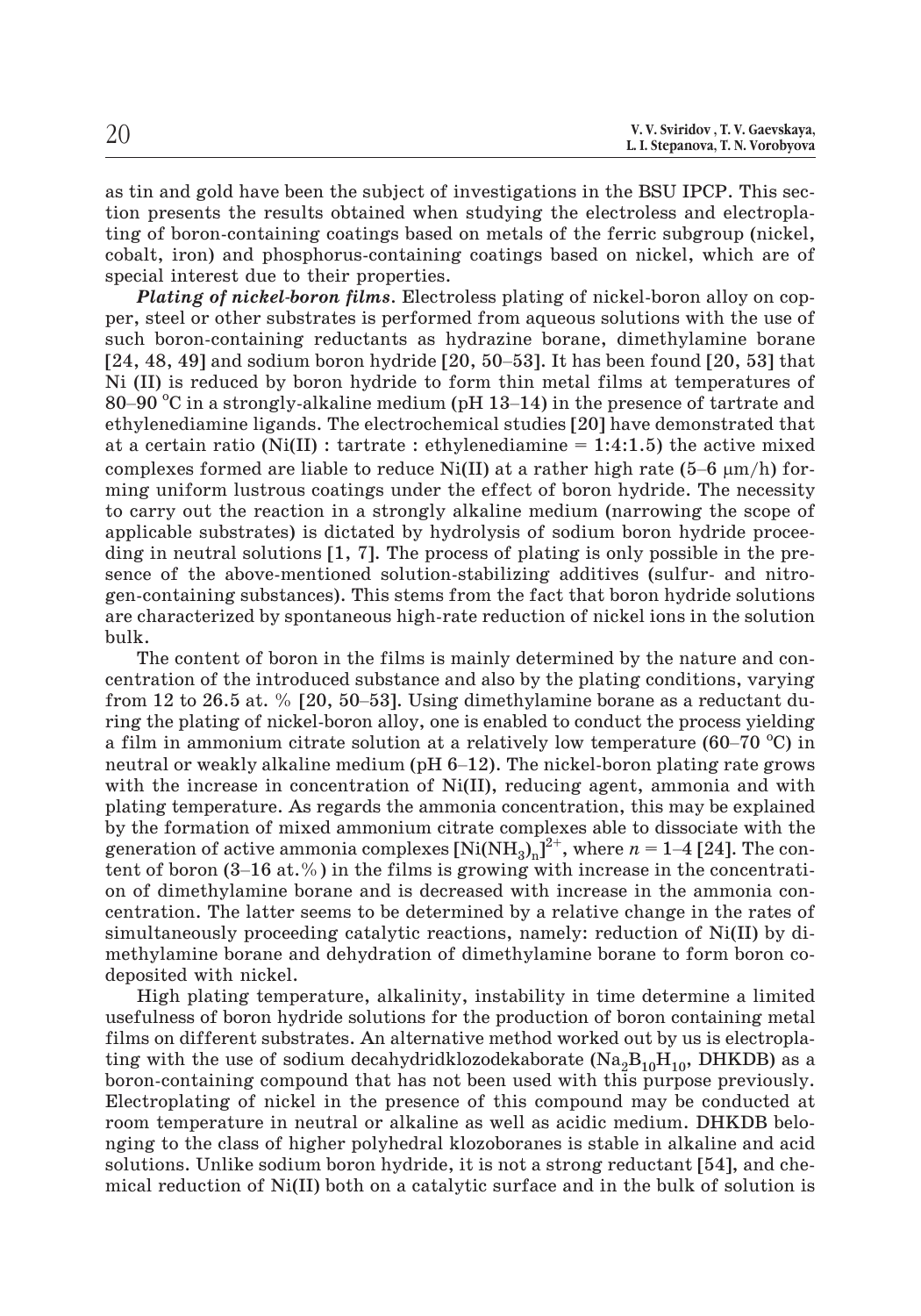as tin and gold have been the subject of investigations in the BSU IPCP. This section presents the results obtained when studying the electroless and electroplating of boron-containing coatings based on metals of the ferric subgroup (nickel, cobalt, iron) and phosphorus-containing coatings based on nickel, which are of special interest due to their properties.

***Plating of nickel-boron films.*** Electroless plating of nickel-boron alloy on copper, steel or other substrates is performed from aqueous solutions with the use of such boron-containing reductants as hydrazine borane, dimethylamine borane [24, 48, 49] and sodium boron hydride [20, 50–53]. It has been found [20, 53] that Ni (II) is reduced by boron hydride to form thin metal films at temperatures of 80–90 °C in a strongly-alkaline medium (pH 13–14) in the presence of tartrate and ethylenediamine ligands. The electrochemical studies [20] have demonstrated that at a certain ratio (Ni(II) : tartrate : ethylenediamine = 1:4:1.5) the active mixed complexes formed are liable to reduce Ni(II) at a rather high rate (5–6 μm/h) forming uniform lustrous coatings under the effect of boron hydride. The necessity to carry out the reaction in a strongly alkaline medium (narrowing the scope of applicable substrates) is dictated by hydrolysis of sodium boron hydride proceeding in neutral solutions [1, 7]. The process of plating is only possible in the presence of the above-mentioned solution-stabilizing additives (sulfur- and nitrogen-containing substances). This stems from the fact that boron hydride solutions are characterized by spontaneous high-rate reduction of nickel ions in the solution bulk.

The content of boron in the films is mainly determined by the nature and concentration of the introduced substance and also by the plating conditions, varying from 12 to 26.5 at. % [20, 50–53]. Using dimethylamine borane as a reductant during the plating of nickel-boron alloy, one is enabled to conduct the process yielding a film in ammonium citrate solution at a relatively low temperature (60–70 °C) in neutral or weakly alkaline medium (pH 6–12). The nickel-boron plating rate grows with the increase in concentration of Ni(II), reducing agent, ammonia and with plating temperature. As regards the ammonia concentration, this may be explained by the formation of mixed ammonium citrate complexes able to dissociate with the generation of active ammonia complexes $[Ni(NH_3)_n]^{2+}$, where $n = 1–4$ [24]. The content of boron (3–16 at.%) in the films is growing with increase in the concentration of dimethylamine borane and is decreased with increase in the ammonia concentration. The latter seems to be determined by a relative change in the rates of simultaneously proceeding catalytic reactions, namely: reduction of Ni(II) by dimethylamine borane and dehydration of dimethylamine borane to form boron codeposited with nickel.

High plating temperature, alkalinity, instability in time determine a limited usefulness of boron hydride solutions for the production of boron containing metal films on different substrates. An alternative method worked out by us is electroplating with the use of sodium decahydridklozodekaborate ($Na_2B_{10}H_{10}$, DHKDB) as a boron-containing compound that has not been used with this purpose previously. Electroplating of nickel in the presence of this compound may be conducted at room temperature in neutral or alkaline as well as acidic medium. DHKDB belonging to the class of higher polyhedral klozoboranes is stable in alkaline and acid solutions. Unlike sodium boron hydride, it is not a strong reductant [54], and chemical reduction of Ni(II) both on a catalytic surface and in the bulk of solution is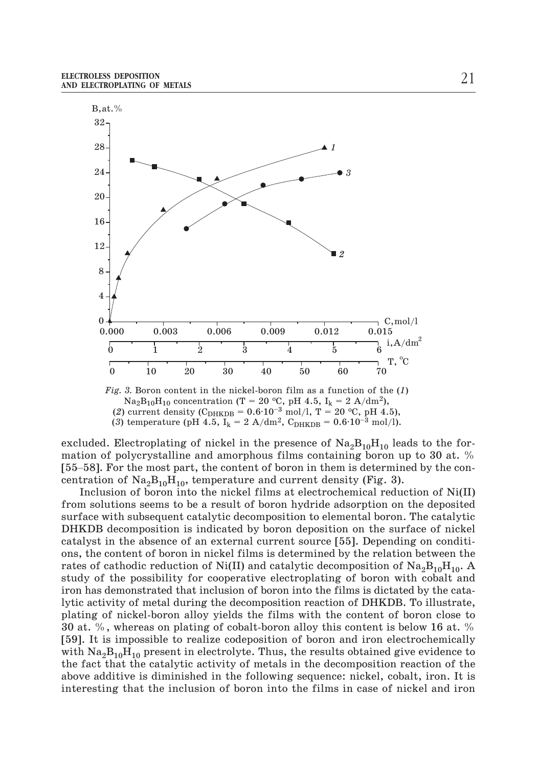*Fig. 3.* Boron content in the nickel-boron film as a function of the (*1*) $Na_2B_{10}H_{10}$ concentration (T = 20 °C, pH 4.5, $I_k$ = 2 A/dm$^2$), (*2*) current density ($C_{DHKDB} = 0.6 \cdot 10^{-3}$ mol/l, T = 20 °C, pH 4.5), (*3*) temperature (pH 4.5, $I_k$ = 2 A/dm$^2$, $C_{DHKDB} = 0.6 \cdot 10^{-3}$ mol/l).

excluded. Electroplating of nickel in the presence of $Na_2B_{10}H_{10}$ leads to the formation of polycrystalline and amorphous films containing boron up to 30 at. % [55–58]. For the most part, the content of boron in them is determined by the concentration of $Na_2B_{10}H_{10}$, temperature and current density (Fig. 3).

Inclusion of boron into the nickel films at electrochemical reduction of Ni(II) from solutions seems to be a result of boron hydride adsorption on the deposited surface with subsequent catalytic decomposition to elemental boron. The catalytic DHKDB decomposition is indicated by boron deposition on the surface of nickel catalyst in the absence of an external current source [55]. Depending on conditions, the content of boron in nickel films is determined by the relation between the rates of cathodic reduction of Ni(II) and catalytic decomposition of $Na_2B_{10}H_{10}$. A study of the possibility for cooperative electroplating of boron with cobalt and iron has demonstrated that inclusion of boron into the films is dictated by the catalytic activity of metal during the decomposition reaction of DHKDB. To illustrate, plating of nickel-boron alloy yields the films with the content of boron close to 30 at. %, whereas on plating of cobalt-boron alloy this content is below 16 at. % [59]. It is impossible to realize codeposition of boron and iron electrochemically with $Na_2B_{10}H_{10}$ present in electrolyte. Thus, the results obtained give evidence to the fact that the catalytic activity of metals in the decomposition reaction of the above additive is diminished in the following sequence: nickel, cobalt, iron. It is interesting that the inclusion of boron into the films in case of nickel and iron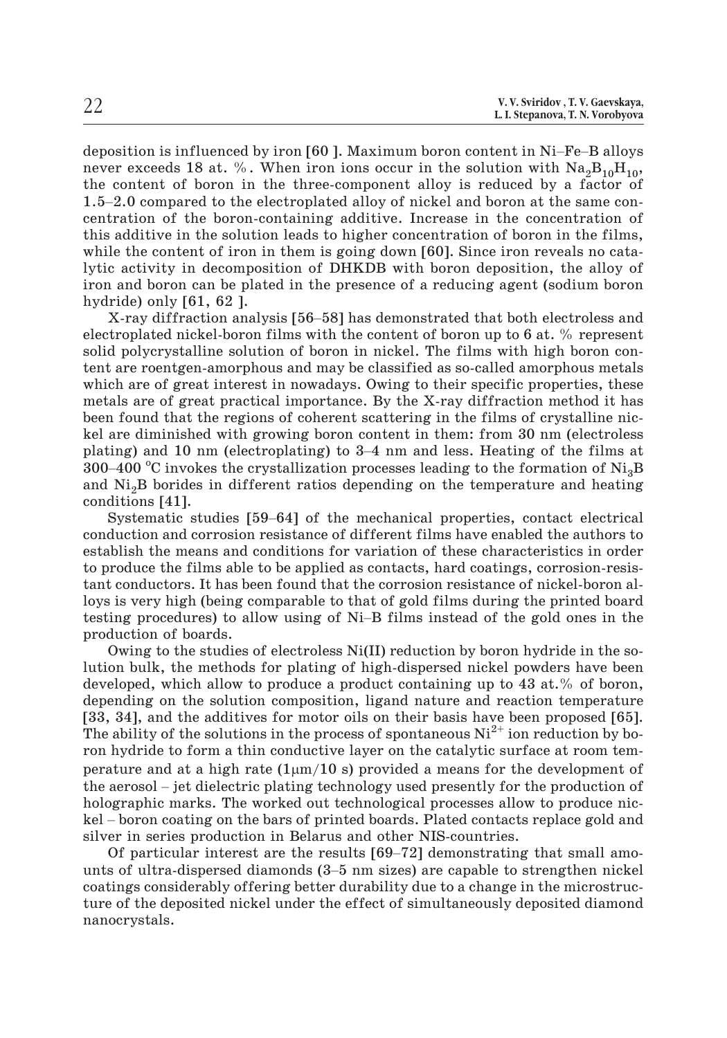deposition is influenced by iron [60 ]. Maximum boron content in Ni–Fe–B alloys never exceeds 18 at. %. When iron ions occur in the solution with $Na_2B_{10}H_{10}$, the content of boron in the three-component alloy is reduced by a factor of 1.5–2.0 compared to the electroplated alloy of nickel and boron at the same concentration of the boron-containing additive. Increase in the concentration of this additive in the solution leads to higher concentration of boron in the films, while the content of iron in them is going down [60]. Since iron reveals no catalytic activity in decomposition of DHKDB with boron deposition, the alloy of iron and boron can be plated in the presence of a reducing agent (sodium boron hydride) only [61, 62 ].

X-ray diffraction analysis [56–58] has demonstrated that both electroless and electroplated nickel-boron films with the content of boron up to 6 at. % represent solid polycrystalline solution of boron in nickel. The films with high boron content are roentgen-amorphous and may be classified as so-called amorphous metals which are of great interest in nowadays. Owing to their specific properties, these metals are of great practical importance. By the X-ray diffraction method it has been found that the regions of coherent scattering in the films of crystalline nickel are diminished with growing boron content in them: from 30 nm (electroless plating) and 10 nm (electroplating) to 3–4 nm and less. Heating of the films at 300–400 °C invokes the crystallization processes leading to the formation of $Ni_3B$ and $Ni_2B$ borides in different ratios depending on the temperature and heating conditions [41].

Systematic studies [59–64] of the mechanical properties, contact electrical conduction and corrosion resistance of different films have enabled the authors to establish the means and conditions for variation of these characteristics in order to produce the films able to be applied as contacts, hard coatings, corrosion-resistant conductors. It has been found that the corrosion resistance of nickel-boron alloys is very high (being comparable to that of gold films during the printed board testing procedures) to allow using of Ni–B films instead of the gold ones in the production of boards.

Owing to the studies of electroless Ni(II) reduction by boron hydride in the solution bulk, the methods for plating of high-dispersed nickel powders have been developed, which allow to produce a product containing up to 43 at.% of boron, depending on the solution composition, ligand nature and reaction temperature [33, 34], and the additives for motor oils on their basis have been proposed [65]. The ability of the solutions in the process of spontaneous $Ni^{2+}$ ion reduction by boron hydride to form a thin conductive layer on the catalytic surface at room temperature and at a high rate (1μm/10 s) provided a means for the development of the aerosol – jet dielectric plating technology used presently for the production of holographic marks. The worked out technological processes allow to produce nickel – boron coating on the bars of printed boards. Plated contacts replace gold and silver in series production in Belarus and other NIS-countries.

Of particular interest are the results [69–72] demonstrating that small amounts of ultra-dispersed diamonds (3–5 nm sizes) are capable to strengthen nickel coatings considerably offering better durability due to a change in the microstructure of the deposited nickel under the effect of simultaneously deposited diamond nanocrystals.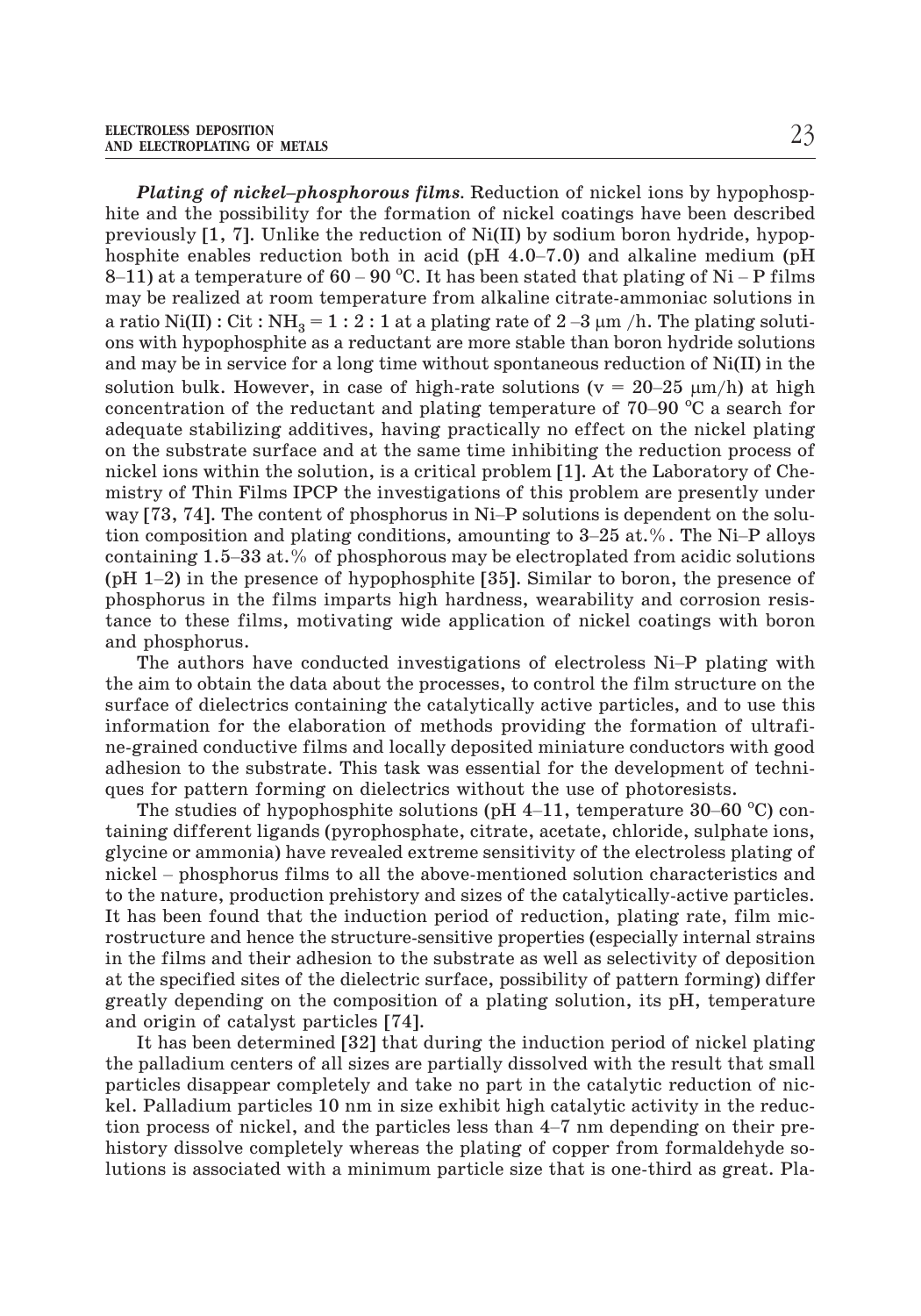***Plating of nickel–phosphorous films***. Reduction of nickel ions by hypophosphite and the possibility for the formation of nickel coatings have been described previously [1, 7]. Unlike the reduction of Ni(II) by sodium boron hydride, hypophosphite enables reduction both in acid (pH 4.0–7.0) and alkaline medium (pH 8–11) at a temperature of 60 – 90 °C. It has been stated that plating of Ni – P films may be realized at room temperature from alkaline citrate-ammoniac solutions in a ratio Ni(II) : Cit : $NH_3$ = 1 : 2 : 1 at a plating rate of 2 –3 μm /h. The plating solutions with hypophosphite as a reductant are more stable than boron hydride solutions and may be in service for a long time without spontaneous reduction of Ni(II) in the solution bulk. However, in case of high-rate solutions (v = 20–25 μm/h) at high concentration of the reductant and plating temperature of 70–90 °C a search for adequate stabilizing additives, having practically no effect on the nickel plating on the substrate surface and at the same time inhibiting the reduction process of nickel ions within the solution, is a critical problem [1]. At the Laboratory of Chemistry of Thin Films IPCP the investigations of this problem are presently under way [73, 74]. The content of phosphorus in Ni–P solutions is dependent on the solution composition and plating conditions, amounting to 3–25 at.%. The Ni–P alloys containing 1.5–33 at.% of phosphorous may be electroplated from acidic solutions (pH 1–2) in the presence of hypophosphite [35]. Similar to boron, the presence of phosphorus in the films imparts high hardness, wearability and corrosion resistance to these films, motivating wide application of nickel coatings with boron and phosphorus.

The authors have conducted investigations of electroless Ni–P plating with the aim to obtain the data about the processes, to control the film structure on the surface of dielectrics containing the catalytically active particles, and to use this information for the elaboration of methods providing the formation of ultrafine-grained conductive films and locally deposited miniature conductors with good adhesion to the substrate. This task was essential for the development of techniques for pattern forming on dielectrics without the use of photoresists.

The studies of hypophosphite solutions (pH 4–11, temperature 30–60 °C) containing different ligands (pyrophosphate, citrate, acetate, chloride, sulphate ions, glycine or ammonia) have revealed extreme sensitivity of the electroless plating of nickel – phosphorus films to all the above-mentioned solution characteristics and to the nature, production prehistory and sizes of the catalytically-active particles. It has been found that the induction period of reduction, plating rate, film microstructure and hence the structure-sensitive properties (especially internal strains in the films and their adhesion to the substrate as well as selectivity of deposition at the specified sites of the dielectric surface, possibility of pattern forming) differ greatly depending on the composition of a plating solution, its pH, temperature and origin of catalyst particles [74].

It has been determined [32] that during the induction period of nickel plating the palladium centers of all sizes are partially dissolved with the result that small particles disappear completely and take no part in the catalytic reduction of nickel. Palladium particles 10 nm in size exhibit high catalytic activity in the reduction process of nickel, and the particles less than 4–7 nm depending on their prehistory dissolve completely whereas the plating of copper from formaldehyde solutions is associated with a minimum particle size that is one-third as great. Pla-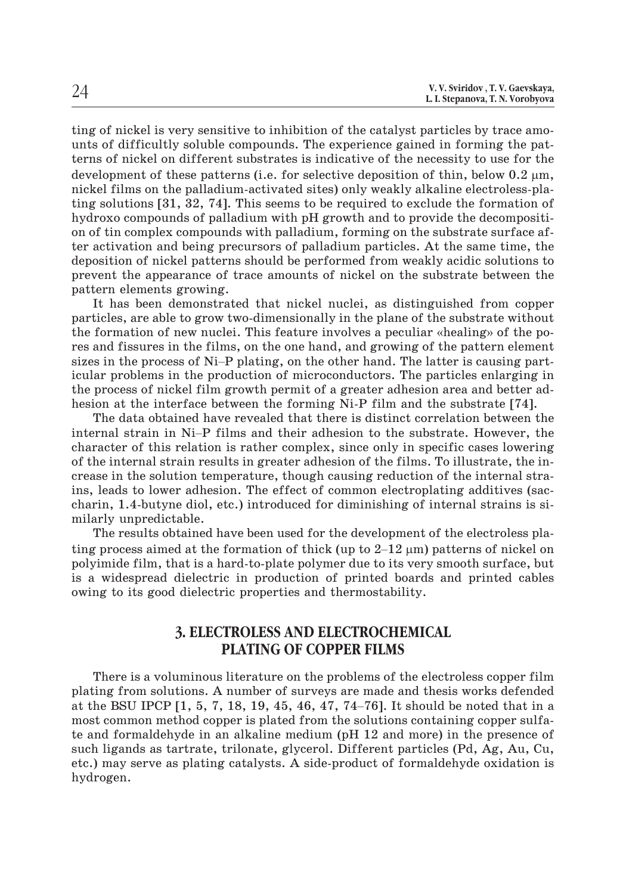ting of nickel is very sensitive to inhibition of the catalyst particles by trace amounts of difficultly soluble compounds. The experience gained in forming the patterns of nickel on different substrates is indicative of the necessity to use for the development of these patterns (i.e. for selective deposition of thin, below 0.2 μm, nickel films on the palladium-activated sites) only weakly alkaline electroless-plating solutions [31, 32, 74]. This seems to be required to exclude the formation of hydroxo compounds of palladium with pH growth and to provide the decomposition of tin complex compounds with palladium, forming on the substrate surface after activation and being precursors of palladium particles. At the same time, the deposition of nickel patterns should be performed from weakly acidic solutions to prevent the appearance of trace amounts of nickel on the substrate between the pattern elements growing.

It has been demonstrated that nickel nuclei, as distinguished from copper particles, are able to grow two-dimensionally in the plane of the substrate without the formation of new nuclei. This feature involves a peculiar «healing» of the pores and fissures in the films, on the one hand, and growing of the pattern element sizes in the process of Ni–P plating, on the other hand. The latter is causing particular problems in the production of microconductors. The particles enlarging in the process of nickel film growth permit of a greater adhesion area and better adhesion at the interface between the forming Ni-P film and the substrate [74].

The data obtained have revealed that there is distinct correlation between the internal strain in Ni–P films and their adhesion to the substrate. However, the character of this relation is rather complex, since only in specific cases lowering of the internal strain results in greater adhesion of the films. To illustrate, the increase in the solution temperature, though causing reduction of the internal strains, leads to lower adhesion. The effect of common electroplating additives (saccharin, 1.4-butyne diol, etc.) introduced for diminishing of internal strains is similarly unpredictable.

The results obtained have been used for the development of the electroless plating process aimed at the formation of thick (up to 2–12 μm) patterns of nickel on polyimide film, that is a hard-to-plate polymer due to its very smooth surface, but is a widespread dielectric in production of printed boards and printed cables owing to its good dielectric properties and thermostability.

## 3. ELECTROLESS AND ELECTROCHEMICAL PLATING OF COPPER FILMS

There is a voluminous literature on the problems of the electroless copper film plating from solutions. A number of surveys are made and thesis works defended at the BSU IPCP [1, 5, 7, 18, 19, 45, 46, 47, 74–76]. It should be noted that in a most common method copper is plated from the solutions containing copper sulfate and formaldehyde in an alkaline medium (pH 12 and more) in the presence of such ligands as tartrate, trilonate, glycerol. Different particles (Pd, Ag, Au, Cu, etc.) may serve as plating catalysts. A side-product of formaldehyde oxidation is hydrogen.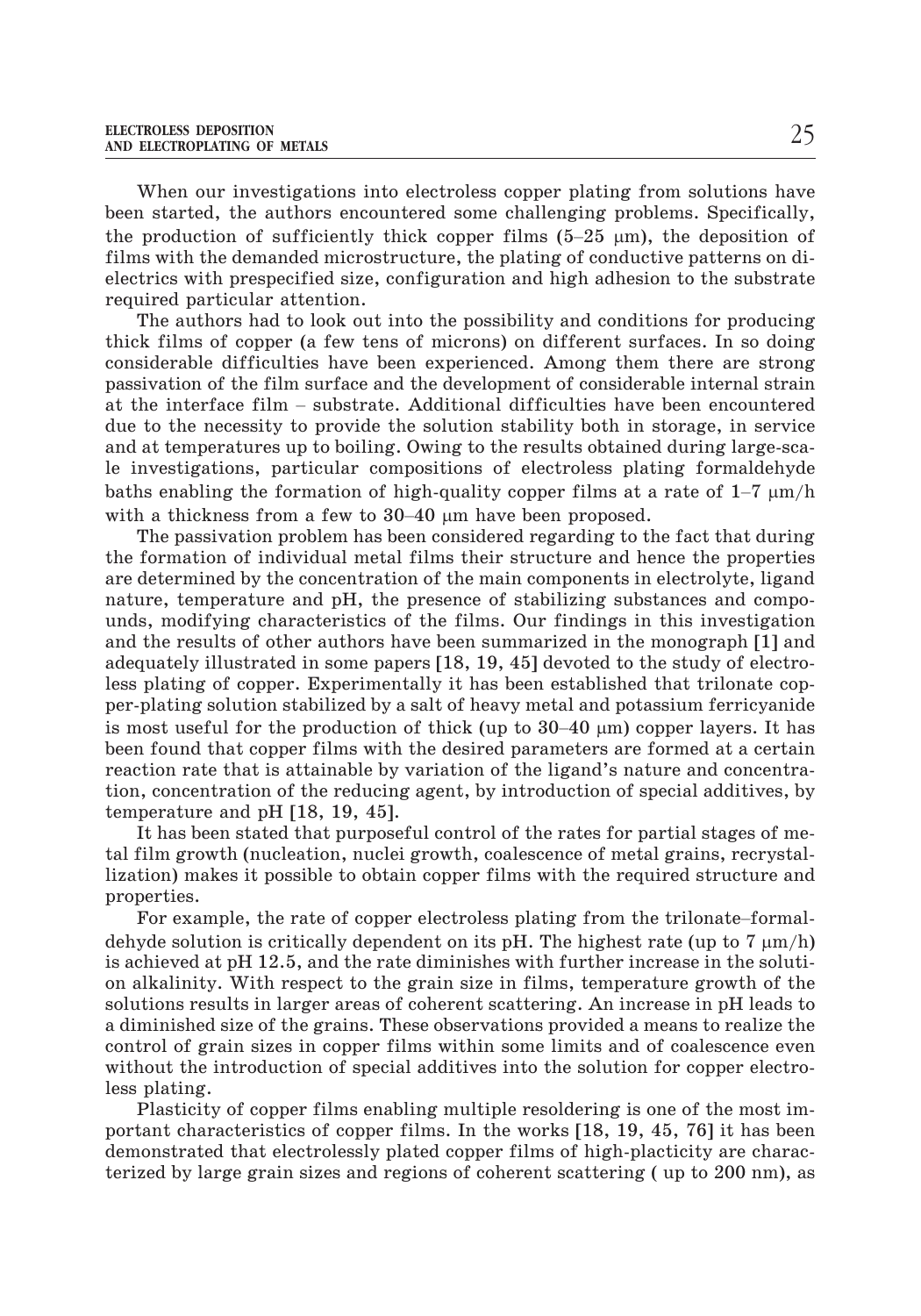When our investigations into electroless copper plating from solutions have been started, the authors encountered some challenging problems. Specifically, the production of sufficiently thick copper films (5–25 μm), the deposition of films with the demanded microstructure, the plating of conductive patterns on dielectrics with prespecified size, configuration and high adhesion to the substrate required particular attention.

The authors had to look out into the possibility and conditions for producing thick films of copper (a few tens of microns) on different surfaces. In so doing considerable difficulties have been experienced. Among them there are strong passivation of the film surface and the development of considerable internal strain at the interface film – substrate. Additional difficulties have been encountered due to the necessity to provide the solution stability both in storage, in service and at temperatures up to boiling. Owing to the results obtained during large-scale investigations, particular compositions of electroless plating formaldehyde baths enabling the formation of high-quality copper films at a rate of 1–7 μm/h with a thickness from a few to 30–40 μm have been proposed.

The passivation problem has been considered regarding to the fact that during the formation of individual metal films their structure and hence the properties are determined by the concentration of the main components in electrolyte, ligand nature, temperature and pH, the presence of stabilizing substances and compounds, modifying characteristics of the films. Our findings in this investigation and the results of other authors have been summarized in the monograph [1] and adequately illustrated in some papers [18, 19, 45] devoted to the study of electroless plating of copper. Experimentally it has been established that trilonate copper-plating solution stabilized by a salt of heavy metal and potassium ferricyanide is most useful for the production of thick (up to 30–40 μm) copper layers. It has been found that copper films with the desired parameters are formed at a certain reaction rate that is attainable by variation of the ligand's nature and concentration, concentration of the reducing agent, by introduction of special additives, by temperature and pH [18, 19, 45].

It has been stated that purposeful control of the rates for partial stages of metal film growth (nucleation, nuclei growth, coalescence of metal grains, recrystallization) makes it possible to obtain copper films with the required structure and properties.

For example, the rate of copper electroless plating from the trilonate–formaldehyde solution is critically dependent on its pH. The highest rate (up to 7 μm/h) is achieved at pH 12.5, and the rate diminishes with further increase in the solution alkalinity. With respect to the grain size in films, temperature growth of the solutions results in larger areas of coherent scattering. An increase in pH leads to a diminished size of the grains. These observations provided a means to realize the control of grain sizes in copper films within some limits and of coalescence even without the introduction of special additives into the solution for copper electroless plating.

Plasticity of copper films enabling multiple resoldering is one of the most important characteristics of copper films. In the works [18, 19, 45, 76] it has been demonstrated that electrolessly plated copper films of high-placticity are characterized by large grain sizes and regions of coherent scattering ( up to 200 nm), as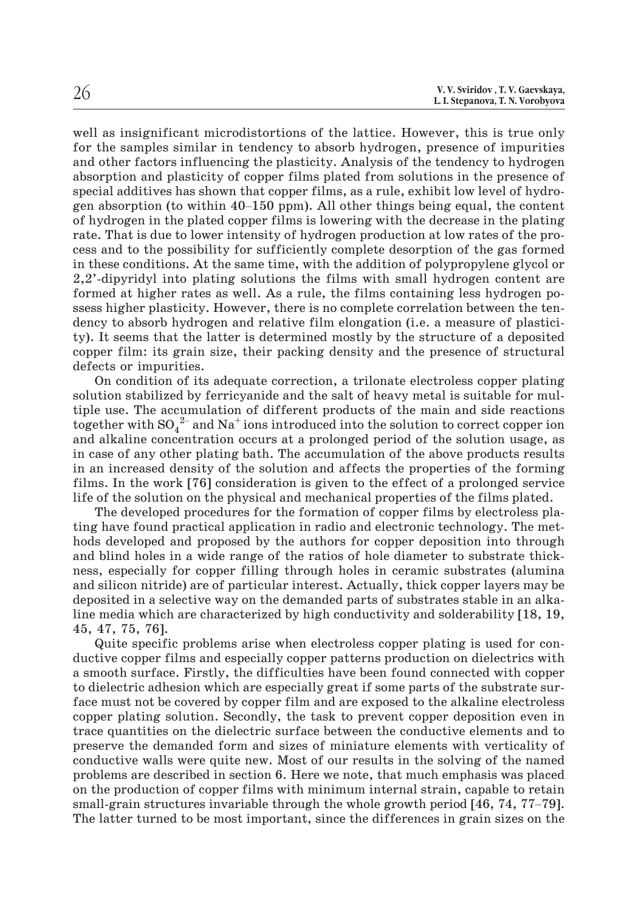well as insignificant microdistortions of the lattice. However, this is true only for the samples similar in tendency to absorb hydrogen, presence of impurities and other factors influencing the plasticity. Analysis of the tendency to hydrogen absorption and plasticity of copper films plated from solutions in the presence of special additives has shown that copper films, as a rule, exhibit low level of hydrogen absorption (to within 40–150 ppm). All other things being equal, the content of hydrogen in the plated copper films is lowering with the decrease in the plating rate. That is due to lower intensity of hydrogen production at low rates of the process and to the possibility for sufficiently complete desorption of the gas formed in these conditions. At the same time, with the addition of polypropylene glycol or 2,2'-dipyridyl into plating solutions the films with small hydrogen content are formed at higher rates as well. As a rule, the films containing less hydrogen possess higher plasticity. However, there is no complete correlation between the tendency to absorb hydrogen and relative film elongation (i.e. a measure of plasticity). It seems that the latter is determined mostly by the structure of a deposited copper film: its grain size, their packing density and the presence of structural defects or impurities.

On condition of its adequate correction, a trilonate electroless copper plating solution stabilized by ferricyanide and the salt of heavy metal is suitable for multiple use. The accumulation of different products of the main and side reactions together with $SO_4^{2-}$ and $Na^+$ ions introduced into the solution to correct copper ion and alkaline concentration occurs at a prolonged period of the solution usage, as in case of any other plating bath. The accumulation of the above products results in an increased density of the solution and affects the properties of the forming films. In the work [76] consideration is given to the effect of a prolonged service life of the solution on the physical and mechanical properties of the films plated.

The developed procedures for the formation of copper films by electroless plating have found practical application in radio and electronic technology. The methods developed and proposed by the authors for copper deposition into through and blind holes in a wide range of the ratios of hole diameter to substrate thickness, especially for copper filling through holes in ceramic substrates (alumina and silicon nitride) are of particular interest. Actually, thick copper layers may be deposited in a selective way on the demanded parts of substrates stable in an alkaline media which are characterized by high conductivity and solderability [18, 19, 45, 47, 75, 76].

Quite specific problems arise when electroless copper plating is used for conductive copper films and especially copper patterns production on dielectrics with a smooth surface. Firstly, the difficulties have been found connected with copper to dielectric adhesion which are especially great if some parts of the substrate surface must not be covered by copper film and are exposed to the alkaline electroless copper plating solution. Secondly, the task to prevent copper deposition even in trace quantities on the dielectric surface between the conductive elements and to preserve the demanded form and sizes of miniature elements with verticality of conductive walls were quite new. Most of our results in the solving of the named problems are described in section 6. Here we note, that much emphasis was placed on the production of copper films with minimum internal strain, capable to retain small-grain structures invariable through the whole growth period [46, 74, 77–79]. The latter turned to be most important, since the differences in grain sizes on the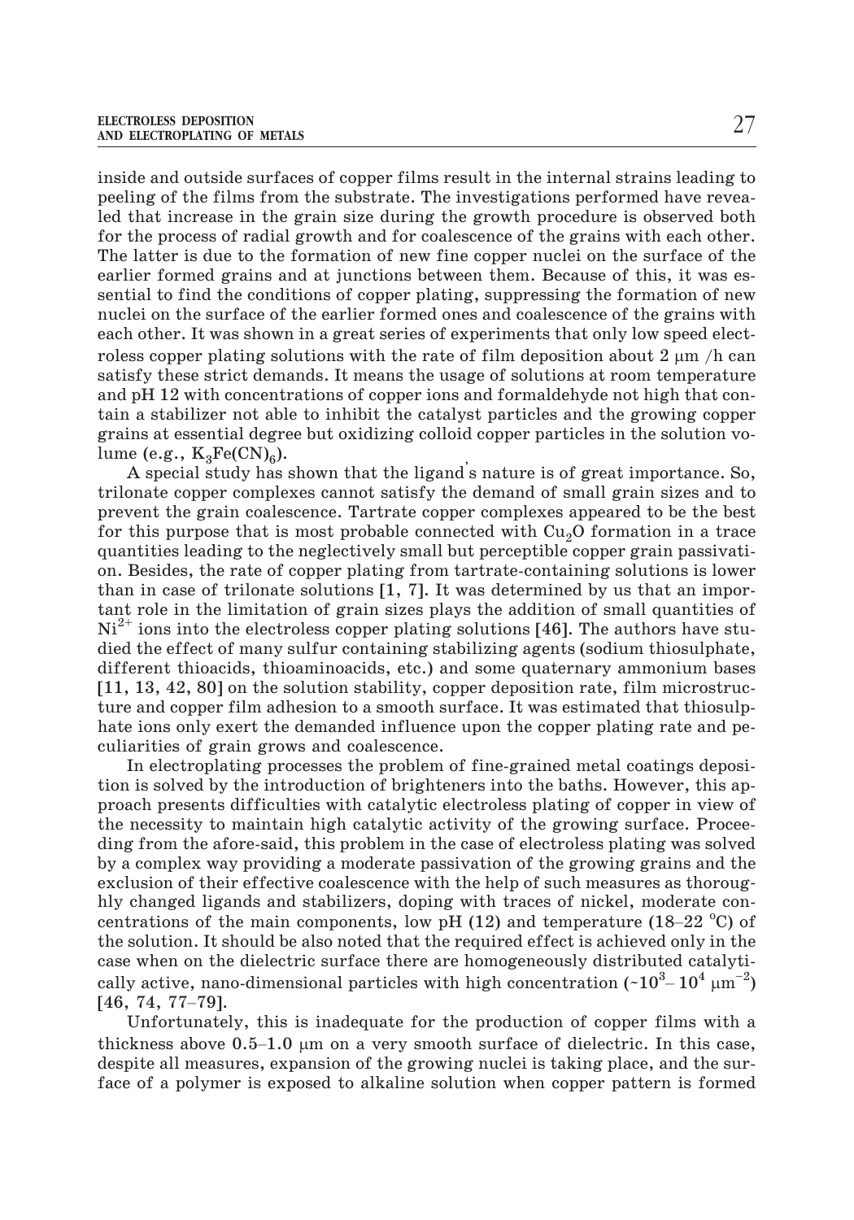inside and outside surfaces of copper films result in the internal strains leading to peeling of the films from the substrate. The investigations performed have revealed that increase in the grain size during the growth procedure is observed both for the process of radial growth and for coalescence of the grains with each other. The latter is due to the formation of new fine copper nuclei on the surface of the earlier formed grains and at junctions between them. Because of this, it was essential to find the conditions of copper plating, suppressing the formation of new nuclei on the surface of the earlier formed ones and coalescence of the grains with each other. It was shown in a great series of experiments that only low speed electroless copper plating solutions with the rate of film deposition about 2 μm /h can satisfy these strict demands. It means the usage of solutions at room temperature and pH 12 with concentrations of copper ions and formaldehyde not high that contain a stabilizer not able to inhibit the catalyst particles and the growing copper grains at essential degree but oxidizing colloid copper particles in the solution volume (e.g., $K_3Fe(CN)_6$).

A special study has shown that the ligand's nature is of great importance. So, trilonate copper complexes cannot satisfy the demand of small grain sizes and to prevent the grain coalescence. Tartrate copper complexes appeared to be the best for this purpose that is most probable connected with $Cu_2O$ formation in a trace quantities leading to the neglectively small but perceptible copper grain passivation. Besides, the rate of copper plating from tartrate-containing solutions is lower than in case of trilonate solutions [1, 7]. It was determined by us that an important role in the limitation of grain sizes plays the addition of small quantities of $Ni^{2+}$ ions into the electroless copper plating solutions [46]. The authors have studied the effect of many sulfur containing stabilizing agents (sodium thiosulphate, different thioacids, thioaminoacids, etc.) and some quaternary ammonium bases [11, 13, 42, 80] on the solution stability, copper deposition rate, film microstructure and copper film adhesion to a smooth surface. It was estimated that thiosulphate ions only exert the demanded influence upon the copper plating rate and peculiarities of grain grows and coalescence.

In electroplating processes the problem of fine-grained metal coatings deposition is solved by the introduction of brighteners into the baths. However, this approach presents difficulties with catalytic electroless plating of copper in view of the necessity to maintain high catalytic activity of the growing surface. Proceeding from the afore-said, this problem in the case of electroless plating was solved by a complex way providing a moderate passivation of the growing grains and the exclusion of their effective coalescence with the help of such measures as thoroughly changed ligands and stabilizers, doping with traces of nickel, moderate concentrations of the main components, low pH (12) and temperature (18–22 °C) of the solution. It should be also noted that the required effect is achieved only in the case when on the dielectric surface there are homogeneously distributed catalytically active, nano-dimensional particles with high concentration ($\sim 10^3 - 10^4\ \mu m^{-2}$) [46, 74, 77–79].

Unfortunately, this is inadequate for the production of copper films with a thickness above 0.5–1.0 μm on a very smooth surface of dielectric. In this case, despite all measures, expansion of the growing nuclei is taking place, and the surface of a polymer is exposed to alkaline solution when copper pattern is formed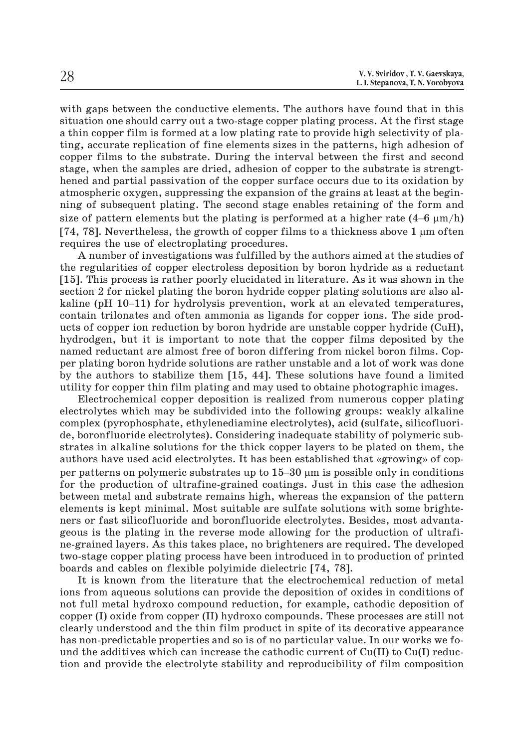with gaps between the conductive elements. The authors have found that in this situation one should carry out a two-stage copper plating process. At the first stage a thin copper film is formed at a low plating rate to provide high selectivity of plating, accurate replication of fine elements sizes in the patterns, high adhesion of copper films to the substrate. During the interval between the first and second stage, when the samples are dried, adhesion of copper to the substrate is strengthened and partial passivation of the copper surface occurs due to its oxidation by atmospheric oxygen, suppressing the expansion of the grains at least at the beginning of subsequent plating. The second stage enables retaining of the form and size of pattern elements but the plating is performed at a higher rate (4–6 μm/h) [74, 78]. Nevertheless, the growth of copper films to a thickness above 1 μm often requires the use of electroplating procedures.

A number of investigations was fulfilled by the authors aimed at the studies of the regularities of copper electroless deposition by boron hydride as a reductant [15]. This process is rather poorly elucidated in literature. As it was shown in the section 2 for nickel plating the boron hydride copper plating solutions are also alkaline (pH 10–11) for hydrolysis prevention, work at an elevated temperatures, contain trilonates and often ammonia as ligands for copper ions. The side products of copper ion reduction by boron hydride are unstable copper hydride (CuH), hydrodgen, but it is important to note that the copper films deposited by the named reductant are almost free of boron differing from nickel boron films. Copper plating boron hydride solutions are rather unstable and a lot of work was done by the authors to stabilize them [15, 44]. These solutions have found a limited utility for copper thin film plating and may used to obtaine photographic images.

Electrochemical copper deposition is realized from numerous copper plating electrolytes which may be subdivided into the following groups: weakly alkaline complex (pyrophosphate, ethylenediamine electrolytes), acid (sulfate, silicofluoride, boronfluoride electrolytes). Considering inadequate stability of polymeric substrates in alkaline solutions for the thick copper layers to be plated on them, the authors have used acid electrolytes. It has been established that «growing» of copper patterns on polymeric substrates up to 15–30 μm is possible only in conditions for the production of ultrafine-grained coatings. Just in this case the adhesion between metal and substrate remains high, whereas the expansion of the pattern elements is kept minimal. Most suitable are sulfate solutions with some brighteners or fast silicofluoride and boronfluoride electrolytes. Besides, most advantageous is the plating in the reverse mode allowing for the production of ultrafine-grained layers. As this takes place, no brighteners are required. The developed two-stage copper plating process have been introduced in to production of printed boards and cables on flexible polyimide dielectric [74, 78].

It is known from the literature that the electrochemical reduction of metal ions from aqueous solutions can provide the deposition of oxides in conditions of not full metal hydroxo compound reduction, for example, cathodic deposition of copper (I) oxide from copper (II) hydroxo compounds. These processes are still not clearly understood and the thin film product in spite of its decorative appearance has non-predictable properties and so is of no particular value. In our works we found the additives which can increase the cathodic current of Cu(II) to Cu(I) reduction and provide the electrolyte stability and reproducibility of film composition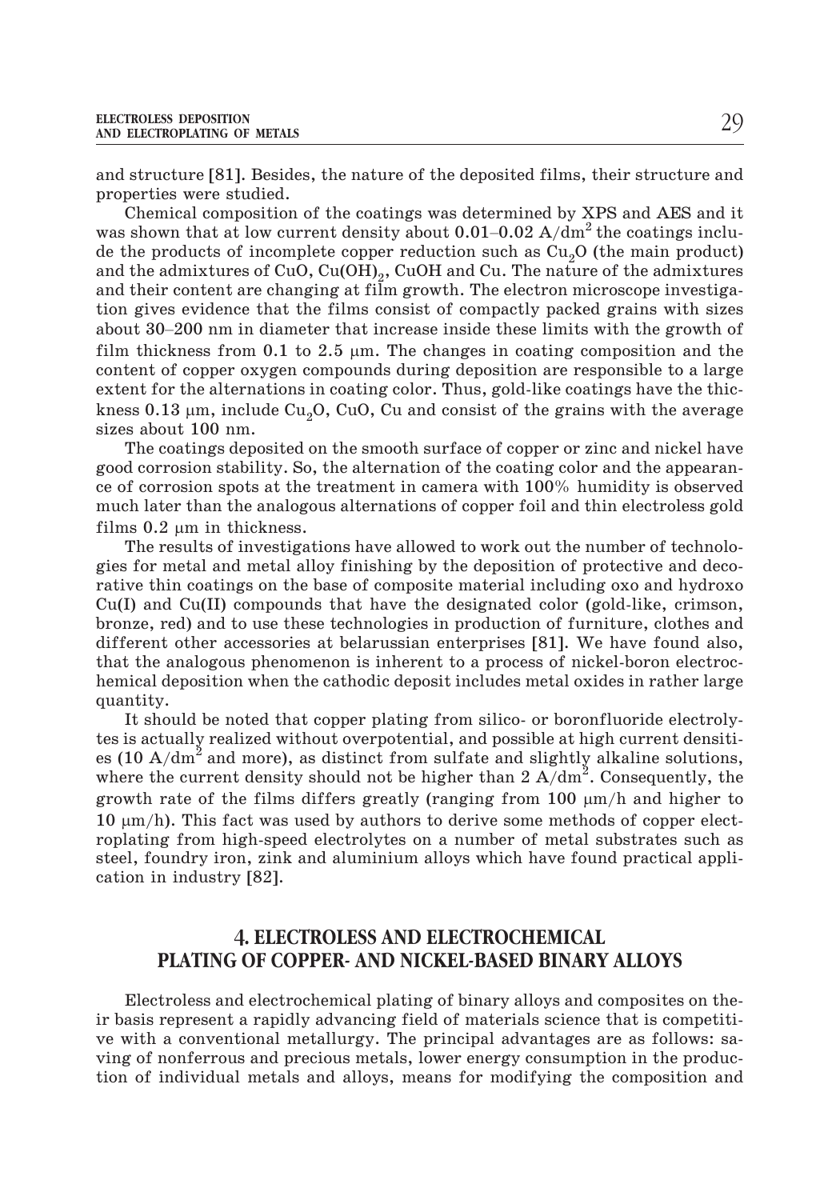and structure [81]. Besides, the nature of the deposited films, their structure and properties were studied.

Chemical composition of the coatings was determined by XPS and AES and it was shown that at low current density about 0.01–0.02 $A/dm^2$ the coatings include the products of incomplete copper reduction such as $Cu_2O$ (the main product) and the admixtures of CuO, $Cu(OH)_2$, CuOH and Cu. The nature of the admixtures and their content are changing at film growth. The electron microscope investigation gives evidence that the films consist of compactly packed grains with sizes about 30–200 nm in diameter that increase inside these limits with the growth of film thickness from 0.1 to 2.5 μm. The changes in coating composition and the content of copper oxygen compounds during deposition are responsible to a large extent for the alternations in coating color. Thus, gold-like coatings have the thickness 0.13 μm, include $Cu_2O$, CuO, Cu and consist of the grains with the average sizes about 100 nm.

The coatings deposited on the smooth surface of copper or zinc and nickel have good corrosion stability. So, the alternation of the coating color and the appearance of corrosion spots at the treatment in camera with 100% humidity is observed much later than the analogous alternations of copper foil and thin electroless gold films 0.2 μm in thickness.

The results of investigations have allowed to work out the number of technologies for metal and metal alloy finishing by the deposition of protective and decorative thin coatings on the base of composite material including oxo and hydroxo Cu(I) and Cu(II) compounds that have the designated color (gold-like, crimson, bronze, red) and to use these technologies in production of furniture, clothes and different other accessories at belarussian enterprises [81]. We have found also, that the analogous phenomenon is inherent to a process of nickel-boron electrochemical deposition when the cathodic deposit includes metal oxides in rather large quantity.

It should be noted that copper plating from silico- or boronfluoride electrolytes is actually realized without overpotential, and possible at high current densities (10 $A/dm^2$ and more), as distinct from sulfate and slightly alkaline solutions, where the current density should not be higher than 2 $A/dm^2$. Consequently, the growth rate of the films differs greatly (ranging from 100 μm/h and higher to 10 μm/h). This fact was used by authors to derive some methods of copper electroplating from high-speed electrolytes on a number of metal substrates such as steel, foundry iron, zink and aluminium alloys which have found practical application in industry [82].

## 4. ELECTROLESS AND ELECTROCHEMICAL PLATING OF COPPER- AND NICKEL-BASED BINARY ALLOYS

Electroless and electrochemical plating of binary alloys and composites on their basis represent a rapidly advancing field of materials science that is competitive with a conventional metallurgy. The principal advantages are as follows: saving of nonferrous and precious metals, lower energy consumption in the production of individual metals and alloys, means for modifying the composition and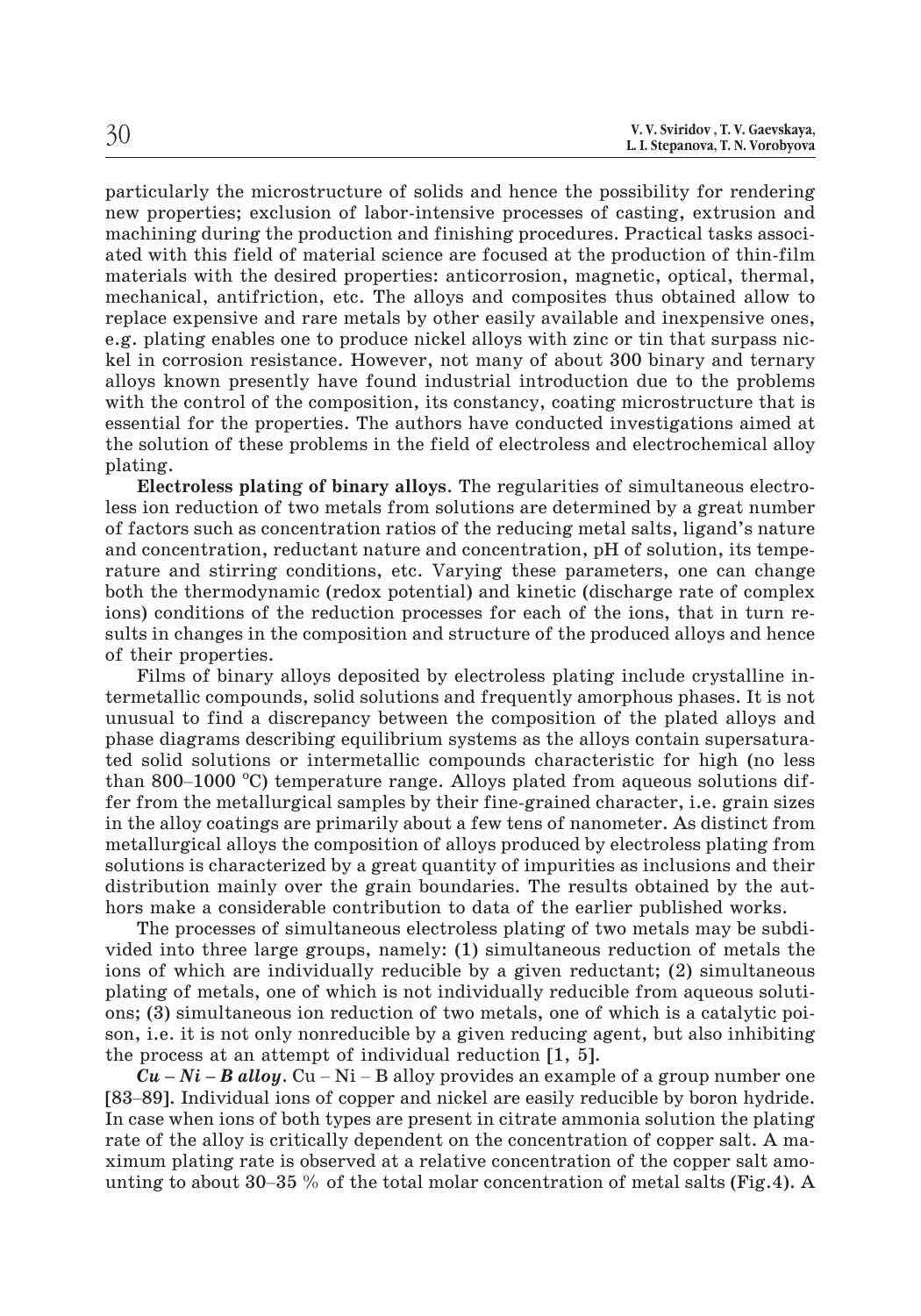particularly the microstructure of solids and hence the possibility for rendering new properties; exclusion of labor-intensive processes of casting, extrusion and machining during the production and finishing procedures. Practical tasks associated with this field of material science are focused at the production of thin-film materials with the desired properties: anticorrosion, magnetic, optical, thermal, mechanical, antifriction, etc. The alloys and composites thus obtained allow to replace expensive and rare metals by other easily available and inexpensive ones, e.g. plating enables one to produce nickel alloys with zinc or tin that surpass nickel in corrosion resistance. However, not many of about 300 binary and ternary alloys known presently have found industrial introduction due to the problems with the control of the composition, its constancy, coating microstructure that is essential for the properties. The authors have conducted investigations aimed at the solution of these problems in the field of electroless and electrochemical alloy plating.

**Electroless plating of binary alloys**. The regularities of simultaneous electroless ion reduction of two metals from solutions are determined by a great number of factors such as concentration ratios of the reducing metal salts, ligand's nature and concentration, reductant nature and concentration, pH of solution, its temperature and stirring conditions, etc. Varying these parameters, one can change both the thermodynamic (redox potential) and kinetic (discharge rate of complex ions) conditions of the reduction processes for each of the ions, that in turn results in changes in the composition and structure of the produced alloys and hence of their properties.

Films of binary alloys deposited by electroless plating include crystalline intermetallic compounds, solid solutions and frequently amorphous phases. It is not unusual to find a discrepancy between the composition of the plated alloys and phase diagrams describing equilibrium systems as the alloys contain supersaturated solid solutions or intermetallic compounds characteristic for high (no less than 800–1000 °C) temperature range. Alloys plated from aqueous solutions differ from the metallurgical samples by their fine-grained character, i.e. grain sizes in the alloy coatings are primarily about a few tens of nanometer. As distinct from metallurgical alloys the composition of alloys produced by electroless plating from solutions is characterized by a great quantity of impurities as inclusions and their distribution mainly over the grain boundaries. The results obtained by the authors make a considerable contribution to data of the earlier published works.

The processes of simultaneous electroless plating of two metals may be subdivided into three large groups, namely: (1) simultaneous reduction of metals the ions of which are individually reducible by a given reductant; (2) simultaneous plating of metals, one of which is not individually reducible from aqueous solutions; (3) simultaneous ion reduction of two metals, one of which is a catalytic poison, i.e. it is not only nonreducible by a given reducing agent, but also inhibiting the process at an attempt of individual reduction [1, 5].

***Cu – Ni – B alloy***. Cu – Ni – B alloy provides an example of a group number one [83–89]. Individual ions of copper and nickel are easily reducible by boron hydride. In case when ions of both types are present in citrate ammonia solution the plating rate of the alloy is critically dependent on the concentration of copper salt. A maximum plating rate is observed at a relative concentration of the copper salt amounting to about 30–35 % of the total molar concentration of metal salts (Fig.4). A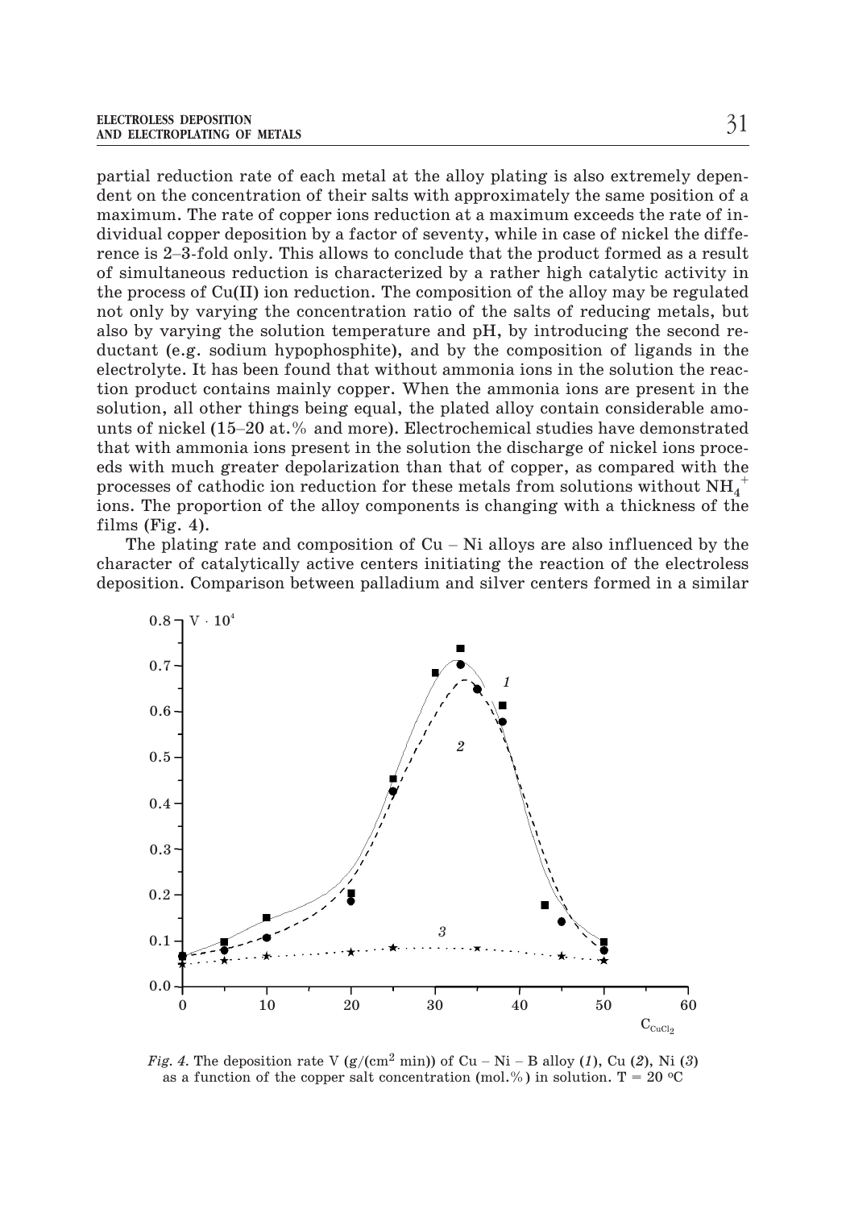partial reduction rate of each metal at the alloy plating is also extremely dependent on the concentration of their salts with approximately the same position of a maximum. The rate of copper ions reduction at a maximum exceeds the rate of individual copper deposition by a factor of seventy, while in case of nickel the difference is 2–3-fold only. This allows to conclude that the product formed as a result of simultaneous reduction is characterized by a rather high catalytic activity in the process of Cu(II) ion reduction. The composition of the alloy may be regulated not only by varying the concentration ratio of the salts of reducing metals, but also by varying the solution temperature and pH, by introducing the second reductant (e.g. sodium hypophosphite), and by the composition of ligands in the electrolyte. It has been found that without ammonia ions in the solution the reaction product contains mainly copper. When the ammonia ions are present in the solution, all other things being equal, the plated alloy contain considerable amounts of nickel (15–20 at.% and more). Electrochemical studies have demonstrated that with ammonia ions present in the solution the discharge of nickel ions proceeds with much greater depolarization than that of copper, as compared with the processes of cathodic ion reduction for these metals from solutions without $NH_4^+$ ions. The proportion of the alloy components is changing with a thickness of the films (Fig. 4).

The plating rate and composition of Cu – Ni alloys are also influenced by the character of catalytically active centers initiating the reaction of the electroless deposition. Comparison between palladium and silver centers formed in a similar

*Fig. 4.* The deposition rate V (g/(cm$^2$ min)) of Cu – Ni – B alloy (*1*), Cu (*2*), Ni (*3*) as a function of the copper salt concentration (mol.%) in solution. T = 20 °C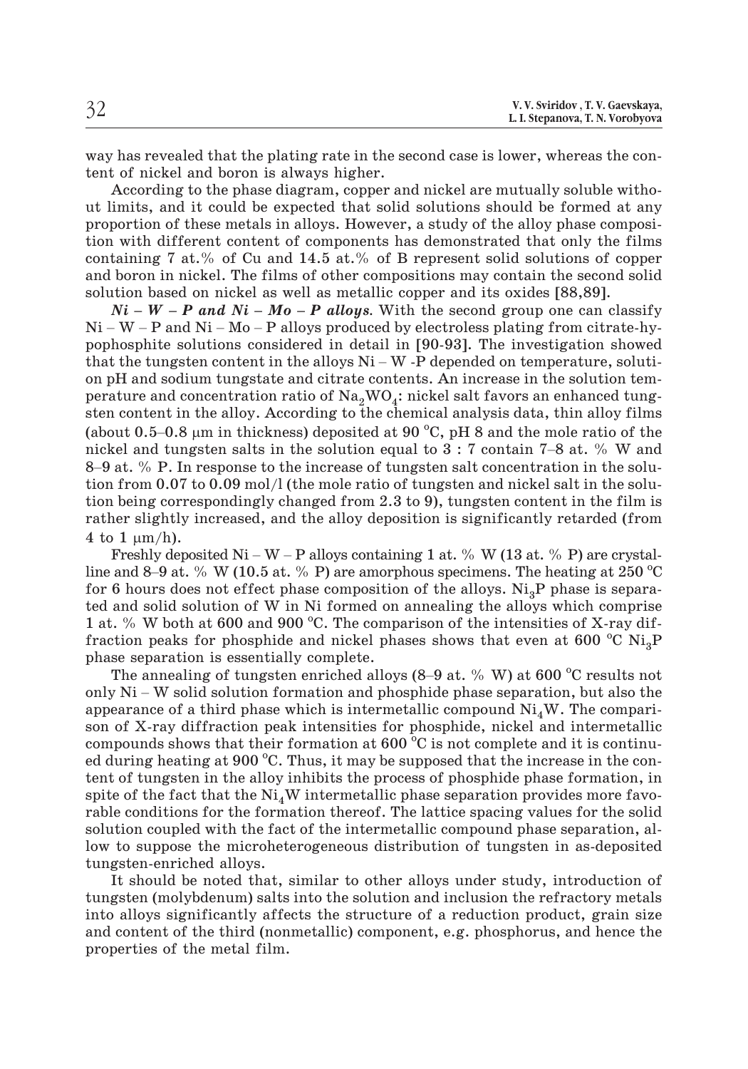way has revealed that the plating rate in the second case is lower, whereas the content of nickel and boron is always higher.

According to the phase diagram, copper and nickel are mutually soluble without limits, and it could be expected that solid solutions should be formed at any proportion of these metals in alloys. However, a study of the alloy phase composition with different content of components has demonstrated that only the films containing 7 at.% of Cu and 14.5 at.% of B represent solid solutions of copper and boron in nickel. The films of other compositions may contain the second solid solution based on nickel as well as metallic copper and its oxides [88,89].

***Ni – W – P and Ni – Mo – P alloys.*** With the second group one can classify Ni – W – P and Ni – Mo – P alloys produced by electroless plating from citrate-hypophosphite solutions considered in detail in [90-93]. The investigation showed that the tungsten content in the alloys Ni – W -P depended on temperature, solution pH and sodium tungstate and citrate contents. An increase in the solution temperature and concentration ratio of $Na_2WO_4$: nickel salt favors an enhanced tungsten content in the alloy. According to the chemical analysis data, thin alloy films (about 0.5–0.8 μm in thickness) deposited at 90 °C, pH 8 and the mole ratio of the nickel and tungsten salts in the solution equal to 3 : 7 contain 7–8 at. % W and 8–9 at. % P. In response to the increase of tungsten salt concentration in the solution from 0.07 to 0.09 mol/l (the mole ratio of tungsten and nickel salt in the solution being correspondingly changed from 2.3 to 9), tungsten content in the film is rather slightly increased, and the alloy deposition is significantly retarded (from 4 to 1 μm/h).

Freshly deposited Ni – W – P alloys containing 1 at. % W (13 at. % P) are crystalline and 8–9 at. % W (10.5 at. % P) are amorphous specimens. The heating at 250 °C for 6 hours does not effect phase composition of the alloys. $Ni_3P$ phase is separated and solid solution of W in Ni formed on annealing the alloys which comprise 1 at. % W both at 600 and 900 °C. The comparison of the intensities of X-ray diffraction peaks for phosphide and nickel phases shows that even at 600 °C $Ni_3P$ phase separation is essentially complete.

The annealing of tungsten enriched alloys (8–9 at. % W) at 600 °C results not only Ni – W solid solution formation and phosphide phase separation, but also the appearance of a third phase which is intermetallic compound $Ni_4W$. The comparison of X-ray diffraction peak intensities for phosphide, nickel and intermetallic compounds shows that their formation at 600 °C is not complete and it is continued during heating at 900 °C. Thus, it may be supposed that the increase in the content of tungsten in the alloy inhibits the process of phosphide phase formation, in spite of the fact that the $Ni_4W$ intermetallic phase separation provides more favorable conditions for the formation thereof. The lattice spacing values for the solid solution coupled with the fact of the intermetallic compound phase separation, allow to suppose the microheterogeneous distribution of tungsten in as-deposited tungsten-enriched alloys.

It should be noted that, similar to other alloys under study, introduction of tungsten (molybdenum) salts into the solution and inclusion the refractory metals into alloys significantly affects the structure of a reduction product, grain size and content of the third (nonmetallic) component, e.g. phosphorus, and hence the properties of the metal film.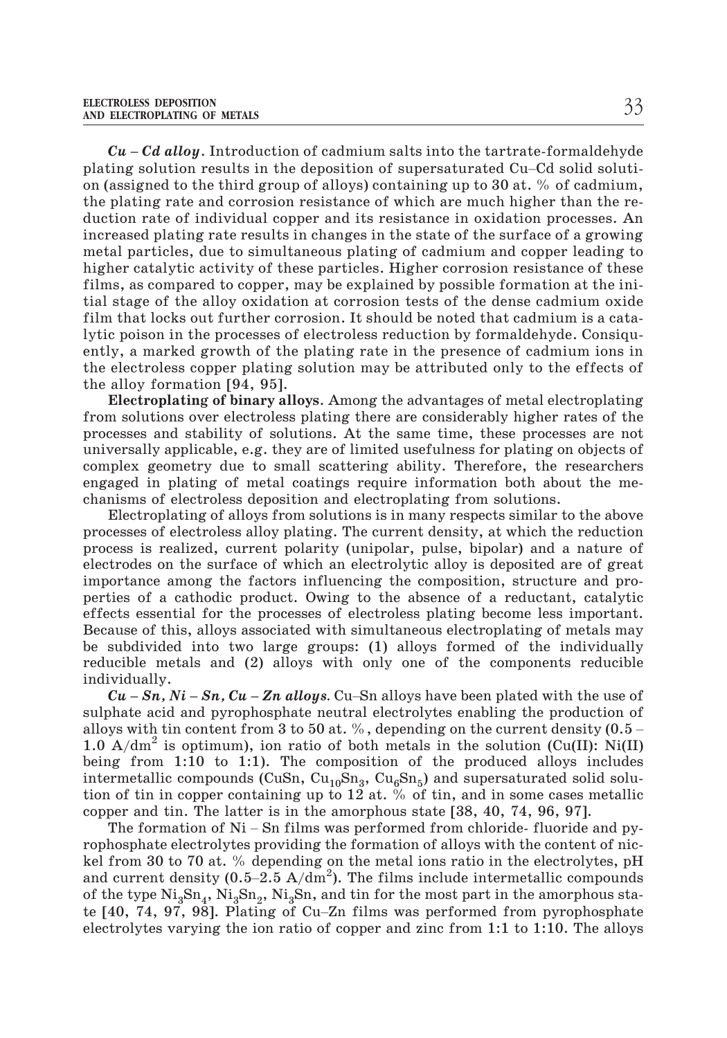***Cu – Cd alloy***. Introduction of cadmium salts into the tartrate-formaldehyde plating solution results in the deposition of supersaturated Cu–Cd solid solution (assigned to the third group of alloys) containing up to 30 at. % of cadmium, the plating rate and corrosion resistance of which are much higher than the reduction rate of individual copper and its resistance in oxidation processes. An increased plating rate results in changes in the state of the surface of a growing metal particles, due to simultaneous plating of cadmium and copper leading to higher catalytic activity of these particles. Higher corrosion resistance of these films, as compared to copper, may be explained by possible formation at the initial stage of the alloy oxidation at corrosion tests of the dense cadmium oxide film that locks out further corrosion. It should be noted that cadmium is a catalytic poison in the processes of electroless reduction by formaldehyde. Consiquently, a marked growth of the plating rate in the presence of cadmium ions in the electroless copper plating solution may be attributed only to the effects of the alloy formation [94, 95].

**Electroplating of binary alloys**. Among the advantages of metal electroplating from solutions over electroless plating there are considerably higher rates of the processes and stability of solutions. At the same time, these processes are not universally applicable, e.g. they are of limited usefulness for plating on objects of complex geometry due to small scattering ability. Therefore, the researchers engaged in plating of metal coatings require information both about the mechanisms of electroless deposition and electroplating from solutions.

Electroplating of alloys from solutions is in many respects similar to the above processes of electroless alloy plating. The current density, at which the reduction process is realized, current polarity (unipolar, pulse, bipolar) and a nature of electrodes on the surface of which an electrolytic alloy is deposited are of great importance among the factors influencing the composition, structure and properties of a cathodic product. Owing to the absence of a reductant, catalytic effects essential for the processes of electroless plating become less important. Because of this, alloys associated with simultaneous electroplating of metals may be subdivided into two large groups: (1) alloys formed of the individually reducible metals and (2) alloys with only one of the components reducible individually.

***Cu – Sn, Ni – Sn, Cu – Zn alloys***. Cu–Sn alloys have been plated with the use of sulphate acid and pyrophosphate neutral electrolytes enabling the production of alloys with tin content from 3 to 50 at. %, depending on the current density (0.5 – 1.0 $A/dm^2$ is optimum), ion ratio of both metals in the solution (Cu(II): Ni(II) being from 1:10 to 1:1). The composition of the produced alloys includes intermetallic compounds (CuSn, $Cu_{10}Sn_3$, $Cu_6Sn_5$) and supersaturated solid solution of tin in copper containing up to 12 at. % of tin, and in some cases metallic copper and tin. The latter is in the amorphous state [38, 40, 74, 96, 97].

The formation of Ni – Sn films was performed from chloride- fluoride and pyrophosphate electrolytes providing the formation of alloys with the content of nickel from 30 to 70 at. % depending on the metal ions ratio in the electrolytes, pH and current density (0.5–2.5 $A/dm^2$). The films include intermetallic compounds of the type $Ni_3Sn_4$, $Ni_3Sn_2$, $Ni_3Sn$, and tin for the most part in the amorphous state [40, 74, 97, 98]. Plating of Cu–Zn films was performed from pyrophosphate electrolytes varying the ion ratio of copper and zinc from 1:1 to 1:10. The alloys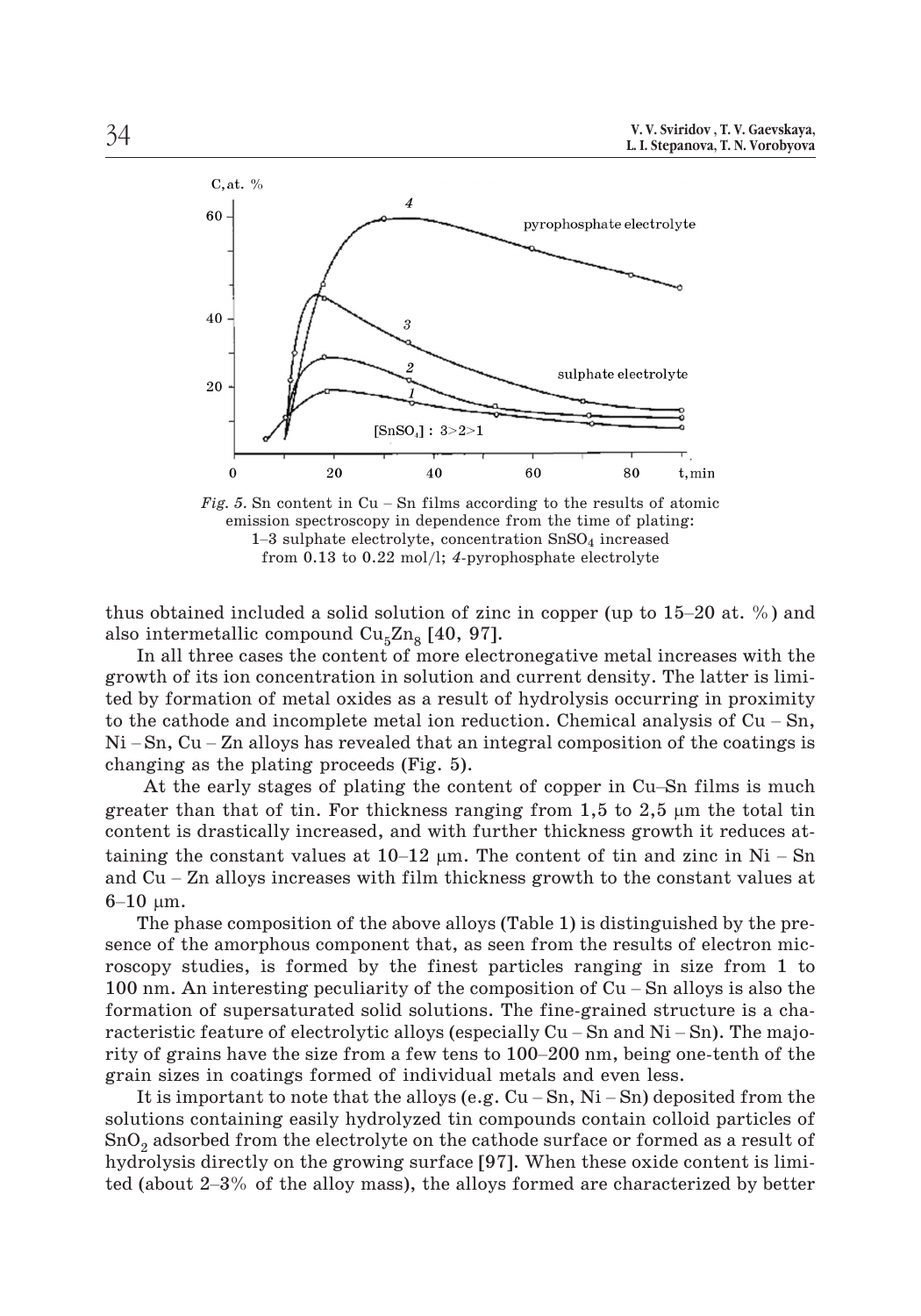*Fig. 5.* Sn content in Cu – Sn films according to the results of atomic emission spectroscopy in dependence from the time of plating: 1–3 sulphate electrolyte, concentration $SnSO_4$ increased from 0.13 to 0.22 mol/l; *4*-pyrophosphate electrolyte

thus obtained included a solid solution of zinc in copper (up to 15–20 at. %) and also intermetallic compound $Cu_5Zn_8$ [40, 97].

In all three cases the content of more electronegative metal increases with the growth of its ion concentration in solution and current density. The latter is limited by formation of metal oxides as a result of hydrolysis occurring in proximity to the cathode and incomplete metal ion reduction. Chemical analysis of Cu – Sn, Ni – Sn, Cu – Zn alloys has revealed that an integral composition of the coatings is changing as the plating proceeds (Fig. 5).

At the early stages of plating the content of copper in Cu–Sn films is much greater than that of tin. For thickness ranging from 1,5 to 2,5 μm the total tin content is drastically increased, and with further thickness growth it reduces attaining the constant values at 10–12 μm. The content of tin and zinc in Ni – Sn and Cu – Zn alloys increases with film thickness growth to the constant values at 6–10 μm.

The phase composition of the above alloys (Table 1) is distinguished by the presence of the amorphous component that, as seen from the results of electron microscopy studies, is formed by the finest particles ranging in size from 1 to 100 nm. An interesting peculiarity of the composition of Cu – Sn alloys is also the formation of supersaturated solid solutions. The fine-grained structure is a characteristic feature of electrolytic alloys (especially Cu – Sn and Ni – Sn). The majority of grains have the size from a few tens to 100–200 nm, being one-tenth of the grain sizes in coatings formed of individual metals and even less.

It is important to note that the alloys (e.g. Cu – Sn, Ni – Sn) deposited from the solutions containing easily hydrolyzed tin compounds contain colloid particles of $SnO_2$ adsorbed from the electrolyte on the cathode surface or formed as a result of hydrolysis directly on the growing surface [97]. When these oxide content is limited (about 2–3% of the alloy mass), the alloys formed are characterized by better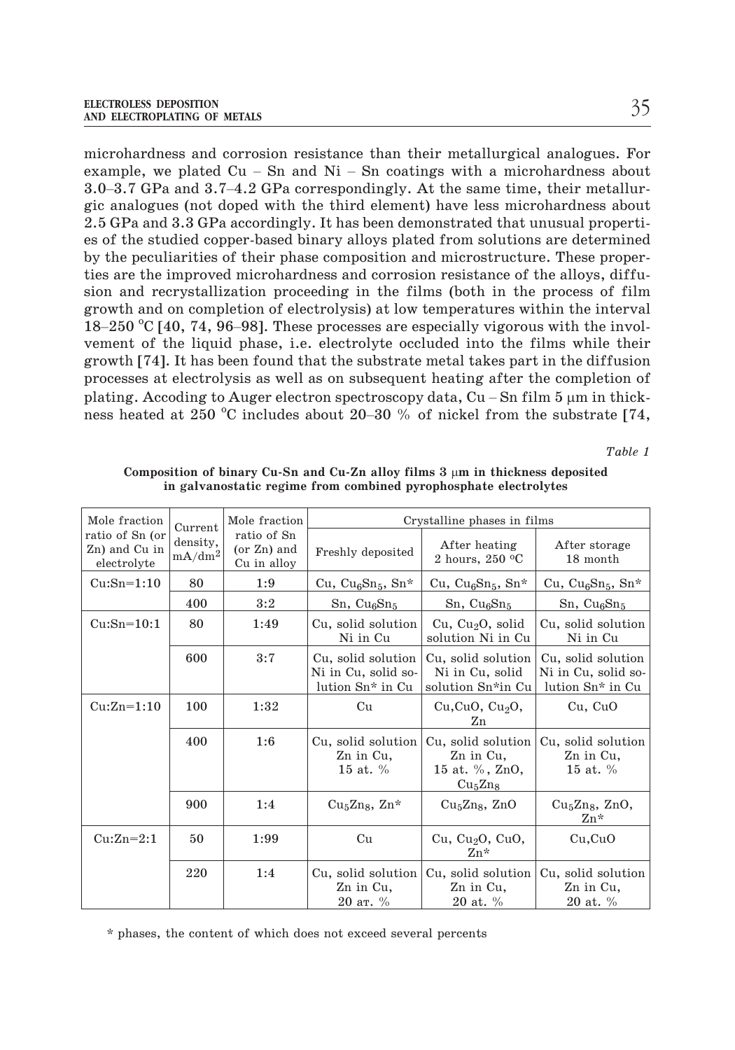microhardness and corrosion resistance than their metallurgical analogues. For example, we plated Cu – Sn and Ni – Sn coatings with a microhardness about 3.0–3.7 GPa and 3.7–4.2 GPa correspondingly. At the same time, their metallurgic analogues (not doped with the third element) have less microhardness about 2.5 GPa and 3.3 GPa accordingly. It has been demonstrated that unusual properties of the studied copper-based binary alloys plated from solutions are determined by the peculiarities of their phase composition and microstructure. These properties are the improved microhardness and corrosion resistance of the alloys, diffusion and recrystallization proceeding in the films (both in the process of film growth and on completion of electrolysis) at low temperatures within the interval 18–250 °C [40, 74, 96–98]. These processes are especially vigorous with the involvement of the liquid phase, i.e. electrolyte occluded into the films while their growth [74]. It has been found that the substrate metal takes part in the diffusion processes at electrolysis as well as on subsequent heating after the completion of plating. Acccoding to Auger electron spectroscopy data, Cu – Sn film 5 μm in thickness heated at 250 °C includes about 20–30 % of nickel from the substrate [74,

*Table 1*

**Composition of binary Cu-Sn and Cu-Zn alloy films 3 μm in thickness deposited in galvanostatic regime from combined pyrophosphate electrolytes**

| Mole fraction ratio of Sn (or Zn) and Cu in electrolyte | Current density, $mA/dm^2$ | Mole fraction ratio of Sn (or Zn) and Cu in alloy | Crystalline phases in films | | |
|---|---|---|---|---|---|
| | | | Freshly deposited | After heating 2 hours, 250 °C | After storage 18 month |
| Cu:Sn=1:10 | 80 | 1:9 | Cu, $Cu_6Sn_5$, Sn* | Cu, $Cu_6Sn_5$, Sn* | Cu, $Cu_6Sn_5$, Sn* |
| | 400 | 3:2 | Sn, $Cu_6Sn_5$ | Sn, $Cu_6Sn_5$ | Sn, $Cu_6Sn_5$ |
| Cu:Sn=10:1 | 80 | 1:49 | Cu, solid solution Ni in Cu | Cu, $Cu_2O$, solid solution Ni in Cu | Cu, solid solution Ni in Cu |
| | 600 | 3:7 | Cu, solid solution Ni in Cu, solid solution Sn* in Cu | Cu, solid solution Ni in Cu, solid solution Sn*in Cu | Cu, solid solution Ni in Cu, solid solution Sn* in Cu |
| Cu:Zn=1:10 | 100 | 1:32 | Cu | Cu,CuO, $Cu_2O$, Zn | Cu, CuO |
| | 400 | 1:6 | Cu, solid solution Zn in Cu, 15 at. % | Cu, solid solution Zn in Cu, 15 at. %, ZnO, $Cu_5Zn_8$ | Cu, solid solution Zn in Cu, 15 at. % |
| | 900 | 1:4 | $Cu_5Zn_8$, Zn* | $Cu_5Zn_8$, ZnO | $Cu_5Zn_8$, ZnO, Zn* |
| Cu:Zn=2:1 | 50 | 1:99 | Cu | Cu, $Cu_2O$, CuO, Zn* | Cu,CuO |
| | 220 | 1:4 | Cu, solid solution Zn in Cu, 20 ат. % | Cu, solid solution Zn in Cu, 20 at. % | Cu, solid solution Zn in Cu, 20 at. % |

\* phases, the content of which does not exceed several percents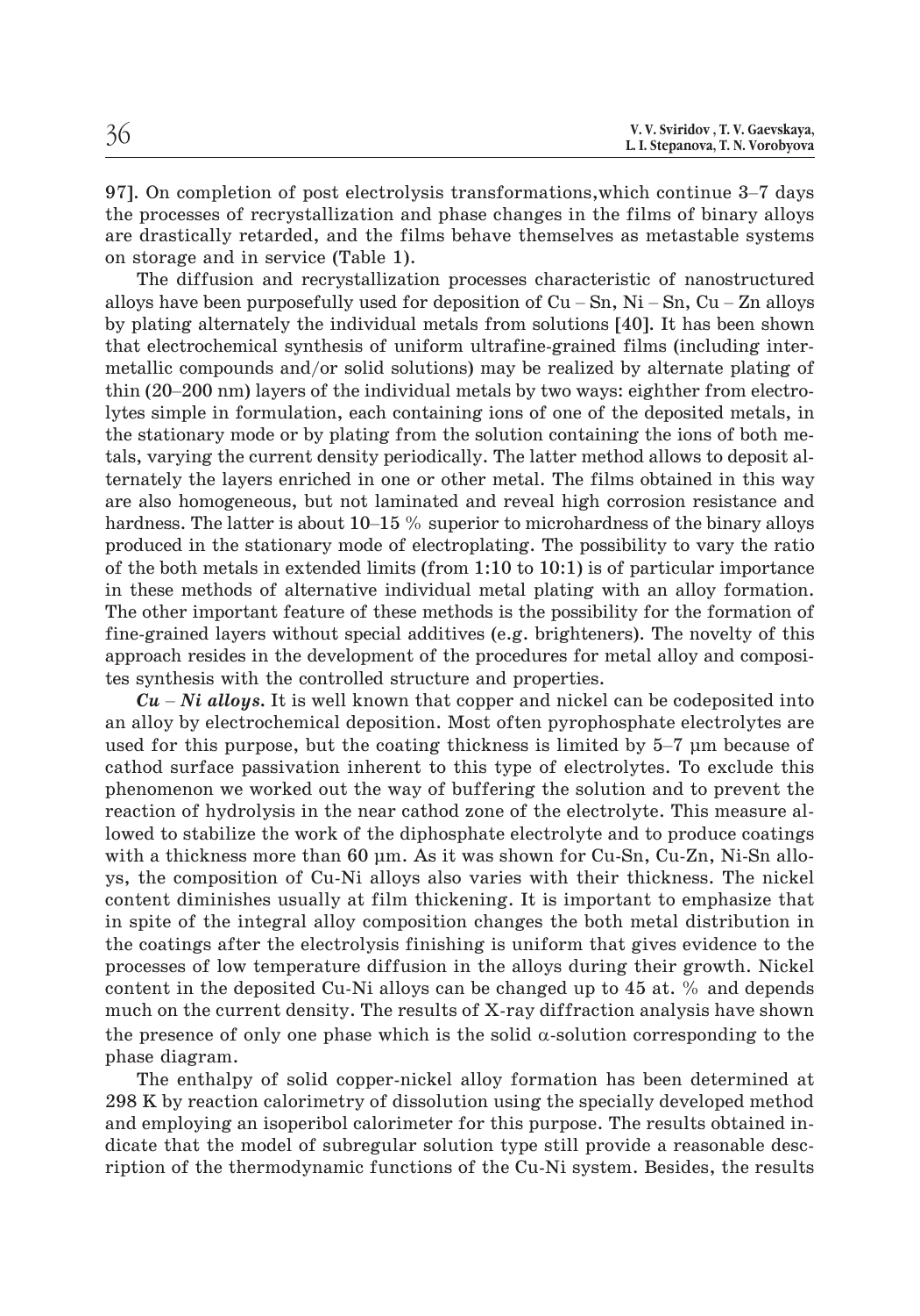97]. On completion of post electrolysis transformations,which continue 3–7 days the processes of recrystallization and phase changes in the films of binary alloys are drastically retarded, and the films behave themselves as metastable systems on storage and in service (Table 1).

The diffusion and recrystallization processes characteristic of nanostructured alloys have been purposefully used for deposition of Cu – Sn, Ni – Sn, Cu – Zn alloys by plating alternately the individual metals from solutions [40]. It has been shown that electrochemical synthesis of uniform ultrafine-grained films (including intermetallic compounds and/or solid solutions) may be realized by alternate plating of thin (20–200 nm) layers of the individual metals by two ways: eighther from electrolytes simple in formulation, each containing ions of one of the deposited metals, in the stationary mode or by plating from the solution containing the ions of both metals, varying the current density periodically. The latter method allows to deposit alternately the layers enriched in one or other metal. The films obtained in this way are also homogeneous, but not laminated and reveal high corrosion resistance and hardness. The latter is about 10–15 % superior to microhardness of the binary alloys produced in the stationary mode of electroplating. The possibility to vary the ratio of the both metals in extended limits (from 1:10 to 10:1) is of particular importance in these methods of alternative individual metal plating with an alloy formation. The other important feature of these methods is the possibility for the formation of fine-grained layers without special additives (e.g. brighteners). The novelty of this approach resides in the development of the procedures for metal alloy and composites synthesis with the controlled structure and properties.

***Cu – Ni alloys.*** It is well known that copper and nickel can be codeposited into an alloy by electrochemical deposition. Most often pyrophosphate electrolytes are used for this purpose, but the coating thickness is limited by 5–7 μm because of cathod surface passivation inherent to this type of electrolytes. To exclude this phenomenon we worked out the way of buffering the solution and to prevent the reaction of hydrolysis in the near cathod zone of the electrolyte. This measure allowed to stabilize the work of the diphosphate electrolyte and to produce coatings with a thickness more than 60 μm. As it was shown for Cu-Sn, Cu-Zn, Ni-Sn alloys, the composition of Cu-Ni alloys also varies with their thickness. The nickel content diminishes usually at film thickening. It is important to emphasize that in spite of the integral alloy composition changes the both metal distribution in the coatings after the electrolysis finishing is uniform that gives evidence to the processes of low temperature diffusion in the alloys during their growth. Nickel content in the deposited Cu-Ni alloys can be changed up to 45 at. % and depends much on the current density. The results of X-ray diffraction analysis have shown the presence of only one phase which is the solid $\alpha$-solution corresponding to the phase diagram.

The enthalpy of solid copper-nickel alloy formation has been determined at 298 K by reaction calorimetry of dissolution using the specially developed method and employing an isoperibol calorimeter for this purpose. The results obtained indicate that the model of subregular solution type still provide a reasonable description of the thermodynamic functions of the Cu-Ni system. Besides, the results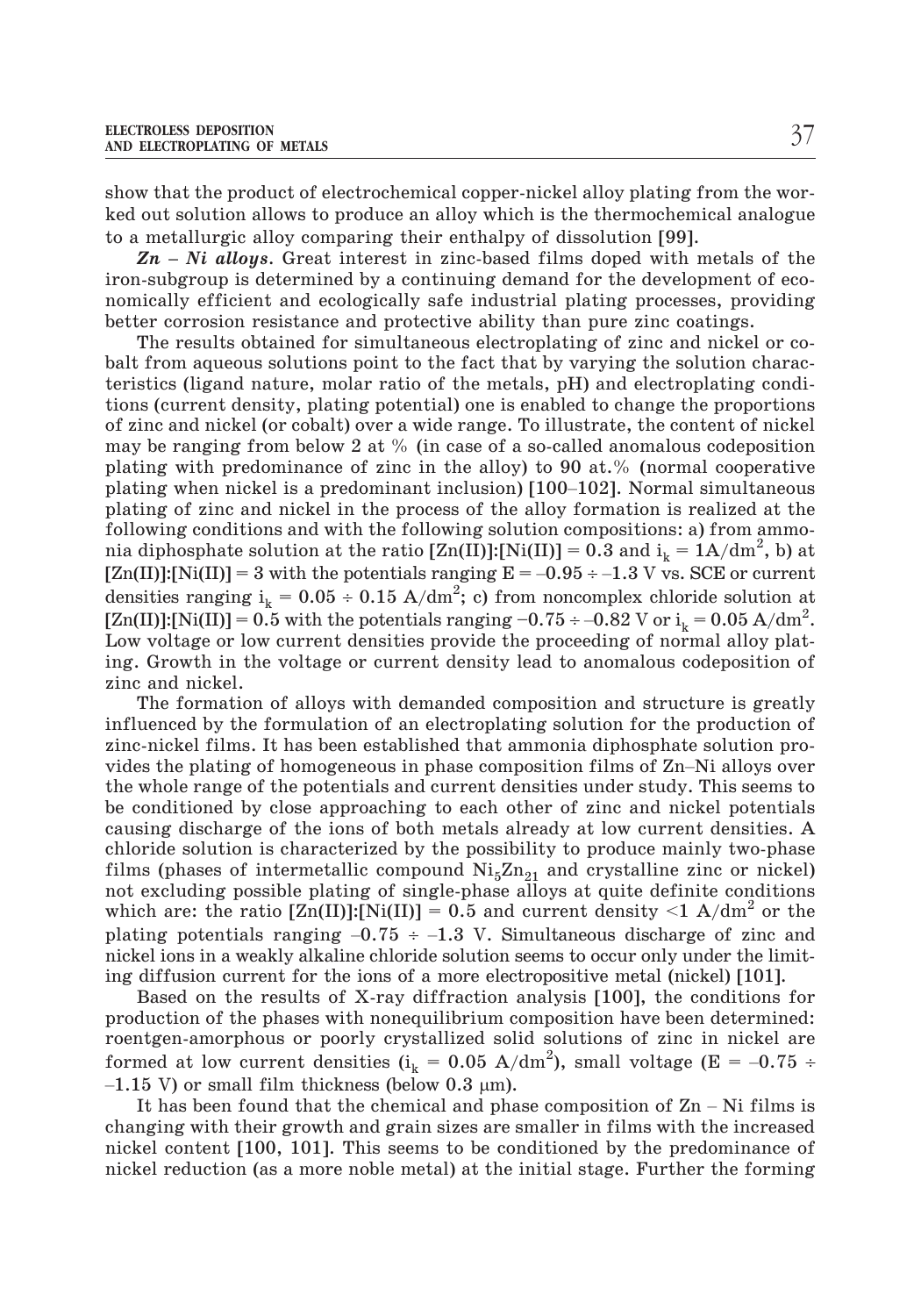show that the product of electrochemical copper-nickel alloy plating from the worked out solution allows to produce an alloy which is the thermochemical analogue to a metallurgic alloy comparing their enthalpy of dissolution [99].

***Zn – Ni alloys***. Great interest in zinc-based films doped with metals of the iron-subgroup is determined by a continuing demand for the development of economically efficient and ecologically safe industrial plating processes, providing better corrosion resistance and protective ability than pure zinc coatings.

The results obtained for simultaneous electroplating of zinc and nickel or cobalt from aqueous solutions point to the fact that by varying the solution characteristics (ligand nature, molar ratio of the metals, pH) and electroplating conditions (current density, plating potential) one is enabled to change the proportions of zinc and nickel (or cobalt) over a wide range. To illustrate, the content of nickel may be ranging from below 2 at % (in case of a so-called anomalous codeposition plating with predominance of zinc in the alloy) to 90 at.% (normal cooperative plating when nickel is a predominant inclusion) [100–102]. Normal simultaneous plating of zinc and nickel in the process of the alloy formation is realized at the following conditions and with the following solution compositions: a) from ammonia diphosphate solution at the ratio [Zn(II)]:[Ni(II)] = 0.3 and $i_k = 1 A/dm^2$, b) at [Zn(II)]:[Ni(II)] = 3 with the potentials ranging $E = -0.95 \div -1.3$ V vs. SCE or current densities ranging $i_k = 0.05 \div 0.15 A/dm^2$; c) from noncomplex chloride solution at [Zn(II)]:[Ni(II)] = 0.5 with the potentials ranging $-0.75 \div -0.82$ V or $i_k = 0.05 A/dm^2$. Low voltage or low current densities provide the proceeding of normal alloy plating. Growth in the voltage or current density lead to anomalous codeposition of zinc and nickel.

The formation of alloys with demanded composition and structure is greatly influenced by the formulation of an electroplating solution for the production of zinc-nickel films. It has been established that ammonia diphosphate solution provides the plating of homogeneous in phase composition films of Zn–Ni alloys over the whole range of the potentials and current densities under study. This seems to be conditioned by close approaching to each other of zinc and nickel potentials causing discharge of the ions of both metals already at low current densities. A chloride solution is characterized by the possibility to produce mainly two-phase films (phases of intermetallic compound $Ni_5Zn_{21}$ and crystalline zinc or nickel) not excluding possible plating of single-phase alloys at quite definite conditions which are: the ratio [Zn(II)]:[Ni(II)] = 0.5 and current density $<1 A/dm^2$ or the plating potentials ranging $-0.75 \div -1.3$ V. Simultaneous discharge of zinc and nickel ions in a weakly alkaline chloride solution seems to occur only under the limiting diffusion current for the ions of a more electropositive metal (nickel) [101].

Based on the results of X-ray diffraction analysis [100], the conditions for production of the phases with nonequilibrium composition have been determined: roentgen-amorphous or poorly crystallized solid solutions of zinc in nickel are formed at low current densities ($i_k = 0.05 A/dm^2$), small voltage ($E = -0.75 \div -1.15$ V) or small film thickness (below 0.3 μm).

It has been found that the chemical and phase composition of Zn – Ni films is changing with their growth and grain sizes are smaller in films with the increased nickel content [100, 101]. This seems to be conditioned by the predominance of nickel reduction (as a more noble metal) at the initial stage. Further the forming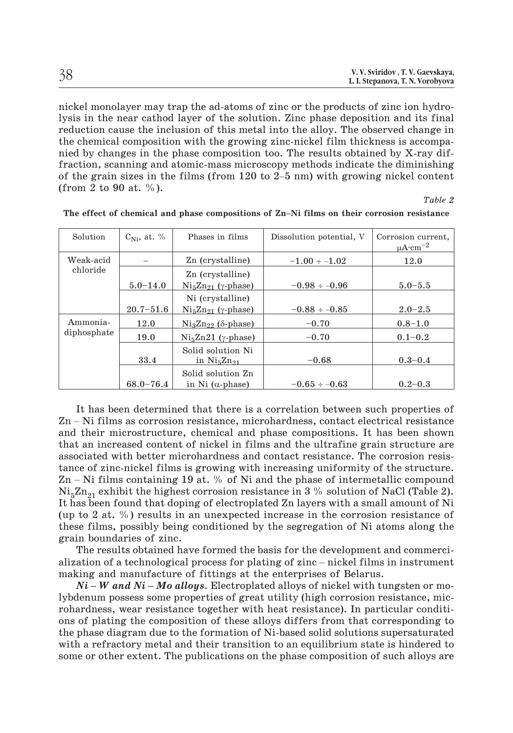nickel monolayer may trap the ad-atoms of zinc or the products of zinc ion hydrolysis in the near cathod layer of the solution. Zinc phase deposition and its final reduction cause the inclusion of this metal into the alloy. The observed change in the chemical composition with the growing zinc-nickel film thickness is accompanied by changes in the phase composition too. The results obtained by X-ray diffraction, scanning and atomic-mass microscopy methods indicate the diminishing of the grain sizes in the films (from 120 to 2–5 nm) with growing nickel content (from 2 to 90 at. %).

*Table 2*

**The effect of chemical and phase compositions of Zn–Ni films on their corrosion resistance**

| Solution | $C_{Ni}$, at. % | Phases in films | Dissolution potential, V | Corrosion current, $\mu A \cdot cm^{-2}$ |
|---|---|---|---|---|
| Weak-acid chloride | – | Zn (crystalline) | −1.00 ÷ −1.02 | 12.0 |
| | 5.0–14.0 | Zn (crystalline) $Ni_5Zn_{21}$ (γ-phase) | −0.98 ÷ −0.96 | 5.0–5.5 |
| | 20.7–51.6 | Ni (crystalline) $Ni_5Zn_{21}$ (γ-phase) | −0.88 ÷ −0.85 | 2.0–2.5 |
| Ammonia-diphosphate | 12.0 | $Ni_3Zn_{22}$ (δ-phase) | −0.70 | 0.8–1.0 |
| | 19.0 | $Ni_5Zn21$ (γ-phase) | −0.70 | 0.1–0.2 |
| | 33.4 | Solid solution Ni in $Ni_5Zn_{21}$ | −0.68 | 0.3–0.4 |
| | 68.0–76.4 | Solid solution Zn in Ni (α-phase) | −0.65 ÷ −0.63 | 0.2–0.3 |

It has been determined that there is a correlation between such properties of Zn – Ni films as corrosion resistance, microhardness, contact electrical resistance and their microstructure, chemical and phase compositions. It has been shown that an increased content of nickel in films and the ultrafine grain structure are associated with better microhardness and contact resistance. The corrosion resistance of zinc-nickel films is growing with increasing uniformity of the structure. Zn – Ni films containing 19 at. % of Ni and the phase of intermetallic compound $Ni_5Zn_{21}$ exhibit the highest corrosion resistance in 3 % solution of NaCl (Table 2). It has been found that doping of electroplated Zn layers with a small amount of Ni (up to 2 at. %) results in an unexpected increase in the corrosion resistance of these films, possibly being conditioned by the segregation of Ni atoms along the grain boundaries of zinc.

The results obtained have formed the basis for the development and commercialization of a technological process for plating of zinc – nickel films in instrument making and manufacture of fittings at the enterprises of Belarus.

***Ni – W and Ni – Mo alloys***. Electroplated alloys of nickel with tungsten or molybdenum possess some properties of great utility (high corrosion resistance, microhardness, wear resistance together with heat resistance). In particular conditions of plating the composition of these alloys differs from that corresponding to the phase diagram due to the formation of Ni-based solid solutions supersaturated with a refractory metal and their transition to an equilibrium state is hindered to some or other extent. The publications on the phase composition of such alloys are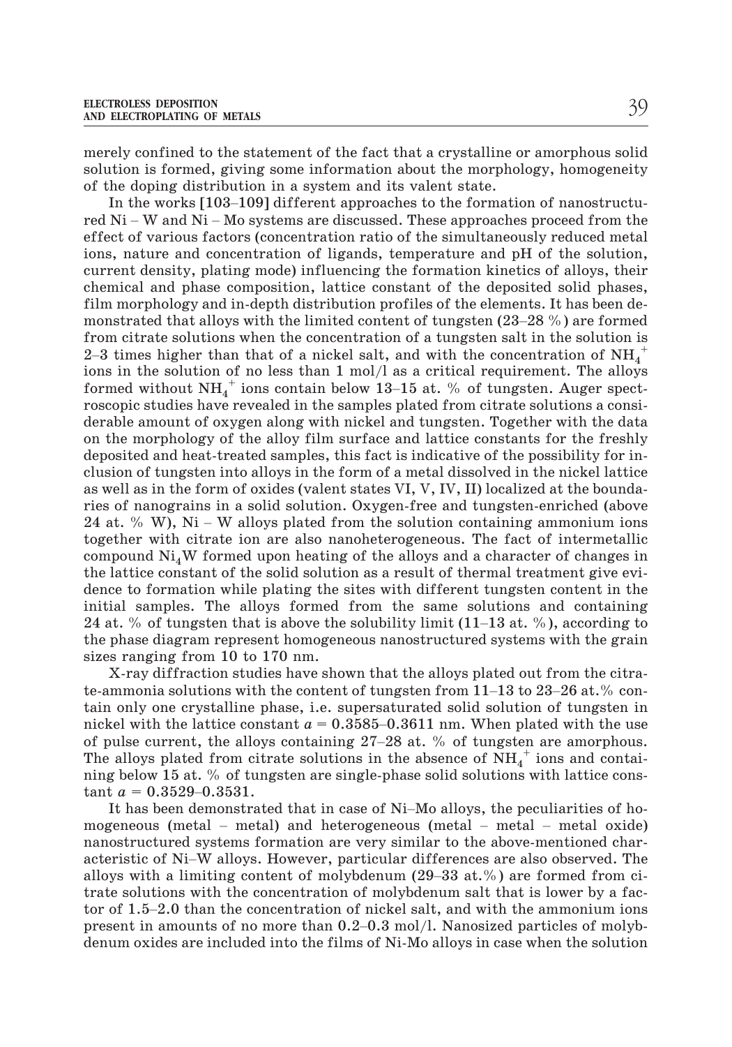merely confined to the statement of the fact that a crystalline or amorphous solid solution is formed, giving some information about the morphology, homogeneity of the doping distribution in a system and its valent state.

In the works [103–109] different approaches to the formation of nanostructured Ni – W and Ni – Mo systems are discussed. These approaches proceed from the effect of various factors (concentration ratio of the simultaneously reduced metal ions, nature and concentration of ligands, temperature and pH of the solution, current density, plating mode) influencing the formation kinetics of alloys, their chemical and phase composition, lattice constant of the deposited solid phases, film morphology and in-depth distribution profiles of the elements. It has been demonstrated that alloys with the limited content of tungsten (23–28 %) are formed from citrate solutions when the concentration of a tungsten salt in the solution is 2–3 times higher than that of a nickel salt, and with the concentration of $NH_4^+$ ions in the solution of no less than 1 mol/l as a critical requirement. The alloys formed without $NH_4^+$ ions contain below 13–15 at. % of tungsten. Auger spectroscopic studies have revealed in the samples plated from citrate solutions a considerable amount of oxygen along with nickel and tungsten. Together with the data on the morphology of the alloy film surface and lattice constants for the freshly deposited and heat-treated samples, this fact is indicative of the possibility for inclusion of tungsten into alloys in the form of a metal dissolved in the nickel lattice as well as in the form of oxides (valent states VI, V, IV, II) localized at the boundaries of nanograins in a solid solution. Oxygen-free and tungsten-enriched (above 24 at. % W), Ni – W alloys plated from the solution containing ammonium ions together with citrate ion are also nanoheterogeneous. The fact of intermetallic compound $Ni_4W$ formed upon heating of the alloys and a character of changes in the lattice constant of the solid solution as a result of thermal treatment give evidence to formation while plating the sites with different tungsten content in the initial samples. The alloys formed from the same solutions and containing 24 at. % of tungsten that is above the solubility limit (11–13 at. %), according to the phase diagram represent homogeneous nanostructured systems with the grain sizes ranging from 10 to 170 nm.

X-ray diffraction studies have shown that the alloys plated out from the citrate-ammonia solutions with the content of tungsten from 11–13 to 23–26 at.% contain only one crystalline phase, i.e. supersaturated solid solution of tungsten in nickel with the lattice constant $a = 0.3585$–$0.3611$ nm. When plated with the use of pulse current, the alloys containing 27–28 at. % of tungsten are amorphous. The alloys plated from citrate solutions in the absence of $NH_4^+$ ions and containing below 15 at. % of tungsten are single-phase solid solutions with lattice constant $a = 0.3529$–$0.3531$.

It has been demonstrated that in case of Ni–Mo alloys, the peculiarities of homogeneous (metal – metal) and heterogeneous (metal – metal – metal oxide) nanostructured systems formation are very similar to the above-mentioned characteristic of Ni–W alloys. However, particular differences are also observed. The alloys with a limiting content of molybdenum (29–33 at.%) are formed from citrate solutions with the concentration of molybdenum salt that is lower by a factor of 1.5–2.0 than the concentration of nickel salt, and with the ammonium ions present in amounts of no more than 0.2–0.3 mol/l. Nanosized particles of molybdenum oxides are included into the films of Ni-Mo alloys in case when the solution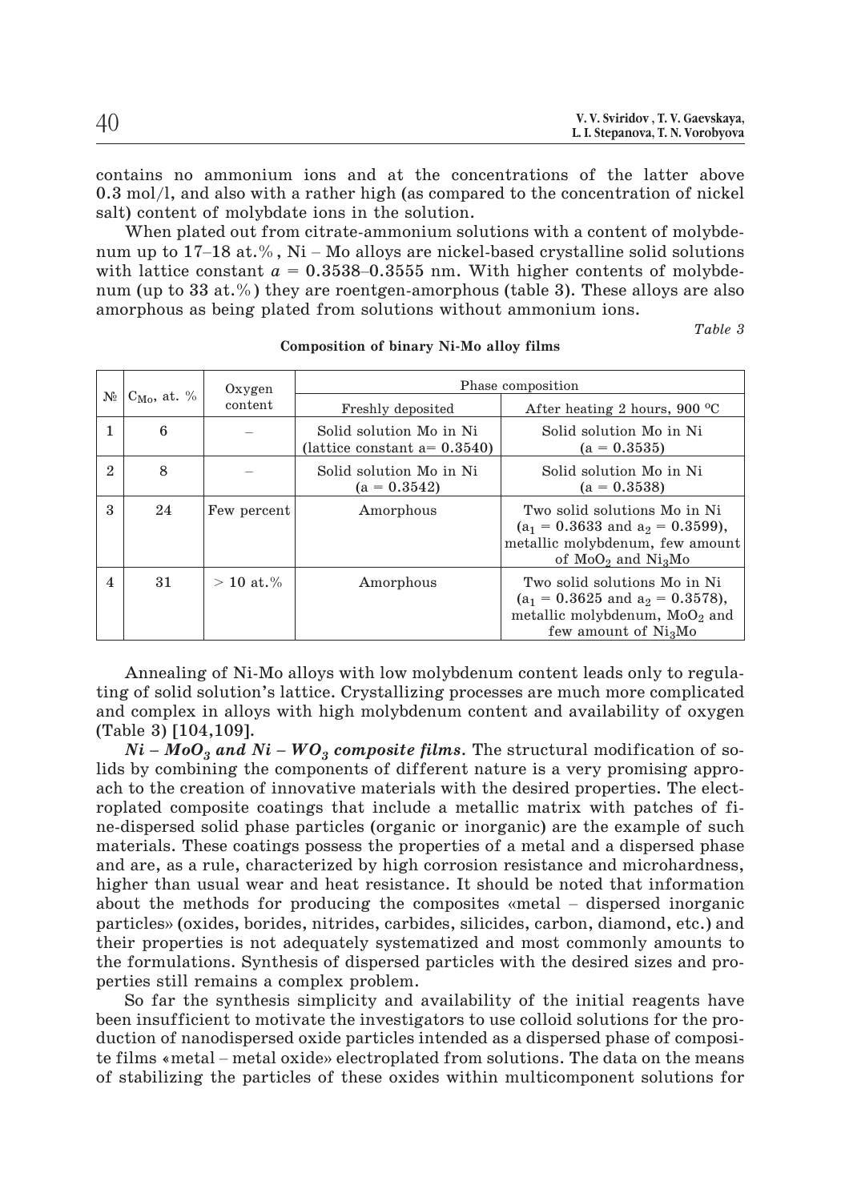contains no ammonium ions and at the concentrations of the latter above 0.3 mol/l, and also with a rather high (as compared to the concentration of nickel salt) content of molybdate ions in the solution.

When plated out from citrate-ammonium solutions with a content of molybdenum up to 17–18 at.%, Ni – Mo alloys are nickel-based crystalline solid solutions with lattice constant $a$ = 0.3538–0.3555 nm. With higher contents of molybdenum (up to 33 at.%) they are roentgen-amorphous (table 3). These alloys are also amorphous as being plated from solutions without ammonium ions.

*Table 3*

**Composition of binary Ni-Mo alloy films**

| № | $C_{Mo}$, at. % | Oxygen content | Phase composition | |
|---|---|---|---|---|
| | | | Freshly deposited | After heating 2 hours, 900 °C |
| 1 | 6 | – | Solid solution Mo in Ni (lattice constant a= 0.3540) | Solid solution Mo in Ni (a = 0.3535) |
| 2 | 8 | – | Solid solution Mo in Ni (a = 0.3542) | Solid solution Mo in Ni (a = 0.3538) |
| 3 | 24 | Few percent | Amorphous | Two solid solutions Mo in Ni ($a_1$ = 0.3633 and $a_2$ = 0.3599), metallic molybdenum, few amount of $MoO_2$ and $Ni_3Mo$ |
| 4 | 31 | > 10 at.% | Amorphous | Two solid solutions Mo in Ni ($a_1$ = 0.3625 and $a_2$ = 0.3578), metallic molybdenum, $MoO_2$ and few amount of $Ni_3Mo$ |

Annealing of Ni-Mo alloys with low molybdenum content leads only to regulating of solid solution's lattice. Crystallizing processes are much more complicated and complex in alloys with high molybdenum content and availability of oxygen (Table 3) [104,109].

***Ni – $MoO_3$ and Ni – $WO_3$ composite films.*** The structural modification of solids by combining the components of different nature is a very promising approach to the creation of innovative materials with the desired properties. The electroplated composite coatings that include a metallic matrix with patches of fine-dispersed solid phase particles (organic or inorganic) are the example of such materials. These coatings possess the properties of a metal and a dispersed phase and are, as a rule, characterized by high corrosion resistance and microhardness, higher than usual wear and heat resistance. It should be noted that information about the methods for producing the composites «metal – dispersed inorganic particles» (oxides, borides, nitrides, carbides, silicides, carbon, diamond, etc.) and their properties is not adequately systematized and most commonly amounts to the formulations. Synthesis of dispersed particles with the desired sizes and properties still remains a complex problem.

So far the synthesis simplicity and availability of the initial reagents have been insufficient to motivate the investigators to use colloid solutions for the production of nanodispersed oxide particles intended as a dispersed phase of composite films «metal – metal oxide» electroplated from solutions. The data on the means of stabilizing the particles of these oxides within multicomponent solutions for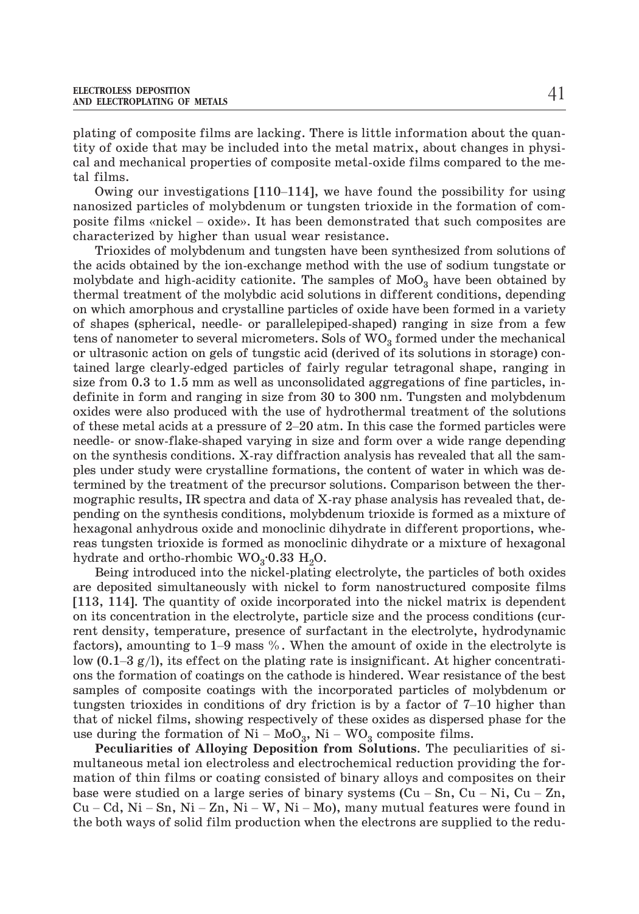plating of composite films are lacking. There is little information about the quantity of oxide that may be included into the metal matrix, about changes in physical and mechanical properties of composite metal-oxide films compared to the metal films.

Owing our investigations [110–114], we have found the possibility for using nanosized particles of molybdenum or tungsten trioxide in the formation of composite films «nickel – oxide». It has been demonstrated that such composites are characterized by higher than usual wear resistance.

Trioxides of molybdenum and tungsten have been synthesized from solutions of the acids obtained by the ion-exchange method with the use of sodium tungstate or molybdate and high-acidity cationite. The samples of $MoO_3$ have been obtained by thermal treatment of the molybdic acid solutions in different conditions, depending on which amorphous and crystalline particles of oxide have been formed in a variety of shapes (spherical, needle- or parallelepiped-shaped) ranging in size from a few tens of nanometer to several micrometers. Sols of $WO_3$ formed under the mechanical or ultrasonic action on gels of tungstic acid (derived of its solutions in storage) contained large clearly-edged particles of fairly regular tetragonal shape, ranging in size from 0.3 to 1.5 mm as well as unconsolidated aggregations of fine particles, indefinite in form and ranging in size from 30 to 300 nm. Tungsten and molybdenum oxides were also produced with the use of hydrothermal treatment of the solutions of these metal acids at a pressure of 2–20 atm. In this case the formed particles were needle- or snow-flake-shaped varying in size and form over a wide range depending on the synthesis conditions. X-ray diffraction analysis has revealed that all the samples under study were crystalline formations, the content of water in which was determined by the treatment of the precursor solutions. Comparison between the thermographic results, IR spectra and data of X-ray phase analysis has revealed that, depending on the synthesis conditions, molybdenum trioxide is formed as a mixture of hexagonal anhydrous oxide and monoclinic dihydrate in different proportions, whereas tungsten trioxide is formed as monoclinic dihydrate or a mixture of hexagonal hydrate and ortho-rhombic $WO_3 \cdot 0.33\ H_2O$.

Being introduced into the nickel-plating electrolyte, the particles of both oxides are deposited simultaneously with nickel to form nanostructured composite films [113, 114]. The quantity of oxide incorporated into the nickel matrix is dependent on its concentration in the electrolyte, particle size and the process conditions (current density, temperature, presence of surfactant in the electrolyte, hydrodynamic factors), amounting to 1–9 mass %. When the amount of oxide in the electrolyte is low (0.1–3 g/l), its effect on the plating rate is insignificant. At higher concentrations the formation of coatings on the cathode is hindered. Wear resistance of the best samples of composite coatings with the incorporated particles of molybdenum or tungsten trioxides in conditions of dry friction is by a factor of 7–10 higher than that of nickel films, showing respectively of these oxides as dispersed phase for the use during the formation of $Ni – MoO_3$, $Ni – WO_3$ composite films.

**Peculiarities of Alloying Deposition from Solutions.** The peculiarities of simultaneous metal ion electroless and electrochemical reduction providing the formation of thin films or coating consisted of binary alloys and composites on their base were studied on a large series of binary systems (Cu – Sn, Cu – Ni, Cu – Zn, Cu – Cd, Ni – Sn, Ni – Zn, Ni – W, Ni – Mo), many mutual features were found in the both ways of solid film production when the electrons are supplied to the redu-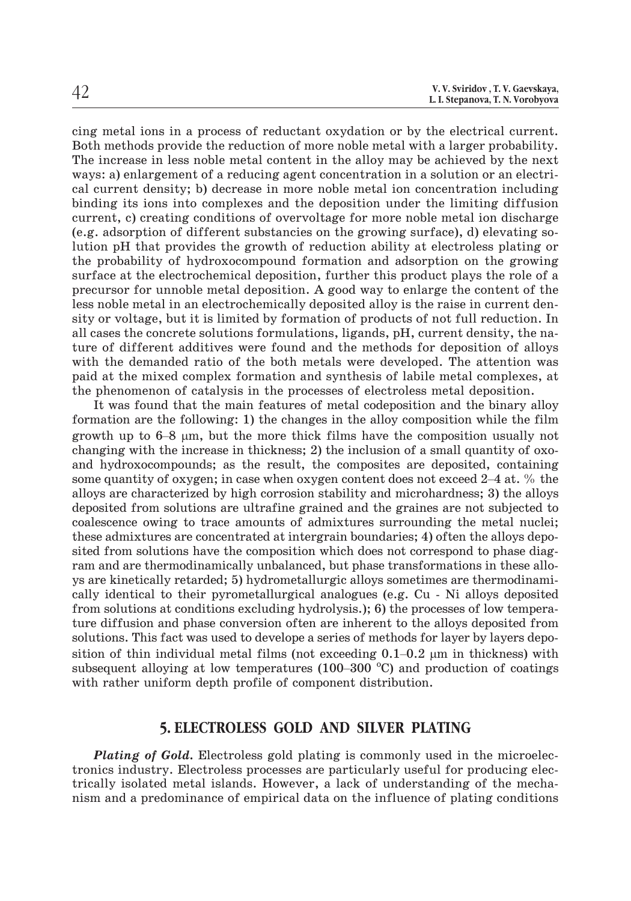cing metal ions in a process of reductant oxydation or by the electrical current. Both methods provide the reduction of more noble metal with a larger probability. The increase in less noble metal content in the alloy may be achieved by the next ways: a) enlargement of a reducing agent concentration in a solution or an electrical current density; b) decrease in more noble metal ion concentration including binding its ions into complexes and the deposition under the limiting diffusion current, c) creating conditions of overvoltage for more noble metal ion discharge (e.g. adsorption of different substancies on the growing surface), d) elevating solution pH that provides the growth of reduction ability at electroless plating or the probability of hydroxocompound formation and adsorption on the growing surface at the electrochemical deposition, further this product plays the role of a precursor for unnoble metal deposition. A good way to enlarge the content of the less noble metal in an electrochemically deposited alloy is the raise in current density or voltage, but it is limited by formation of products of not full reduction. In all cases the concrete solutions formulations, ligands, pH, current density, the nature of different additives were found and the methods for deposition of alloys with the demanded ratio of the both metals were developed. The attention was paid at the mixed complex formation and synthesis of labile metal complexes, at the phenomenon of catalysis in the processes of electroless metal deposition.

It was found that the main features of metal codeposition and the binary alloy formation are the following: 1) the changes in the alloy composition while the film growth up to 6–8 μm, but the more thick films have the composition usually not changing with the increase in thickness; 2) the inclusion of a small quantity of oxo- and hydroxocompounds; as the result, the composites are deposited, containing some quantity of oxygen; in case when oxygen content does not exceed 2–4 at. % the alloys are characterized by high corrosion stability and microhardness; 3) the alloys deposited from solutions are ultrafine grained and the graines are not subjected to coalescence owing to trace amounts of admixtures surrounding the metal nuclei; these admixtures are concentrated at intergrain boundaries; 4) often the alloys deposited from solutions have the composition which does not correspond to phase diagram and are thermodinamically unbalanced, but phase transformations in these alloys are kinetically retarded; 5) hydrometallurgic alloys sometimes are thermodinamically identical to their pyrometallurgical analogues (e.g. Cu - Ni alloys deposited from solutions at conditions excluding hydrolysis.); 6) the processes of low temperature diffusion and phase conversion often are inherent to the alloys deposited from solutions. This fact was used to develope a series of methods for layer by layers deposition of thin individual metal films (not exceeding 0.1–0.2 μm in thickness) with subsequent alloying at low temperatures (100–300 °C) and production of coatings with rather uniform depth profile of component distribution.

## 5. ELECTROLESS GOLD AND SILVER PLATING

***Plating of Gold.*** Electroless gold plating is commonly used in the microelectronics industry. Electroless processes are particularly useful for producing electrically isolated metal islands. However, a lack of understanding of the mechanism and a predominance of empirical data on the influence of plating conditions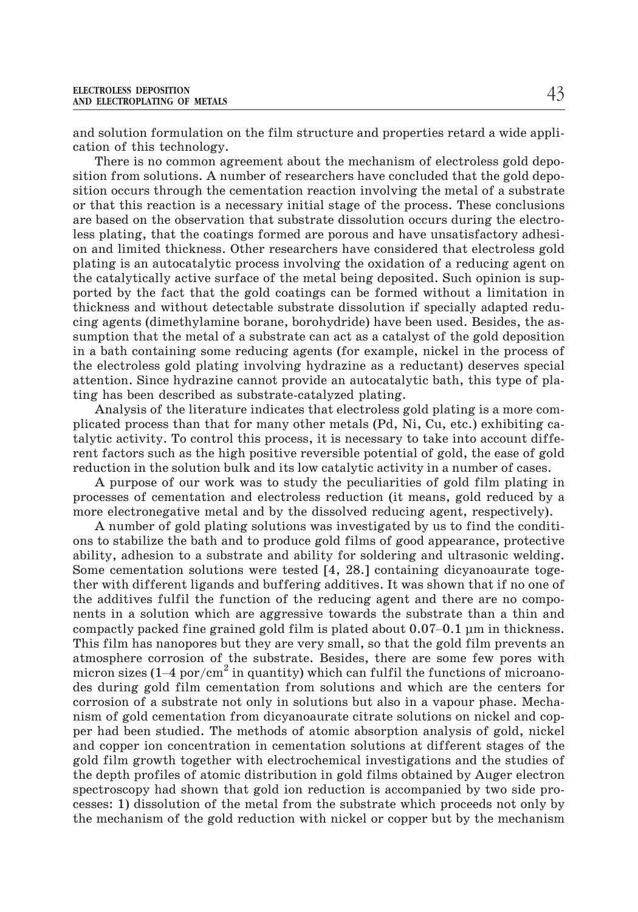and solution formulation on the film structure and properties retard a wide application of this technology.

There is no common agreement about the mechanism of electroless gold deposition from solutions. A number of researchers have concluded that the gold deposition occurs through the cementation reaction involving the metal of a substrate or that this reaction is a necessary initial stage of the process. These conclusions are based on the observation that substrate dissolution occurs during the electroless plating, that the coatings formed are porous and have unsatisfactory adhesion and limited thickness. Other researchers have considered that electroless gold plating is an autocatalytic process involving the oxidation of a reducing agent on the catalytically active surface of the metal being deposited. Such opinion is supported by the fact that the gold coatings can be formed without a limitation in thickness and without detectable substrate dissolution if specially adapted reducing agents (dimethylamine borane, borohydride) have been used. Besides, the assumption that the metal of a substrate can act as a catalyst of the gold deposition in a bath containing some reducing agents (for example, nickel in the process of the electroless gold plating involving hydrazine as a reductant) deserves special attention. Since hydrazine cannot provide an autocatalytic bath, this type of plating has been described as substrate-catalyzed plating.

Analysis of the literature indicates that electroless gold plating is a more complicated process than that for many other metals (Pd, Ni, Cu, etc.) exhibiting catalytic activity. To control this process, it is necessary to take into account different factors such as the high positive reversible potential of gold, the ease of gold reduction in the solution bulk and its low catalytic activity in a number of cases.

A purpose of our work was to study the peculiarities of gold film plating in processes of cementation and electroless reduction (it means, gold reduced by a more electronegative metal and by the dissolved reducing agent, respectively).

A number of gold plating solutions was investigated by us to find the conditions to stabilize the bath and to produce gold films of good appearance, protective ability, adhesion to a substrate and ability for soldering and ultrasonic welding. Some cementation solutions were tested [4, 28.] containing dicyanoaurate together with different ligands and buffering additives. It was shown that if no one of the additives fulfil the function of the reducing agent and there are no components in a solution which are aggressive towards the substrate than a thin and compactly packed fine grained gold film is plated about 0.07–0.1 μm in thickness. This film has nanopores but they are very small, so that the gold film prevents an atmosphere corrosion of the substrate. Besides, there are some few pores with micron sizes (1–4 por/cm$^2$ in quantity) which can fulfil the functions of microanodes during gold film cementation from solutions and which are the centers for corrosion of a substrate not only in solutions but also in a vapour phase. Mechanism of gold cementation from dicyanoaurate citrate solutions on nickel and copper had been studied. The methods of atomic absorption analysis of gold, nickel and copper ion concentration in cementation solutions at different stages of the gold film growth together with electrochemical investigations and the studies of the depth profiles of atomic distribution in gold films obtained by Auger electron spectroscopy had shown that gold ion reduction is accompanied by two side processes: 1) dissolution of the metal from the substrate which proceeds not only by the mechanism of the gold reduction with nickel or copper but by the mechanism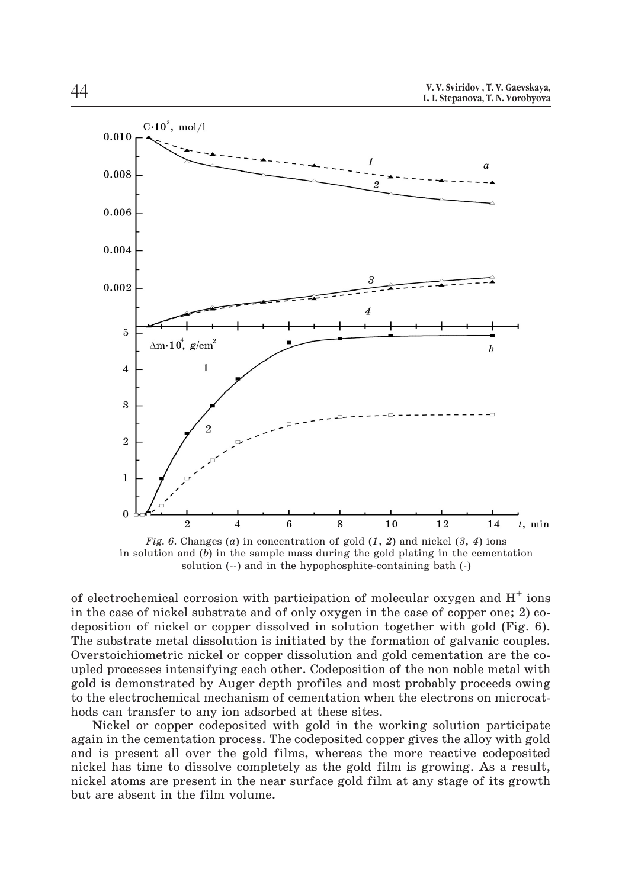*Fig. 6.* Changes (*a*) in concentration of gold (*1*, *2*) and nickel (*3*, *4*) ions in solution and (*b*) in the sample mass during the gold plating in the cementation solution (--) and in the hypophosphite-containing bath (-)

of electrochemical corrosion with participation of molecular oxygen and $H^+$ ions in the case of nickel substrate and of only oxygen in the case of copper one; 2) codeposition of nickel or copper dissolved in solution together with gold (Fig. 6). The substrate metal dissolution is initiated by the formation of galvanic couples. Overstoichiometric nickel or copper dissolution and gold cementation are the coupled processes intensifying each other. Codeposition of the non noble metal with gold is demonstrated by Auger depth profiles and most probably proceeds owing to the electrochemical mechanism of cementation when the electrons on microcathods can transfer to any ion adsorbed at these sites.

Nickel or copper codeposited with gold in the working solution participate again in the cementation process. The codeposited copper gives the alloy with gold and is present all over the gold films, whereas the more reactive codeposited nickel has time to dissolve completely as the gold film is growing. As a result, nickel atoms are present in the near surface gold film at any stage of its growth but are absent in the film volume.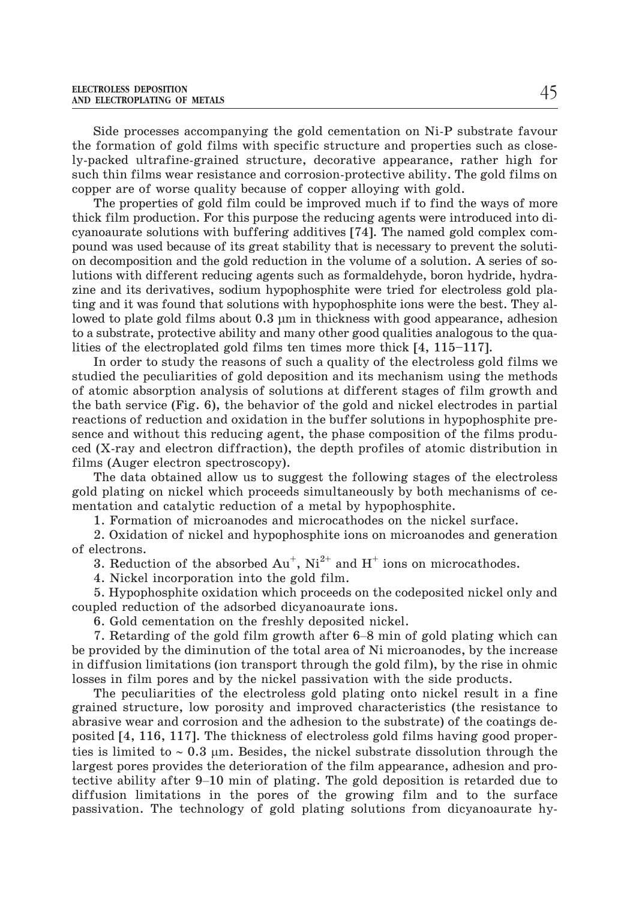Side processes accompanying the gold cementation on Ni-P substrate favour the formation of gold films with specific structure and properties such as closely-packed ultrafine-grained structure, decorative appearance, rather high for such thin films wear resistance and corrosion-protective ability. The gold films on copper are of worse quality because of copper alloying with gold.

The properties of gold film could be improved much if to find the ways of more thick film production. For this purpose the reducing agents were introduced into dicyanoaurate solutions with buffering additives [74]. The named gold complex compound was used because of its great stability that is necessary to prevent the solution decomposition and the gold reduction in the volume of a solution. A series of solutions with different reducing agents such as formaldehyde, boron hydride, hydrazine and its derivatives, sodium hypophosphite were tried for electroless gold plating and it was found that solutions with hypophosphite ions were the best. They allowed to plate gold films about 0.3 μm in thickness with good appearance, adhesion to a substrate, protective ability and many other good qualities analogous to the qualities of the electroplated gold films ten times more thick [4, 115–117].

In order to study the reasons of such a quality of the electroless gold films we studied the peculiarities of gold deposition and its mechanism using the methods of atomic absorption analysis of solutions at different stages of film growth and the bath service (Fig. 6), the behavior of the gold and nickel electrodes in partial reactions of reduction and oxidation in the buffer solutions in hypophosphite presence and without this reducing agent, the phase composition of the films produced (X-ray and electron diffraction), the depth profiles of atomic distribution in films (Auger electron spectroscopy).

The data obtained allow us to suggest the following stages of the electroless gold plating on nickel which proceeds simultaneously by both mechanisms of cementation and catalytic reduction of a metal by hypophosphite.

1. Formation of microanodes and microcathodes on the nickel surface.

2. Oxidation of nickel and hypophosphite ions on microanodes and generation of electrons.

3. Reduction of the absorbed $Au^{+}$, $Ni^{2+}$ and $H^{+}$ ions on microcathodes.

4. Nickel incorporation into the gold film.

5. Hypophosphite oxidation which proceeds on the codeposited nickel only and coupled reduction of the adsorbed dicyanoaurate ions.

6. Gold cementation on the freshly deposited nickel.

7. Retarding of the gold film growth after 6–8 min of gold plating which can be provided by the diminution of the total area of Ni microanodes, by the increase in diffusion limitations (ion transport through the gold film), by the rise in ohmic losses in film pores and by the nickel passivation with the side products.

The peculiarities of the electroless gold plating onto nickel result in a fine grained structure, low porosity and improved characteristics (the resistance to abrasive wear and corrosion and the adhesion to the substrate) of the coatings deposited [4, 116, 117]. The thickness of electroless gold films having good properties is limited to ~ 0.3 μm. Besides, the nickel substrate dissolution through the largest pores provides the deterioration of the film appearance, adhesion and protective ability after 9–10 min of plating. The gold deposition is retarded due to diffusion limitations in the pores of the growing film and to the surface passivation. The technology of gold plating solutions from dicyanoaurate hy-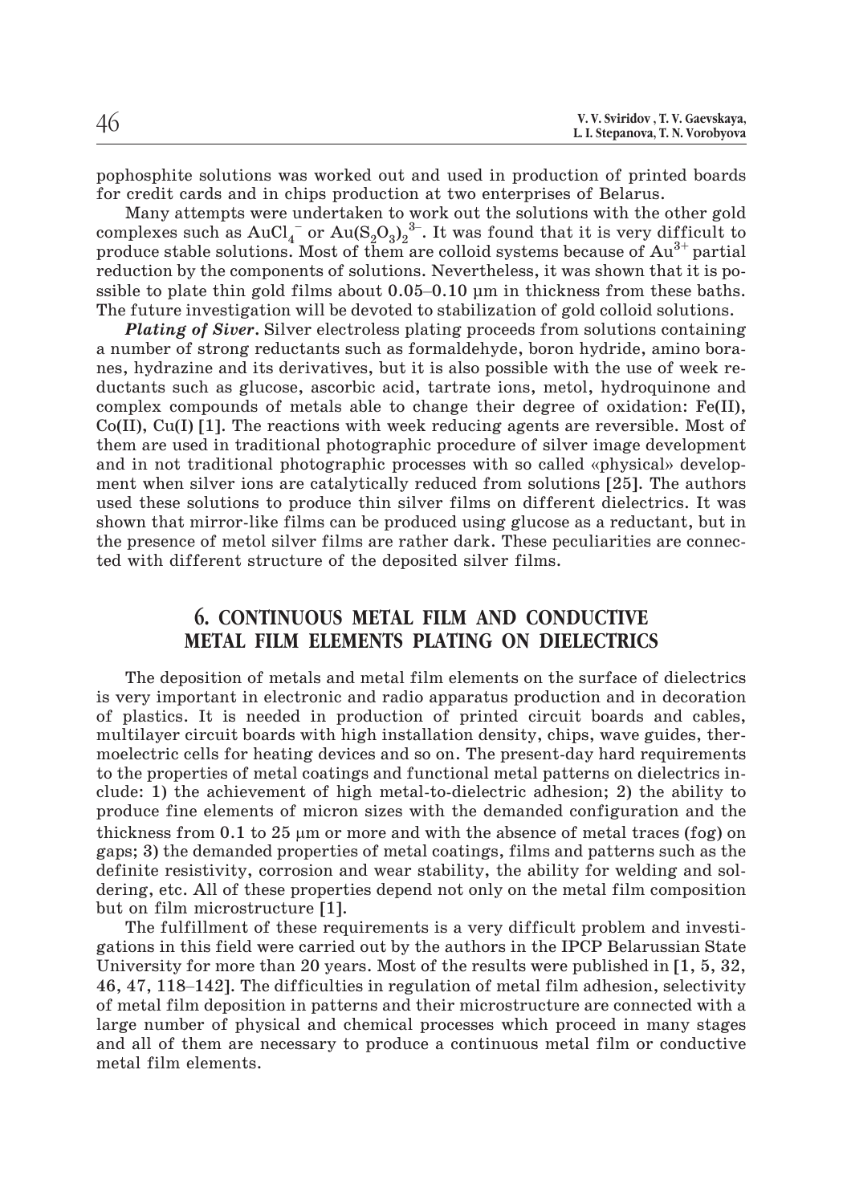pophosphite solutions was worked out and used in production of printed boards for credit cards and in chips production at two enterprises of Belarus.

Many attempts were undertaken to work out the solutions with the other gold complexes such as $AuCl_4^-$ or $Au(S_2O_3)_2^{3-}$. It was found that it is very difficult to produce stable solutions. Most of them are colloid systems because of $Au^{3+}$ partial reduction by the components of solutions. Nevertheless, it was shown that it is possible to plate thin gold films about 0.05–0.10 μm in thickness from these baths. The future investigation will be devoted to stabilization of gold colloid solutions.

***Plating of Siver.*** Silver electroless plating proceeds from solutions containing a number of strong reductants such as formaldehyde, boron hydride, amino boranes, hydrazine and its derivatives, but it is also possible with the use of week reductants such as glucose, ascorbic acid, tartrate ions, metol, hydroquinone and complex compounds of metals able to change their degree of oxidation: Fe(II), Co(II), Cu(I) [1]. The reactions with week reducing agents are reversible. Most of them are used in traditional photographic procedure of silver image development and in not traditional photographic processes with so called «physical» development when silver ions are catalytically reduced from solutions [25]. The authors used these solutions to produce thin silver films on different dielectrics. It was shown that mirror-like films can be produced using glucose as a reductant, but in the presence of metol silver films are rather dark. These peculiarities are connected with different structure of the deposited silver films.

## 6. CONTINUOUS METAL FILM AND CONDUCTIVE METAL FILM ELEMENTS PLATING ON DIELECTRICS

The deposition of metals and metal film elements on the surface of dielectrics is very important in electronic and radio apparatus production and in decoration of plastics. It is needed in production of printed circuit boards and cables, multilayer circuit boards with high installation density, chips, wave guides, thermoelectric cells for heating devices and so on. The present-day hard requirements to the properties of metal coatings and functional metal patterns on dielectrics include: 1) the achievement of high metal-to-dielectric adhesion; 2) the ability to produce fine elements of micron sizes with the demanded configuration and the thickness from 0.1 to 25 μm or more and with the absence of metal traces (fog) on gaps; 3) the demanded properties of metal coatings, films and patterns such as the definite resistivity, corrosion and wear stability, the ability for welding and soldering, etc. All of these properties depend not only on the metal film composition but on film microstructure [1].

The fulfillment of these requirements is a very difficult problem and investigations in this field were carried out by the authors in the IPCP Belarussian State University for more than 20 years. Most of the results were published in [1, 5, 32, 46, 47, 118–142]. The difficulties in regulation of metal film adhesion, selectivity of metal film deposition in patterns and their microstructure are connected with a large number of physical and chemical processes which proceed in many stages and all of them are necessary to produce a continuous metal film or conductive metal film elements.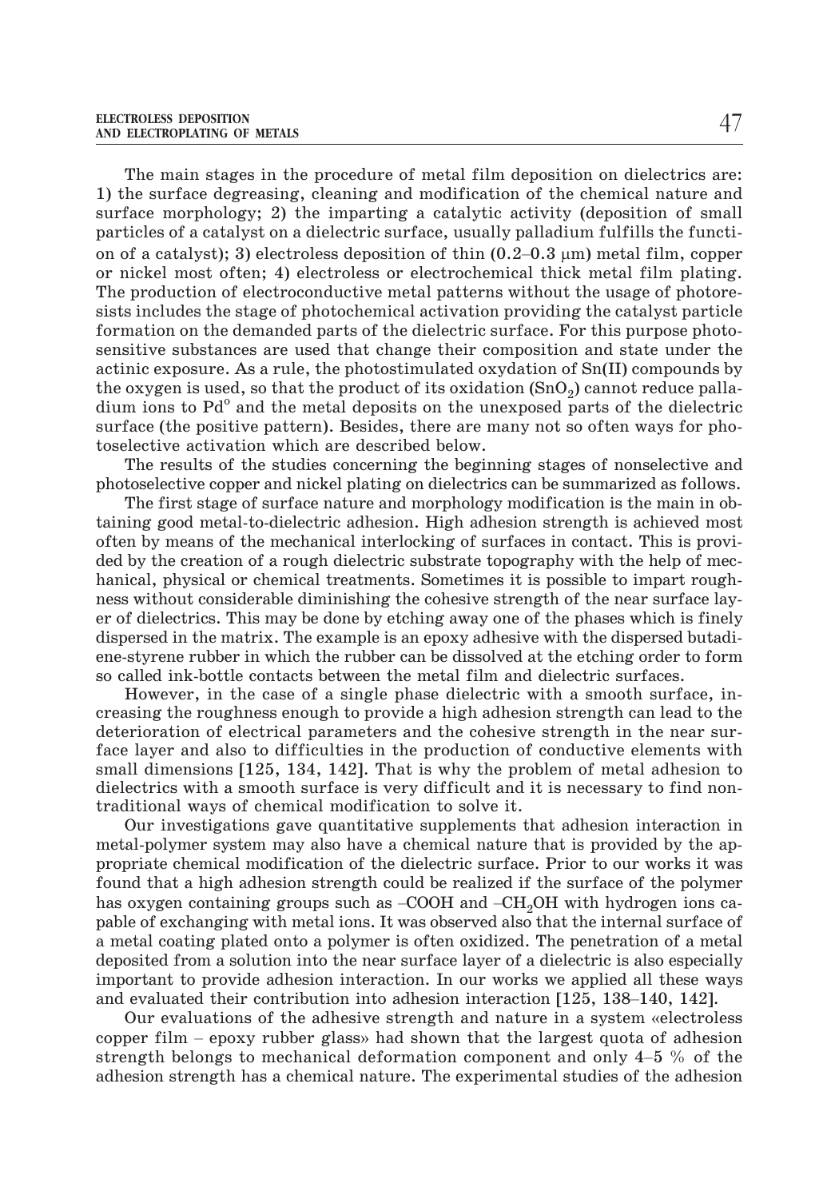The main stages in the procedure of metal film deposition on dielectrics are: 1) the surface degreasing, cleaning and modification of the chemical nature and surface morphology; 2) the imparting a catalytic activity (deposition of small particles of a catalyst on a dielectric surface, usually palladium fulfills the function of a catalyst); 3) electroless deposition of thin (0.2–0.3 μm) metal film, copper or nickel most often; 4) electroless or electrochemical thick metal film plating. The production of electroconductive metal patterns without the usage of photoresists includes the stage of photochemical activation providing the catalyst particle formation on the demanded parts of the dielectric surface. For this purpose photosensitive substances are used that change their composition and state under the actinic exposure. As a rule, the photostimulated oxydation of Sn(II) compounds by the oxygen is used, so that the product of its oxidation ($SnO_2$) cannot reduce palladium ions to $Pd^{o}$ and the metal deposits on the unexposed parts of the dielectric surface (the positive pattern). Besides, there are many not so often ways for photoselective activation which are described below.

The results of the studies concerning the beginning stages of nonselective and photoselective copper and nickel plating on dielectrics can be summarized as follows.

The first stage of surface nature and morphology modification is the main in obtaining good metal-to-dielectric adhesion. High adhesion strength is achieved most often by means of the mechanical interlocking of surfaces in contact. This is provided by the creation of a rough dielectric substrate topography with the help of mechanical, physical or chemical treatments. Sometimes it is possible to impart roughness without considerable diminishing the cohesive strength of the near surface layer of dielectrics. This may be done by etching away one of the phases which is finely dispersed in the matrix. The example is an epoxy adhesive with the dispersed butadiene-styrene rubber in which the rubber can be dissolved at the etching order to form so called ink-bottle contacts between the metal film and dielectric surfaces.

However, in the case of a single phase dielectric with a smooth surface, increasing the roughness enough to provide a high adhesion strength can lead to the deterioration of electrical parameters and the cohesive strength in the near surface layer and also to difficulties in the production of conductive elements with small dimensions [125, 134, 142]. That is why the problem of metal adhesion to dielectrics with a smooth surface is very difficult and it is necessary to find nontraditional ways of chemical modification to solve it.

Our investigations gave quantitative supplements that adhesion interaction in metal-polymer system may also have a chemical nature that is provided by the appropriate chemical modification of the dielectric surface. Prior to our works it was found that a high adhesion strength could be realized if the surface of the polymer has oxygen containing groups such as –COOH and $-CH_2OH$ with hydrogen ions capable of exchanging with metal ions. It was observed also that the internal surface of a metal coating plated onto a polymer is often oxidized. The penetration of a metal deposited from a solution into the near surface layer of a dielectric is also especially important to provide adhesion interaction. In our works we applied all these ways and evaluated their contribution into adhesion interaction [125, 138–140, 142].

Our evaluations of the adhesive strength and nature in a system «electroless copper film – epoxy rubber glass» had shown that the largest quota of adhesion strength belongs to mechanical deformation component and only 4–5 % of the adhesion strength has a chemical nature. The experimental studies of the adhesion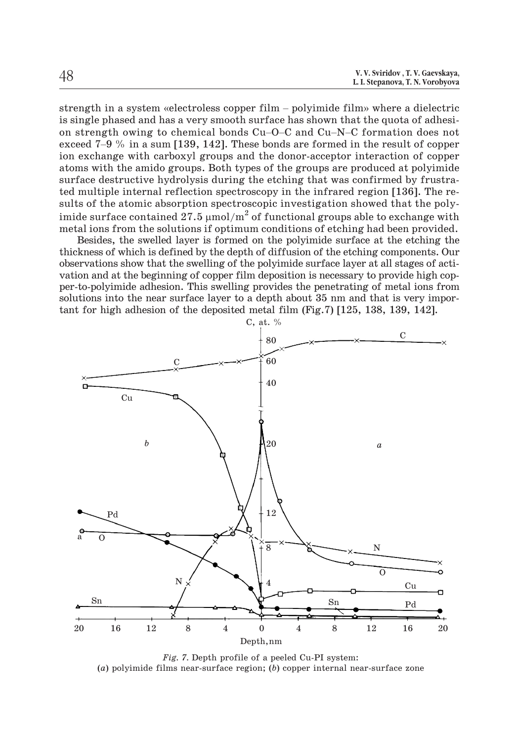strength in a system «electroless copper film – polyimide film» where a dielectric is single phased and has a very smooth surface has shown that the quota of adhesion strength owing to chemical bonds Cu–O–C and Cu–N–C formation does not exceed 7–9 % in a sum [139, 142]. These bonds are formed in the result of copper ion exchange with carboxyl groups and the donor-acceptor interaction of copper atoms with the amido groups. Both types of the groups are produced at polyimide surface destructive hydrolysis during the etching that was confirmed by frustrated multiple internal reflection spectroscopy in the infrared region [136]. The results of the atomic absorption spectroscopic investigation showed that the polyimide surface contained 27.5 $\mu mol/m^2$ of functional groups able to exchange with metal ions from the solutions if optimum conditions of etching had been provided.

Besides, the swelled layer is formed on the polyimide surface at the etching the thickness of which is defined by the depth of diffusion of the etching components. Our observations show that the swelling of the polyimide surface layer at all stages of activation and at the beginning of copper film deposition is necessary to provide high copper-to-polyimide adhesion. This swelling provides the penetrating of metal ions from solutions into the near surface layer to a depth about 35 nm and that is very important for high adhesion of the deposited metal film (Fig.7) [125, 138, 139, 142].

*Fig. 7.* Depth profile of a peeled Cu-PI system: (*a*) polyimide films near-surface region; (*b*) copper internal near-surface zone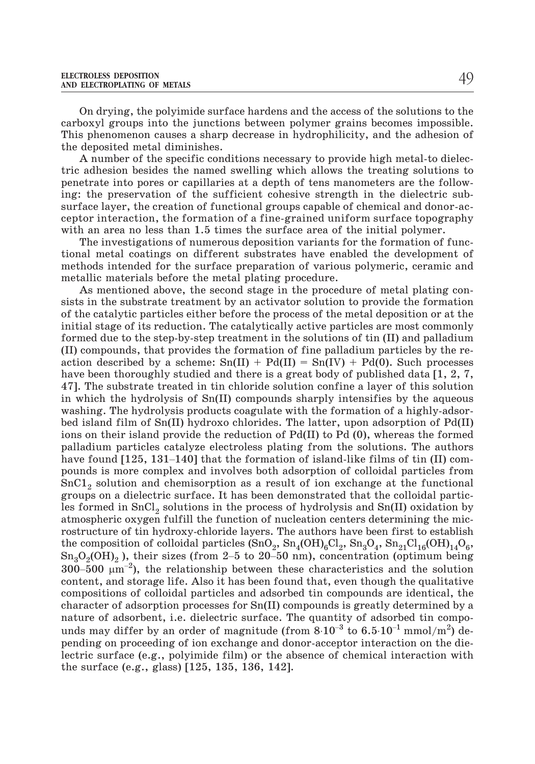On drying, the polyimide surface hardens and the access of the solutions to the carboxyl groups into the junctions between polymer grains becomes impossible. This phenomenon causes a sharp decrease in hydrophilicity, and the adhesion of the deposited metal diminishes.

A number of the specific conditions necessary to provide high metal-to dielectric adhesion besides the named swelling which allows the treating solutions to penetrate into pores or capillaries at a depth of tens manometers are the following: the preservation of the sufficient cohesive strength in the dielectric subsurface layer, the creation of functional groups capable of chemical and donor-acceptor interaction, the formation of a fine-grained uniform surface topography with an area no less than 1.5 times the surface area of the initial polymer.

The investigations of numerous deposition variants for the formation of functional metal coatings on different substrates have enabled the development of methods intended for the surface preparation of various polymeric, ceramic and metallic materials before the metal plating procedure.

As mentioned above, the second stage in the procedure of metal plating consists in the substrate treatment by an activator solution to provide the formation of the catalytic particles either before the process of the metal deposition or at the initial stage of its reduction. The catalytically active particles are most commonly formed due to the step-by-step treatment in the solutions of tin (II) and palladium (II) compounds, that provides the formation of fine palladium particles by the reaction described by a scheme: Sn(II) + Pd(II) = Sn(IV) + Pd(0). Such processes have been thoroughly studied and there is a great body of published data [1, 2, 7, 47]. The substrate treated in tin chloride solution confine a layer of this solution in which the hydrolysis of Sn(II) compounds sharply intensifies by the aqueous washing. The hydrolysis products coagulate with the formation of a highly-adsorbed island film of Sn(II) hydroxo chlorides. The latter, upon adsorption of Pd(II) ions on their island provide the reduction of Pd(II) to Pd (0), whereas the formed palladium particles catalyze electroless plating from the solutions. The authors have found [125, 131–140] that the formation of island-like films of tin (II) compounds is more complex and involves both adsorption of colloidal particles from $SnCl_2$ solution and chemisorption as a result of ion exchange at the functional groups on a dielectric surface. It has been demonstrated that the colloidal particles formed in $SnCl_2$ solutions in the process of hydrolysis and Sn(II) oxidation by atmospheric oxygen fulfill the function of nucleation centers determining the microstructure of tin hydroxy-chloride layers. The authors have been first to establish the composition of colloidal particles ($SnO_2$, $Sn_4(OH)_6Cl_2$, $Sn_3O_4$, $Sn_{21}Cl_{16}(OH)_{14}O_6$, $Sn_3O_2(OH)_2$ ), their sizes (from 2–5 to 20–50 nm), concentration (optimum being 300–500 $\mu m^{-2}$), the relationship between these characteristics and the solution content, and storage life. Also it has been found that, even though the qualitative compositions of colloidal particles and adsorbed tin compounds are identical, the character of adsorption processes for Sn(II) compounds is greatly determined by a nature of adsorbent, i.e. dielectric surface. The quantity of adsorbed tin compounds may differ by an order of magnitude (from $8{\cdot}10^{-3}$ to $6.5{\cdot}10^{-1}$ mmol/m$^2$) depending on proceeding of ion exchange and donor-acceptor interaction on the dielectric surface (e.g., polyimide film) or the absence of chemical interaction with the surface (e.g., glass) [125, 135, 136, 142].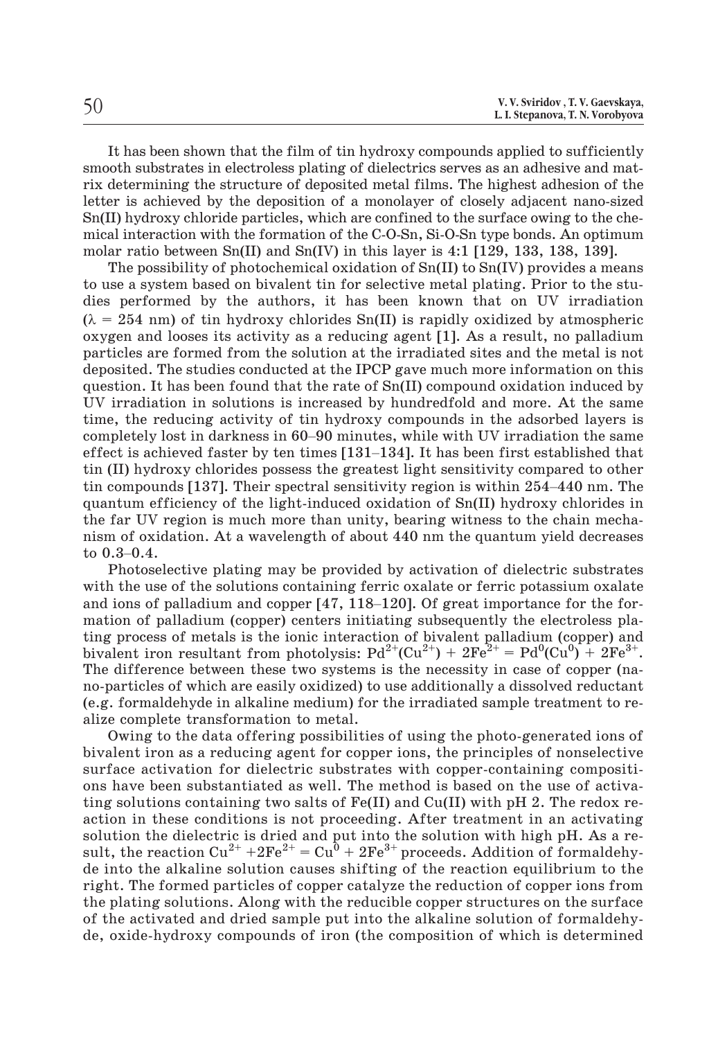It has been shown that the film of tin hydroxy compounds applied to sufficiently smooth substrates in electroless plating of dielectrics serves as an adhesive and matrix determining the structure of deposited metal films. The highest adhesion of the letter is achieved by the deposition of a monolayer of closely adjacent nano-sized Sn(II) hydroxy chloride particles, which are confined to the surface owing to the chemical interaction with the formation of the C-O-Sn, Si-O-Sn type bonds. An optimum molar ratio between Sn(II) and Sn(IV) in this layer is 4:1 [129, 133, 138, 139].

The possibility of photochemical oxidation of Sn(II) to Sn(IV) provides a means to use a system based on bivalent tin for selective metal plating. Prior to the studies performed by the authors, it has been known that on UV irradiation ($\lambda = 254$ nm) of tin hydroxy chlorides Sn(II) is rapidly oxidized by atmospheric oxygen and looses its activity as a reducing agent [1]. As a result, no palladium particles are formed from the solution at the irradiated sites and the metal is not deposited. The studies conducted at the IPCP gave much more information on this question. It has been found that the rate of Sn(II) compound oxidation induced by UV irradiation in solutions is increased by hundredfold and more. At the same time, the reducing activity of tin hydroxy compounds in the adsorbed layers is completely lost in darkness in 60–90 minutes, while with UV irradiation the same effect is achieved faster by ten times [131–134]. It has been first established that tin (II) hydroxy chlorides possess the greatest light sensitivity compared to other tin compounds [137]. Their spectral sensitivity region is within 254–440 nm. The quantum efficiency of the light-induced oxidation of Sn(II) hydroxy chlorides in the far UV region is much more than unity, bearing witness to the chain mechanism of oxidation. At a wavelength of about 440 nm the quantum yield decreases to 0.3–0.4.

Photoselective plating may be provided by activation of dielectric substrates with the use of the solutions containing ferric oxalate or ferric potassium oxalate and ions of palladium and copper [47, 118–120]. Of great importance for the formation of palladium (copper) centers initiating subsequently the electroless plating process of metals is the ionic interaction of bivalent palladium (copper) and bivalent iron resultant from photolysis: $Pd^{2+}(Cu^{2+}) + 2Fe^{2+} = Pd^{0}(Cu^{0}) + 2Fe^{3+}$. The difference between these two systems is the necessity in case of copper (nano-particles of which are easily oxidized) to use additionally a dissolved reductant (e.g. formaldehyde in alkaline medium) for the irradiated sample treatment to realize complete transformation to metal.

Owing to the data offering possibilities of using the photo-generated ions of bivalent iron as a reducing agent for copper ions, the principles of nonselective surface activation for dielectric substrates with copper-containing compositions have been substantiated as well. The method is based on the use of activating solutions containing two salts of Fe(II) and Cu(II) with pH 2. The redox reaction in these conditions is not proceeding. After treatment in an activating solution the dielectric is dried and put into the solution with high pH. As a result, the reaction $Cu^{2+} + 2Fe^{2+} = Cu^{0} + 2Fe^{3+}$ proceeds. Addition of formaldehyde into the alkaline solution causes shifting of the reaction equilibrium to the right. The formed particles of copper catalyze the reduction of copper ions from the plating solutions. Along with the reducible copper structures on the surface of the activated and dried sample put into the alkaline solution of formaldehyde, oxide-hydroxy compounds of iron (the composition of which is determined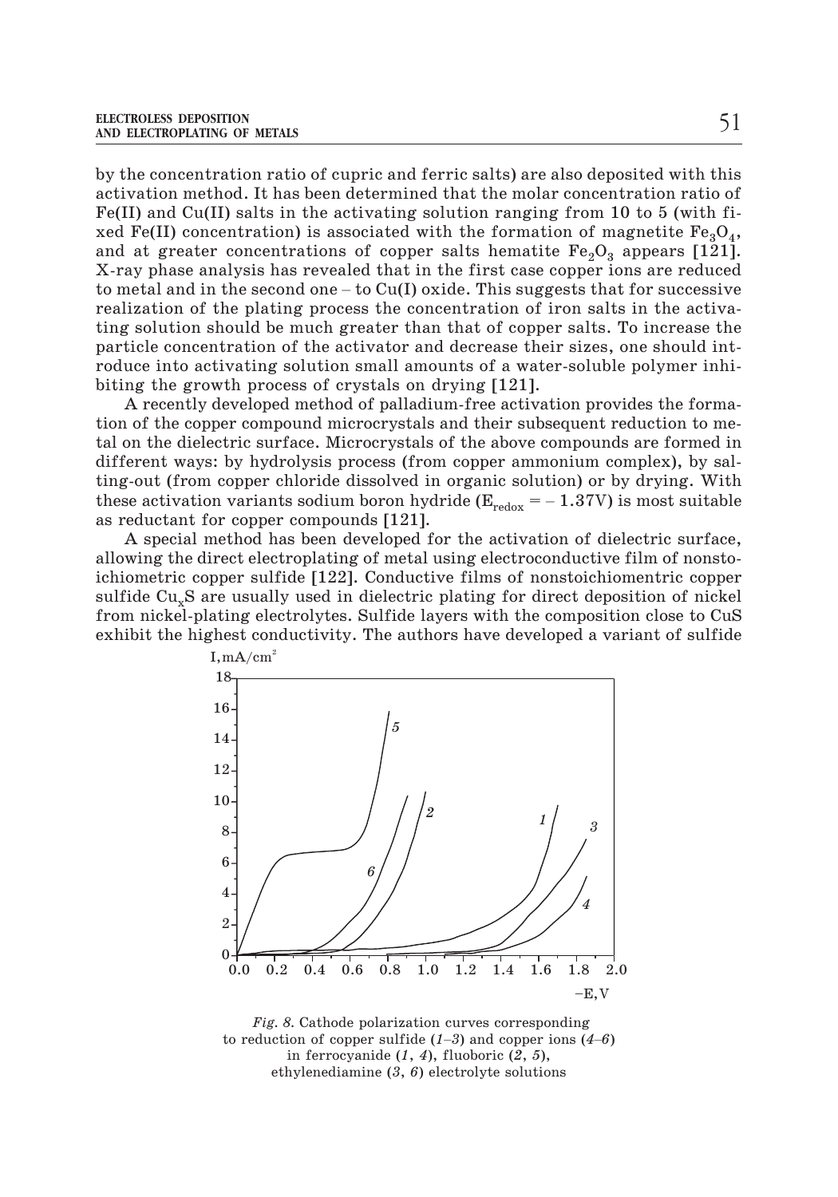by the concentration ratio of cupric and ferric salts) are also deposited with this activation method. It has been determined that the molar concentration ratio of Fe(II) and Cu(II) salts in the activating solution ranging from 10 to 5 (with fixed Fe(II) concentration) is associated with the formation of magnetite $Fe_3O_4$, and at greater concentrations of copper salts hematite $Fe_2O_3$ appears [121]. X-ray phase analysis has revealed that in the first case copper ions are reduced to metal and in the second one – to Cu(I) oxide. This suggests that for successive realization of the plating process the concentration of iron salts in the activating solution should be much greater than that of copper salts. To increase the particle concentration of the activator and decrease their sizes, one should introduce into activating solution small amounts of a water-soluble polymer inhibiting the growth process of crystals on drying [121].

A recently developed method of palladium-free activation provides the formation of the copper compound microcrystals and their subsequent reduction to metal on the dielectric surface. Microcrystals of the above compounds are formed in different ways: by hydrolysis process (from copper ammonium complex), by salting-out (from copper chloride dissolved in organic solution) or by drying. With these activation variants sodium boron hydride ($E_{redox} = -1.37$V) is most suitable as reductant for copper compounds [121].

A special method has been developed for the activation of dielectric surface, allowing the direct electroplating of metal using electroconductive film of nonstoichiometric copper sulfide [122]. Conductive films of nonstoichiomentric copper sulfide $Cu_xS$ are usually used in dielectric plating for direct deposition of nickel from nickel-plating electrolytes. Sulfide layers with the composition close to CuS exhibit the highest conductivity. The authors have developed a variant of sulfide

*Fig. 8.* Cathode polarization curves corresponding to reduction of copper sulfide (*1*–*3*) and copper ions (*4*–*6*) in ferrocyanide (*1*, *4*), fluoboric (*2*, *5*), ethylenediamine (*3*, *6*) electrolyte solutions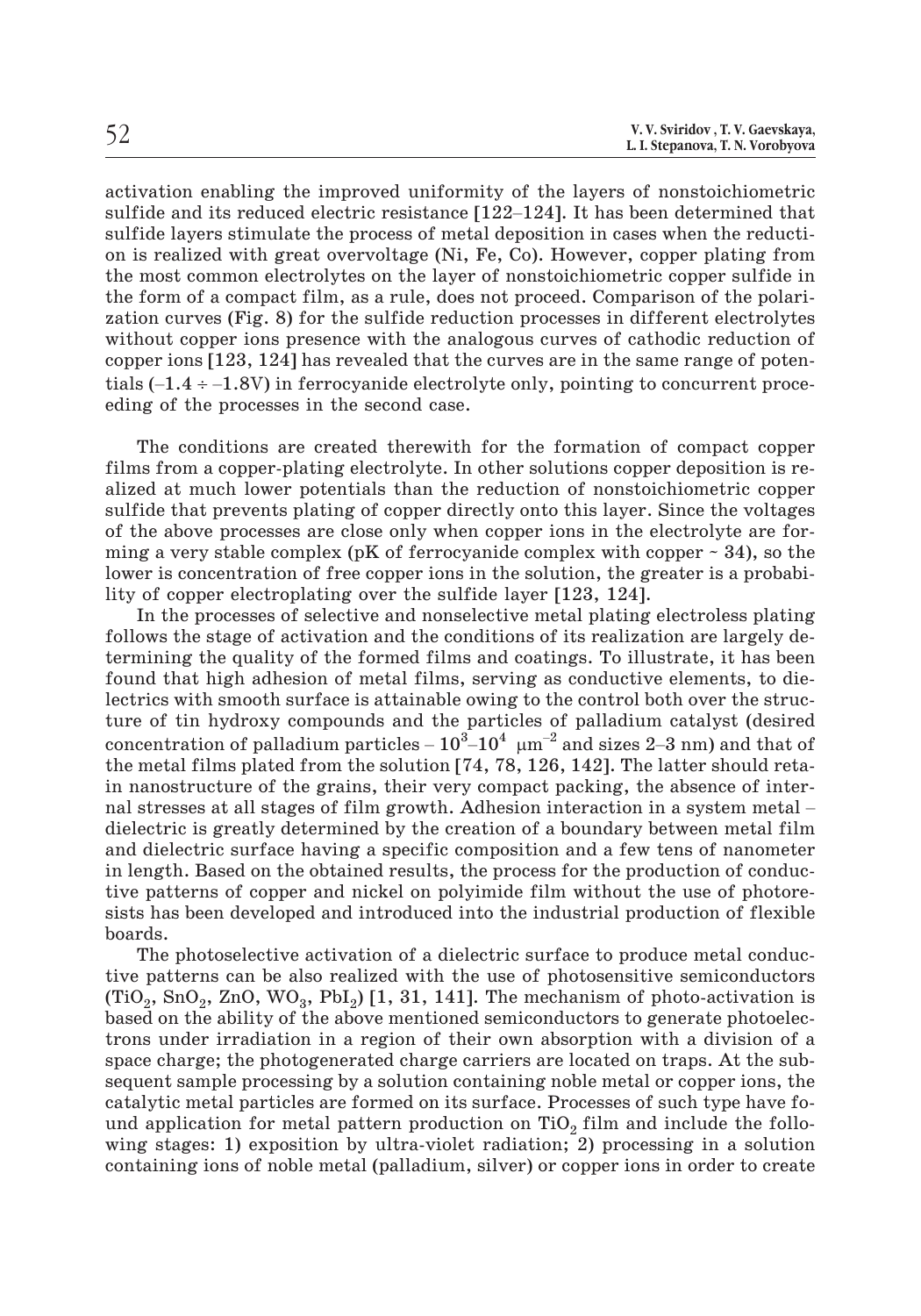activation enabling the improved uniformity of the layers of nonstoichiometric sulfide and its reduced electric resistance [122–124]. It has been determined that sulfide layers stimulate the process of metal deposition in cases when the reduction is realized with great overvoltage (Ni, Fe, Co). However, copper plating from the most common electrolytes on the layer of nonstoichiometric copper sulfide in the form of a compact film, as a rule, does not proceed. Comparison of the polarization curves (Fig. 8) for the sulfide reduction processes in different electrolytes without copper ions presence with the analogous curves of cathodic reduction of copper ions [123, 124] has revealed that the curves are in the same range of potentials ($-1.4 \div -1.8$V) in ferrocyanide electrolyte only, pointing to concurrent proceeding of the processes in the second case.

The conditions are created therewith for the formation of compact copper films from a copper-plating electrolyte. In other solutions copper deposition is realized at much lower potentials than the reduction of nonstoichiometric copper sulfide that prevents plating of copper directly onto this layer. Since the voltages of the above processes are close only when copper ions in the electrolyte are forming a very stable complex (pK of ferrocyanide complex with copper ~ 34), so the lower is concentration of free copper ions in the solution, the greater is a probability of copper electroplating over the sulfide layer [123, 124].

In the processes of selective and nonselective metal plating electroless plating follows the stage of activation and the conditions of its realization are largely determining the quality of the formed films and coatings. To illustrate, it has been found that high adhesion of metal films, serving as conductive elements, to dielectrics with smooth surface is attainable owing to the control both over the structure of tin hydroxy compounds and the particles of palladium catalyst (desired concentration of palladium particles – $10^3$–$10^4$ $\mu m^{-2}$ and sizes 2–3 nm) and that of the metal films plated from the solution [74, 78, 126, 142]. The latter should retain nanostructure of the grains, their very compact packing, the absence of internal stresses at all stages of film growth. Adhesion interaction in a system metal – dielectric is greatly determined by the creation of a boundary between metal film and dielectric surface having a specific composition and a few tens of nanometer in length. Based on the obtained results, the process for the production of conductive patterns of copper and nickel on polyimide film without the use of photoresists has been developed and introduced into the industrial production of flexible boards.

The photoselective activation of a dielectric surface to produce metal conductive patterns can be also realized with the use of photosensitive semiconductors ($TiO_2$, $SnO_2$, ZnO, $WO_3$, $PbI_2$) [1, 31, 141]. The mechanism of photo-activation is based on the ability of the above mentioned semiconductors to generate photoelectrons under irradiation in a region of their own absorption with a division of a space charge; the photogenerated charge carriers are located on traps. At the subsequent sample processing by a solution containing noble metal or copper ions, the catalytic metal particles are formed on its surface. Processes of such type have found application for metal pattern production on $TiO_2$ film and include the following stages: 1) exposition by ultra-violet radiation; 2) processing in a solution containing ions of noble metal (palladium, silver) or copper ions in order to create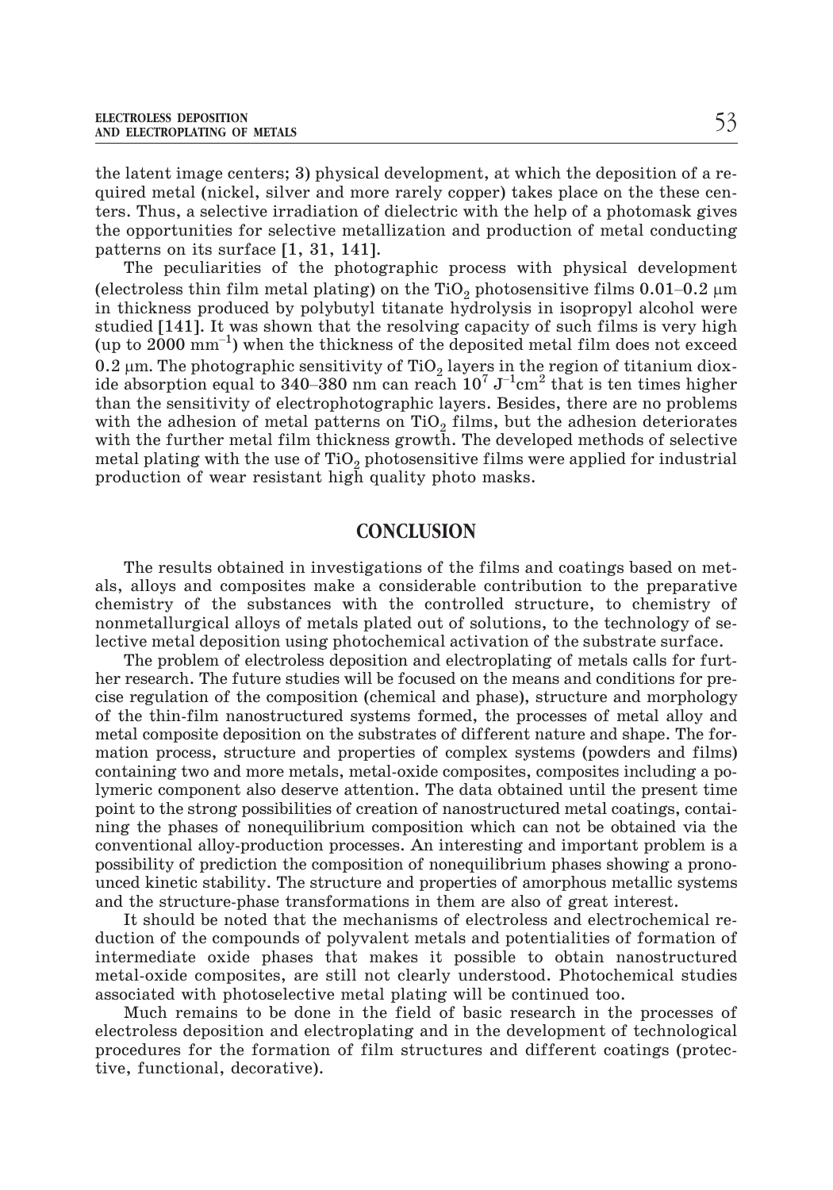the latent image centers; 3) physical development, at which the deposition of a required metal (nickel, silver and more rarely copper) takes place on the these centers. Thus, a selective irradiation of dielectric with the help of a photomask gives the opportunities for selective metallization and production of metal conducting patterns on its surface [1, 31, 141].

The peculiarities of the photographic process with physical development (electroless thin film metal plating) on the $TiO_2$ photosensitive films 0.01–0.2 μm in thickness produced by polybutyl titanate hydrolysis in isopropyl alcohol were studied [141]. It was shown that the resolving capacity of such films is very high (up to 2000 $mm^{-1}$) when the thickness of the deposited metal film does not exceed 0.2 μm. The photographic sensitivity of $TiO_2$ layers in the region of titanium dioxide absorption equal to 340–380 nm can reach $10^7$ $J^{-1}cm^2$ that is ten times higher than the sensitivity of electrophotographic layers. Besides, there are no problems with the adhesion of metal patterns on $TiO_2$ films, but the adhesion deteriorates with the further metal film thickness growth. The developed methods of selective metal plating with the use of $TiO_2$ photosensitive films were applied for industrial production of wear resistant high quality photo masks.

## CONCLUSION

The results obtained in investigations of the films and coatings based on metals, alloys and composites make a considerable contribution to the preparative chemistry of the substances with the controlled structure, to chemistry of nonmetallurgical alloys of metals plated out of solutions, to the technology of selective metal deposition using photochemical activation of the substrate surface.

The problem of electroless deposition and electroplating of metals calls for further research. The future studies will be focused on the means and conditions for precise regulation of the composition (chemical and phase), structure and morphology of the thin-film nanostructured systems formed, the processes of metal alloy and metal composite deposition on the substrates of different nature and shape. The formation process, structure and properties of complex systems (powders and films) containing two and more metals, metal-oxide composites, composites including a polymeric component also deserve attention. The data obtained until the present time point to the strong possibilities of creation of nanostructured metal coatings, containing the phases of nonequilibrium composition which can not be obtained via the conventional alloy-production processes. An interesting and important problem is a possibility of prediction the composition of nonequilibrium phases showing a pronounced kinetic stability. The structure and properties of amorphous metallic systems and the structure-phase transformations in them are also of great interest.

It should be noted that the mechanisms of electroless and electrochemical reduction of the compounds of polyvalent metals and potentialities of formation of intermediate oxide phases that makes it possible to obtain nanostructured metal-oxide composites, are still not clearly understood. Photochemical studies associated with photoselective metal plating will be continued too.

Much remains to be done in the field of basic research in the processes of electroless deposition and electroplating and in the development of technological procedures for the formation of film structures and different coatings (protective, functional, decorative).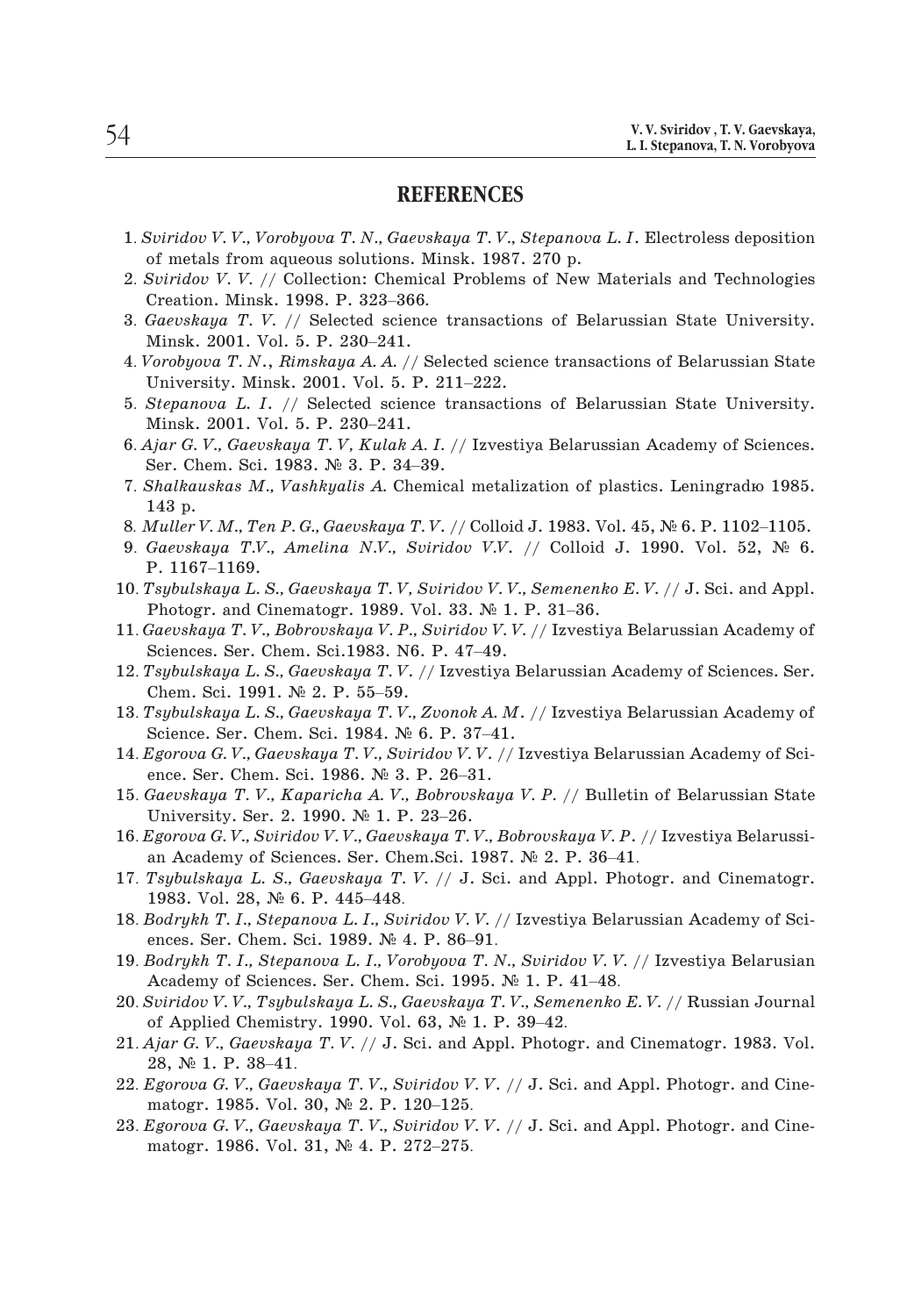## REFERENCES

1. *Sviridov V. V., Vorobyova T. N., Gaevskaya T. V., Stepanova L. I.* Electroless deposition of metals from aqueous solutions. Minsk. 1987. 270 p.
2. *Sviridov V. V.* // Collection: Chemical Problems of New Materials and Technologies Creation. Minsk. 1998. P. 323–366.
3. *Gaevskaya T. V.* // Selected science transactions of Belarussian State University. Minsk. 2001. Vol. 5. P. 230–241.
4. *Vorobyova T. N., Rimskaya A. A.* // Selected science transactions of Belarussian State University. Minsk. 2001. Vol. 5. P. 211–222.
5. *Stepanova L. I.* // Selected science transactions of Belarussian State University. Minsk. 2001. Vol. 5. P. 230–241.
6. *Ajar G. V., Gaevskaya T. V, Kulak A. I.* // Izvestiya Belarussian Academy of Sciences. Ser. Chem. Sci. 1983. № 3. P. 34–39.
7. *Shalkauskas M., Vashkyalis A.* Chemical metalization of plastics. Leningradю 1985. 143 p.
8. *Muller V. M., Ten P. G., Gaevskaya T. V.* // Colloid J. 1983. Vol. 45, № 6. P. 1102–1105.
9. *Gaevskaya T.V., Amelina N.V., Sviridov V.V.* // Colloid J. 1990. Vol. 52, № 6. P. 1167–1169.
10. *Tsybulskaya L. S., Gaevskaya T. V, Sviridov V. V., Semenenko E. V.* // J. Sci. and Appl. Photogr. and Cinematogr. 1989. Vol. 33. № 1. P. 31–36.
11. *Gaevskaya T. V., Bobrovskaya V. P., Sviridov V. V.* // Izvestiya Belarussian Academy of Sciences. Ser. Chem. Sci.1983. N6. P. 47–49.
12. *Tsybulskaya L. S., Gaevskaya T. V.* // Izvestiya Belarussian Academy of Sciences. Ser. Chem. Sci. 1991. № 2. P. 55–59.
13. *Tsybulskaya L. S., Gaevskaya T. V., Zvonok A. M.* // Izvestiya Belarussian Academy of Science. Ser. Chem. Sci. 1984. № 6. P. 37–41.
14. *Egorova G. V., Gaevskaya T. V., Sviridov V. V.* // Izvestiya Belarussian Academy of Science. Ser. Chem. Sci. 1986. № 3. P. 26–31.
15. *Gaevskaya T. V., Kaparicha A. V., Bobrovskaya V. P.* // Bulletin of Belarussian State University. Ser. 2. 1990. № 1. P. 23–26.
16. *Egorova G. V., Sviridov V. V., Gaevskaya T. V., Bobrovskaya V. P.* // Izvestiya Belarussian Academy of Sciences. Ser. Chem.Sci. 1987. № 2. P. 36–41.
17. *Tsybulskaya L. S., Gaevskaya T. V.* // J. Sci. and Appl. Photogr. and Cinematogr. 1983. Vol. 28, № 6. P. 445–448.
18. *Bodrykh T. I., Stepanova L. I., Sviridov V. V.* // Izvestiya Belarussian Academy of Sciences. Ser. Chem. Sci. 1989. № 4. P. 86–91.
19. *Bodrykh T. I., Stepanova L. I., Vorobyova T. N., Sviridov V. V.* // Izvestiya Belarusian Academy of Sciences. Ser. Chem. Sci. 1995. № 1. P. 41–48.
20. *Sviridov V. V., Tsybulskaya L. S., Gaevskaya T. V., Semenenko E. V.* // Russian Journal of Applied Chemistry. 1990. Vol. 63, № 1. P. 39–42.
21. *Ajar G. V., Gaevskaya T. V.* // J. Sci. and Appl. Photogr. and Cinematogr. 1983. Vol. 28, № 1. P. 38–41.
22. *Egorova G. V., Gaevskaya T. V., Sviridov V. V.* // J. Sci. and Appl. Photogr. and Cinematogr. 1985. Vol. 30, № 2. P. 120–125.
23. *Egorova G. V., Gaevskaya T. V., Sviridov V. V.* // J. Sci. and Appl. Photogr. and Cinematogr. 1986. Vol. 31, № 4. P. 272–275.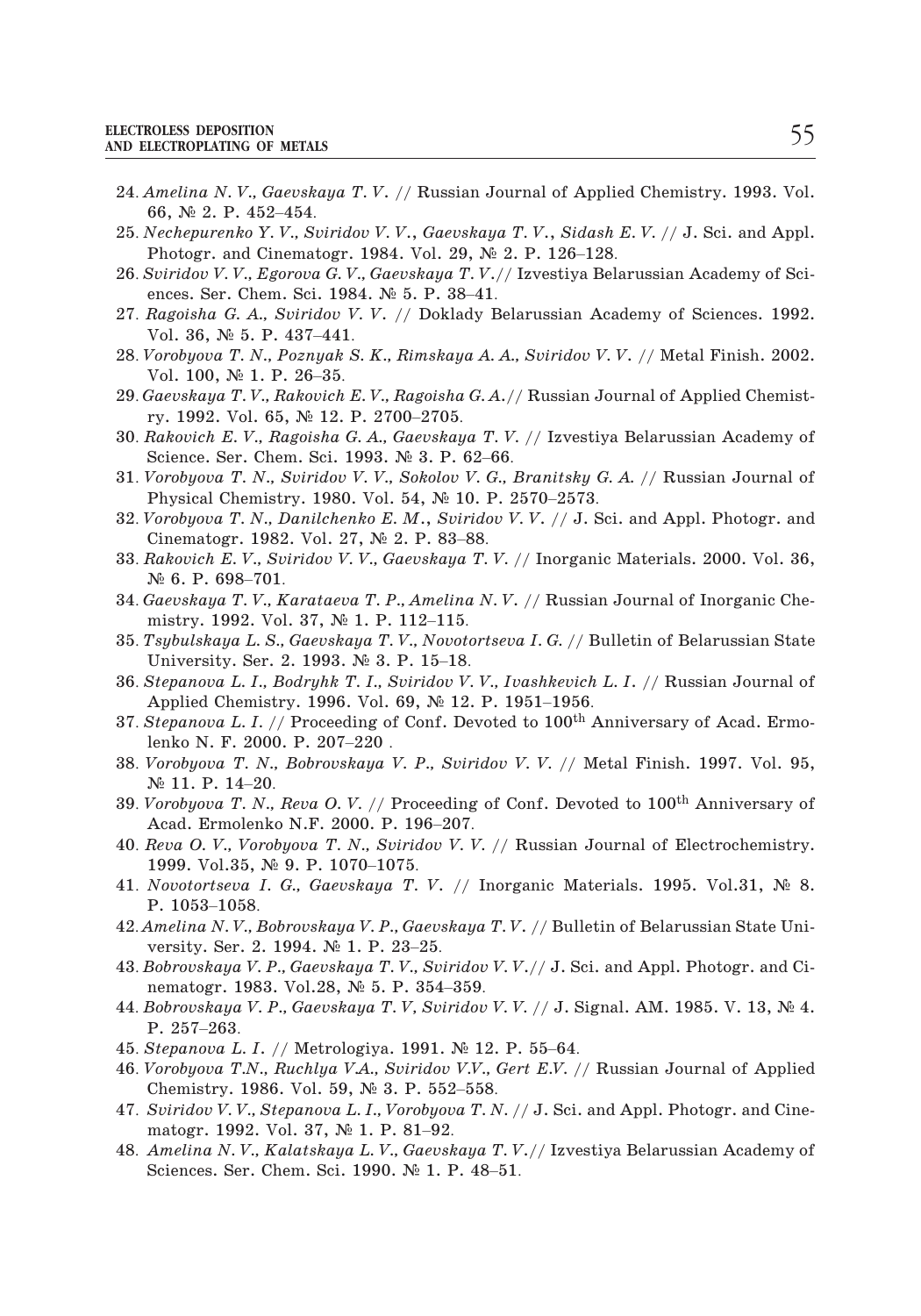24. *Amelina N. V., Gaevskaya T. V.* // Russian Journal of Applied Chemistry. 1993. Vol. 66, № 2. P. 452–454.
25. *Nechepurenko Y. V., Sviridov V. V., Gaevskaya T. V., Sidash E. V.* // J. Sci. and Appl. Photogr. and Cinematogr. 1984. Vol. 29, № 2. P. 126–128.
26. *Sviridov V. V., Egorova G. V., Gaevskaya T. V.*// Izvestiya Belarussian Academy of Sciences. Ser. Chem. Sci. 1984. № 5. P. 38–41.
27. *Ragoisha G. A., Sviridov V. V.* // Doklady Belarussian Academy of Sciences. 1992. Vol. 36, № 5. P. 437–441.
28. *Vorobyova T. N., Poznyak S. K., Rimskaya A. A., Sviridov V. V.* // Metal Finish. 2002. Vol. 100, № 1. P. 26–35.
29. *Gaevskaya T. V., Rakovich E. V., Ragoisha G. A.*// Russian Journal of Applied Chemistry. 1992. Vol. 65, № 12. P. 2700–2705.
30. *Rakovich E. V., Ragoisha G. A., Gaevskaya T. V.* // Izvestiya Belarussian Academy of Science. Ser. Chem. Sci. 1993. № 3. P. 62–66.
31. *Vorobyova T. N., Sviridov V. V., Sokolov V. G., Branitsky G. A.* // Russian Journal of Physical Chemistry. 1980. Vol. 54, № 10. P. 2570–2573.
32. *Vorobyova T. N., Danilchenko E. M., Sviridov V. V.* // J. Sci. and Appl. Photogr. and Cinematogr. 1982. Vol. 27, № 2. P. 83–88.
33. *Rakovich E. V., Sviridov V. V., Gaevskaya T. V.* // Inorganic Materials. 2000. Vol. 36, № 6. P. 698–701.
34. *Gaevskaya T. V., Karataeva T. P., Amelina N. V.* // Russian Journal of Inorganic Chemistry. 1992. Vol. 37, № 1. P. 112–115.
35. *Tsybulskaya L. S., Gaevskaya T. V., Novotortseva I. G.* // Bulletin of Belarussian State University. Ser. 2. 1993. № 3. P. 15–18.
36. *Stepanova L. I., Bodryhk T. I., Sviridov V. V., Ivashkevich L. I.* // Russian Journal of Applied Chemistry. 1996. Vol. 69, № 12. P. 1951–1956.
37. *Stepanova L. I.* // Proceeding of Conf. Devoted to 100th Anniversary of Acad. Ermolenko N. F. 2000. P. 207–220 .
38. *Vorobyova T. N., Bobrovskaya V. P., Sviridov V. V.* // Metal Finish. 1997. Vol. 95, № 11. P. 14–20.
39. *Vorobyova T. N., Reva O. V.* // Proceeding of Conf. Devoted to 100th Anniversary of Acad. Ermolenko N.F. 2000. P. 196–207.
40. *Reva O. V., Vorobyova T. N., Sviridov V. V.* // Russian Journal of Electrochemistry. 1999. Vol.35, № 9. P. 1070–1075.
41. *Novotortseva I. G., Gaevskaya T. V.* // Inorganic Materials. 1995. Vol.31, № 8. P. 1053–1058.
42. *Amelina N. V., Bobrovskaya V. P., Gaevskaya T. V.* // Bulletin of Belarussian State University. Ser. 2. 1994. № 1. P. 23–25.
43. *Bobrovskaya V. P., Gaevskaya T. V., Sviridov V. V.*// J. Sci. and Appl. Photogr. and Cinematogr. 1983. Vol.28, № 5. P. 354–359.
44. *Bobrovskaya V. P., Gaevskaya T. V, Sviridov V. V.* // J. Signal. AM. 1985. V. 13, № 4. P. 257–263.
45. *Stepanova L. I.* // Metrologiya. 1991. № 12. P. 55–64.
46. *Vorobyova T.N., Ruchlya V.A., Sviridov V.V., Gert E.V.* // Russian Journal of Applied Chemistry. 1986. Vol. 59, № 3. P. 552–558.
47. *Sviridov V. V., Stepanova L. I., Vorobyova T. N.* // J. Sci. and Appl. Photogr. and Cinematogr. 1992. Vol. 37, № 1. P. 81–92.
48. *Amelina N. V., Kalatskaya L. V., Gaevskaya T. V.*// Izvestiya Belarussian Academy of Sciences. Ser. Chem. Sci. 1990. № 1. P. 48–51.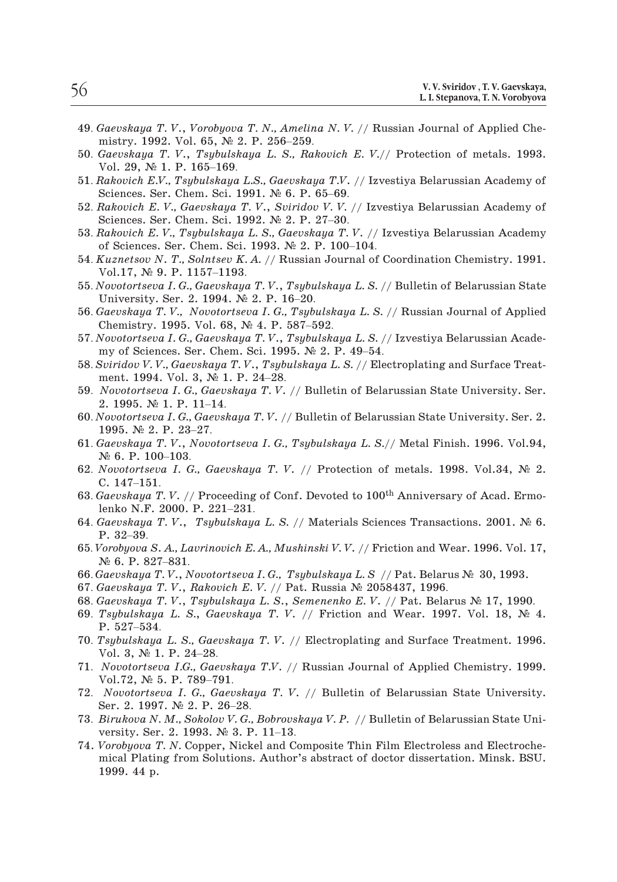49. *Gaevskaya T. V., Vorobyova T. N., Amelina N. V.* // Russian Journal of Applied Chemistry. 1992. Vol. 65, № 2. P. 256–259.
50. *Gaevskaya T. V., Tsybulskaya L. S., Rakovich E. V.*// Protection of metals. 1993. Vol. 29, № 1. P. 165–169.
51. *Rakovich E.V., Tsybulskaya L.S., Gaevskaya T.V.* // Izvestiya Belarussian Academy of Sciences. Ser. Chem. Sci. 1991. № 6. P. 65–69.
52. *Rakovich E. V., Gaevskaya T. V., Sviridov V. V.* // Izvestiya Belarussian Academy of Sciences. Ser. Chem. Sci. 1992. № 2. P. 27–30.
53. *Rakovich E. V., Tsybulskaya L. S., Gaevskaya T. V.* // Izvestiya Belarussian Academy of Sciences. Ser. Chem. Sci. 1993. № 2. P. 100–104.
54. *Kuznetsov N. T., Solntsev K. A.* // Russian Journal of Coordination Chemistry. 1991. Vol.17, № 9. P. 1157–1193.
55. *Novotortseva I. G., Gaevskaya T. V., Tsybulskaya L. S.* // Bulletin of Belarussian State University. Ser. 2. 1994. № 2. P. 16–20.
56. *Gaevskaya T. V., Novotortseva I. G., Tsybulskaya L. S.* // Russian Journal of Applied Chemistry. 1995. Vol. 68, № 4. P. 587–592.
57. *Novotortseva I. G., Gaevskaya T. V., Tsybulskaya L. S.* // Izvestiya Belarussian Academy of Sciences. Ser. Chem. Sci. 1995. № 2. P. 49–54.
58. *Sviridov V. V., Gaevskaya T. V., Tsybulskaya L. S.* // Electroplating and Surface Treatment. 1994. Vol. 3, № 1. P. 24–28.
59. *Novotortseva I. G., Gaevskaya T. V.* // Bulletin of Belarussian State University. Ser. 2. 1995. № 1. P. 11–14.
60. *Novotortseva I. G., Gaevskaya T. V.* // Bulletin of Belarussian State University. Ser. 2. 1995. № 2. P. 23–27.
61. *Gaevskaya T. V., Novotortseva I. G., Tsybulskaya L. S.*// Metal Finish. 1996. Vol.94, № 6. P. 100–103.
62. *Novotortseva I. G., Gaevskaya T. V.* // Protection of metals. 1998. Vol.34, № 2. C. 147–151.
63. *Gaevskaya T. V.* // Proceeding of Conf. Devoted to 100$^{th}$ Anniversary of Acad. Ermolenko N.F. 2000. P. 221–231.
64. *Gaevskaya T. V., Tsybulskaya L. S.* // Materials Sciences Transactions. 2001. № 6. P. 32–39.
65. *Vorobyova S. A., Lavrinovich E. A., Mushinski V. V.* // Friction and Wear. 1996. Vol. 17, № 6. P. 827–831.
66. *Gaevskaya T. V., Novotortseva I. G., Tsybulskaya L. S* // Pat. Belarus № 30, 1993.
67. *Gaevskaya T. V., Rakovich E. V.* // Pat. Russia № 2058437, 1996.
68. *Gaevskaya T. V., Tsybulskaya L. S., Semenenko E. V.* // Pat. Belarus № 17, 1990.
69. *Tsybulskaya L. S., Gaevskaya T. V.* // Friction and Wear. 1997. Vol. 18, № 4. P. 527–534.
70. *Tsybulskaya L. S., Gaevskaya T. V.* // Electroplating and Surface Treatment. 1996. Vol. 3, № 1. P. 24–28.
71. *Novotortseva I.G., Gaevskaya T.V.* // Russian Journal of Applied Chemistry. 1999. Vol.72, № 5. P. 789–791.
72. *Novotortseva I. G., Gaevskaya T. V.* // Bulletin of Belarussian State University. Ser. 2. 1997. № 2. P. 26–28.
73. *Birukova N. M., Sokolov V. G., Bobrovskaya V. P.* // Bulletin of Belarussian State University. Ser. 2. 1993. № 3. P. 11–13.
74. *Vorobyova T. N.* Copper, Nickel and Composite Thin Film Electroless and Electrochemical Plating from Solutions. Author's abstract of doctor dissertation. Minsk. BSU. 1999. 44 p.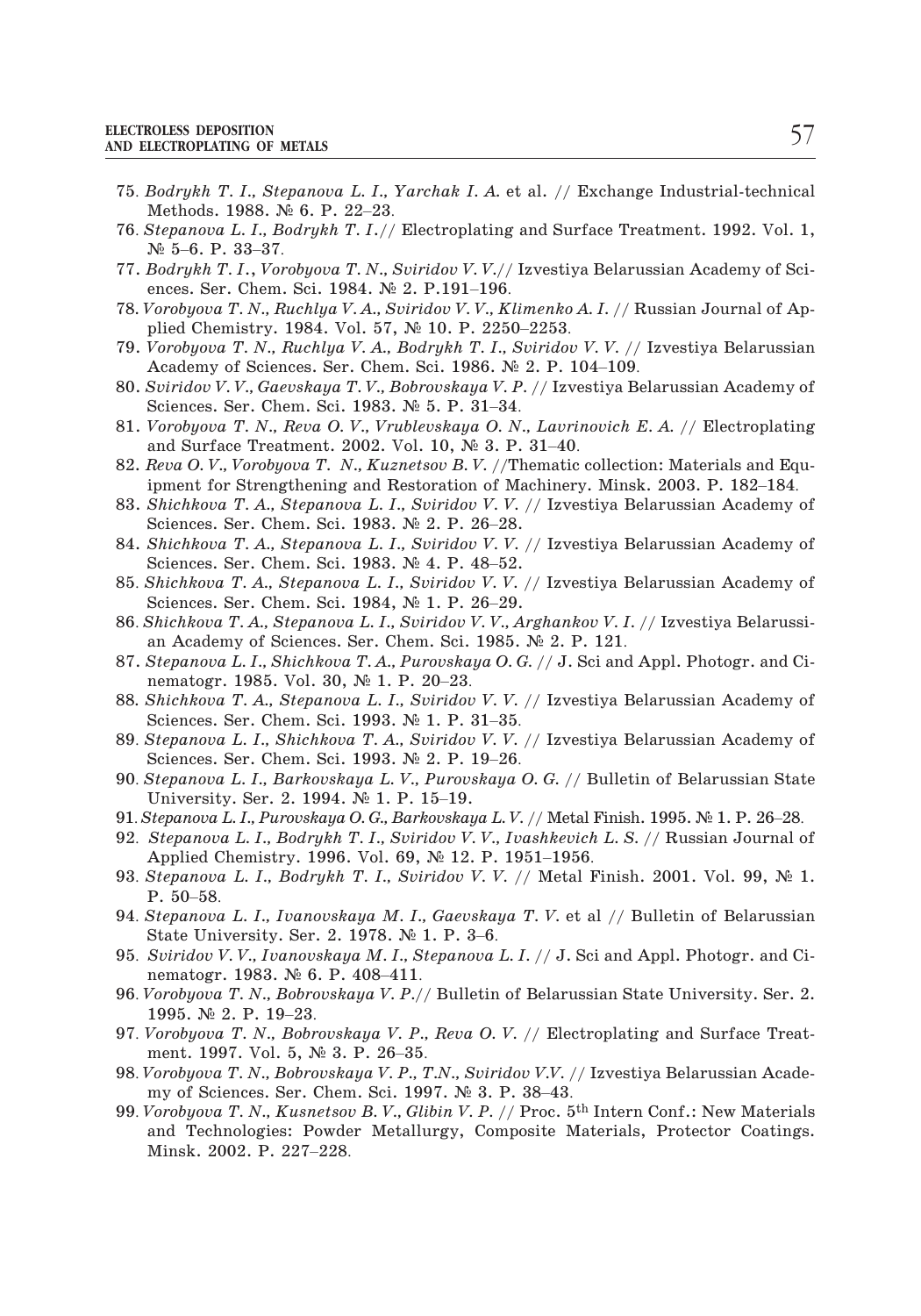75. *Bodrykh T. I., Stepanova L. I., Yarchak I. A.* et al. // Exchange Industrial-technical Methods. 1988. № 6. P. 22–23.
76. *Stepanova L. I., Bodrykh T. I.*// Electroplating and Surface Treatment. 1992. Vol. 1, № 5–6. P. 33–37.
77. *Bodrykh T. I., Vorobyova T. N., Sviridov V. V.*// Izvestiya Belarussian Academy of Sciences. Ser. Chem. Sci. 1984. № 2. P.191–196.
78. *Vorobyova T. N., Ruchlya V. A., Sviridov V. V., Klimenko A. I.* // Russian Journal of Applied Chemistry. 1984. Vol. 57, № 10. P. 2250–2253.
79. *Vorobyova T. N., Ruchlya V. A., Bodrykh T. I., Sviridov V. V.* // Izvestiya Belarussian Academy of Sciences. Ser. Chem. Sci. 1986. № 2. P. 104–109.
80. *Sviridov V. V., Gaevskaya T. V., Bobrovskaya V. P.* // Izvestiya Belarussian Academy of Sciences. Ser. Chem. Sci. 1983. № 5. P. 31–34.
81. *Vorobyova T. N., Reva O. V., Vrublevskaya O. N., Lavrinovich E. A.* // Electroplating and Surface Treatment. 2002. Vol. 10, № 3. P. 31–40.
82. *Reva O. V., Vorobyova T. N., Kuznetsov B. V.* //Thematic collection: Materials and Equipment for Strengthening and Restoration of Machinery. Minsk. 2003. P. 182–184.
83. *Shichkova T. A., Stepanova L. I., Sviridov V. V.* // Izvestiya Belarussian Academy of Sciences. Ser. Chem. Sci. 1983. № 2. P. 26–28.
84. *Shichkova T. A., Stepanova L. I., Sviridov V. V.* // Izvestiya Belarussian Academy of Sciences. Ser. Chem. Sci. 1983. № 4. P. 48–52.
85. *Shichkova T. A., Stepanova L. I., Sviridov V. V.* // Izvestiya Belarussian Academy of Sciences. Ser. Chem. Sci. 1984, № 1. P. 26–29.
86. *Shichkova T. A., Stepanova L. I., Sviridov V. V., Arghankov V. I.* // Izvestiya Belarussian Academy of Sciences. Ser. Chem. Sci. 1985. № 2. P. 121.
87. *Stepanova L. I., Shichkova T. A., Purovskaya O. G.* // J. Sci and Appl. Photogr. and Cinematogr. 1985. Vol. 30, № 1. P. 20–23.
88. *Shichkova T. A., Stepanova L. I., Sviridov V. V.* // Izvestiya Belarussian Academy of Sciences. Ser. Chem. Sci. 1993. № 1. P. 31–35.
89. *Stepanova L. I., Shichkova T. A., Sviridov V. V.* // Izvestiya Belarussian Academy of Sciences. Ser. Chem. Sci. 1993. № 2. P. 19–26.
90. *Stepanova L. I., Barkovskaya L. V., Purovskaya O. G.* // Bulletin of Belarussian State University. Ser. 2. 1994. № 1. P. 15–19.
91. *Stepanova L. I., Purovskaya O. G., Barkovskaya L. V.* // Metal Finish. 1995. № 1. P. 26–28.
92. *Stepanova L. I., Bodrykh T. I., Sviridov V. V., Ivashkevich L. S.* // Russian Journal of Applied Chemistry. 1996. Vol. 69, № 12. P. 1951–1956.
93. *Stepanova L. I., Bodrykh T. I., Sviridov V. V.* // Metal Finish. 2001. Vol. 99, № 1. P. 50–58.
94. *Stepanova L. I., Ivanovskaya M. I., Gaevskaya T. V.* et al // Bulletin of Belarussian State University. Ser. 2. 1978. № 1. P. 3–6.
95. *Sviridov V. V., Ivanovskaya M. I., Stepanova L. I.* // J. Sci and Appl. Photogr. and Cinematogr. 1983. № 6. P. 408–411.
96. *Vorobyova T. N., Bobrovskaya V. P.*// Bulletin of Belarussian State University. Ser. 2. 1995. № 2. P. 19–23.
97. *Vorobyova T. N., Bobrovskaya V. P., Reva O. V.* // Electroplating and Surface Treatment. 1997. Vol. 5, № 3. P. 26–35.
98. *Vorobyova T. N., Bobrovskaya V. P., T.N., Sviridov V.V.* // Izvestiya Belarussian Academy of Sciences. Ser. Chem. Sci. 1997. № 3. P. 38–43.
99. *Vorobyova T. N., Kusnetsov B. V., Glibin V. P.* // Proc. 5th Intern Conf.: New Materials and Technologies: Powder Metallurgy, Composite Materials, Protector Coatings. Minsk. 2002. P. 227–228.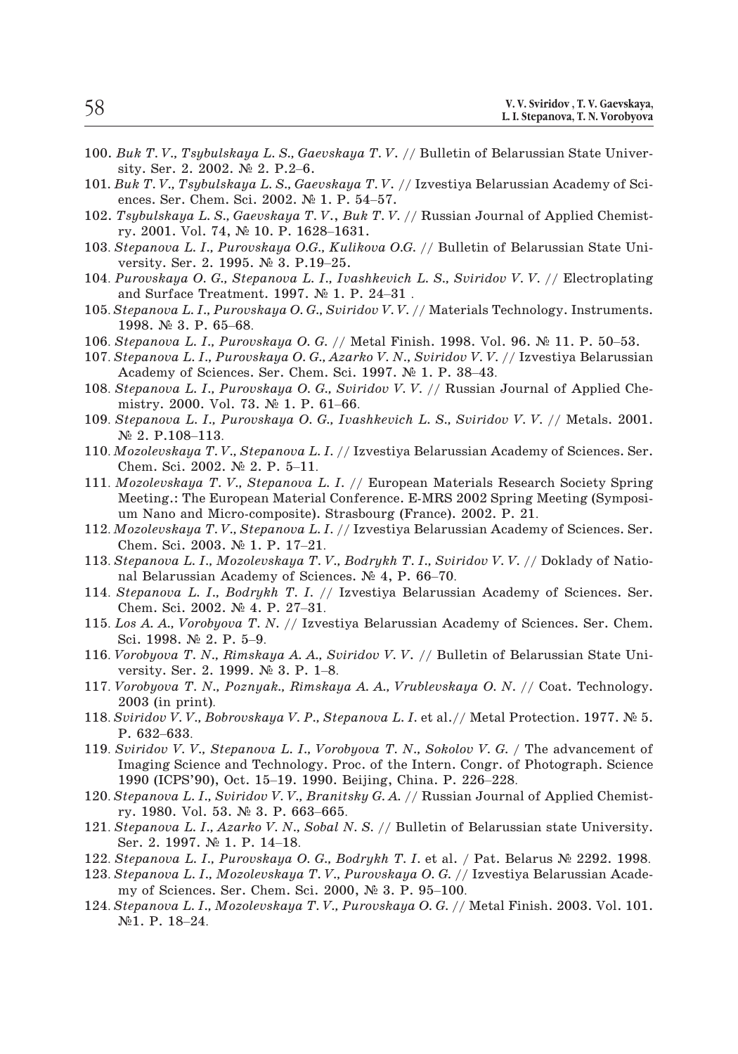100. *Buk T. V., Tsybulskaya L. S., Gaevskaya T. V.* // Bulletin of Belarussian State University. Ser. 2. 2002. № 2. P.2–6.
101. *Buk T. V., Tsybulskaya L. S., Gaevskaya T. V.* // Izvestiya Belarussian Academy of Sciences. Ser. Chem. Sci. 2002. № 1. P. 54–57.
102. *Tsybulskaya L. S., Gaevskaya T. V.*, *Buk T. V.* // Russian Journal of Applied Chemistry. 2001. Vol. 74, № 10. P. 1628–1631.
103. *Stepanova L. I., Purovskaya O.G., Kulikova O.G.* // Bulletin of Belarussian State University. Ser. 2. 1995. № 3. P.19–25.
104. *Purovskaya O. G., Stepanova L. I., Ivashkevich L. S., Sviridov V. V.* // Electroplating and Surface Treatment. 1997. № 1. P. 24–31 .
105. *Stepanova L. I., Purovskaya O. G., Sviridov V. V.* // Materials Technology. Instruments. 1998. № 3. P. 65–68.
106. *Stepanova L. I., Purovskaya O. G.* // Metal Finish. 1998. Vol. 96. № 11. P. 50–53.
107. *Stepanova L. I., Purovskaya O. G., Azarko V. N., Sviridov V. V.* // Izvestiya Belarussian Academy of Sciences. Ser. Chem. Sci. 1997. № 1. P. 38–43.
108. *Stepanova L. I., Purovskaya O. G., Sviridov V. V.* // Russian Journal of Applied Chemistry. 2000. Vol. 73. № 1. P. 61–66.
109. *Stepanova L. I., Purovskaya O. G., Ivashkevich L. S., Sviridov V. V.* // Metals. 2001. № 2. P.108–113.
110. *Mozolevskaya T. V., Stepanova L. I.* // Izvestiya Belarussian Academy of Sciences. Ser. Chem. Sci. 2002. № 2. P. 5–11.
111. *Mozolevskaya T. V., Stepanova L. I.* // European Materials Research Society Spring Meeting.: The European Material Conference. E-MRS 2002 Spring Meeting (Symposium Nano and Micro-composite). Strasbourg (France). 2002. P. 21.
112. *Mozolevskaya T. V., Stepanova L. I.* // Izvestiya Belarussian Academy of Sciences. Ser. Chem. Sci. 2003. № 1. P. 17–21.
113. *Stepanova L. I., Mozolevskaya T. V., Bodrykh T. I., Sviridov V. V.* // Doklady of National Belarussian Academy of Sciences. № 4, P. 66–70.
114. *Stepanova L. I., Bodrykh T. I.* // Izvestiya Belarussian Academy of Sciences. Ser. Chem. Sci. 2002. № 4. P. 27–31.
115. *Los A. A., Vorobyova T. N.* // Izvestiya Belarussian Academy of Sciences. Ser. Chem. Sci. 1998. № 2. P. 5–9.
116. *Vorobyova T. N., Rimskaya A. A., Sviridov V. V.* // Bulletin of Belarussian State University. Ser. 2. 1999. № 3. P. 1–8.
117. *Vorobyova T. N., Poznyak., Rimskaya A. A., Vrublevskaya O. N.* // Coat. Technology. 2003 (in print).
118. *Sviridov V. V., Bobrovskaya V. P., Stepanova L. I.* et al.// Metal Protection. 1977. № 5. P. 632–633.
119. *Sviridov V. V., Stepanova L. I., Vorobyova T. N., Sokolov V. G.* / The advancement of Imaging Science and Technology. Proc. of the Intern. Congr. of Photograph. Science 1990 (ICPS'90), Oct. 15–19. 1990. Beijing, China. P. 226–228.
120. *Stepanova L. I., Sviridov V. V., Branitsky G. A.* // Russian Journal of Applied Chemistry. 1980. Vol. 53. № 3. P. 663–665.
121. *Stepanova L. I., Azarko V. N., Sobal N. S.* // Bulletin of Belarussian state University. Ser. 2. 1997. № 1. P. 14–18.
122. *Stepanova L. I., Purovskaya O. G., Bodrykh T. I.* et al. / Pat. Belarus № 2292. 1998.
123. *Stepanova L. I., Mozolevskaya T. V., Purovskaya O. G.* // Izvestiya Belarussian Academy of Sciences. Ser. Chem. Sci. 2000, № 3. P. 95–100.
124. *Stepanova L. I., Mozolevskaya T. V., Purovskaya O. G.* // Metal Finish. 2003. Vol. 101. №1. P. 18–24.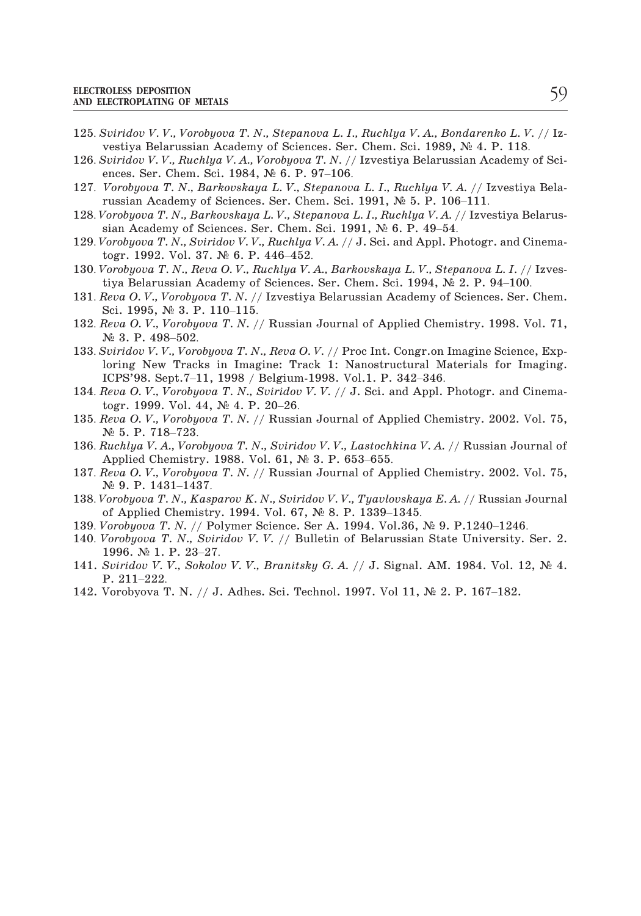125. *Sviridov V. V., Vorobyova T. N., Stepanova L. I., Ruchlya V. A., Bondarenko L. V.* // Izvestiya Belarussian Academy of Sciences. Ser. Chem. Sci. 1989, № 4. P. 118.
126. *Sviridov V. V., Ruchlya V. A., Vorobyova T. N.* // Izvestiya Belarussian Academy of Sciences. Ser. Chem. Sci. 1984, № 6. P. 97–106.
127. *Vorobyova T. N., Barkovskaya L. V., Stepanova L. I., Ruchlya V. A.* // Izvestiya Belarussian Academy of Sciences. Ser. Chem. Sci. 1991, № 5. P. 106–111.
128. *Vorobyova T. N., Barkovskaya L. V., Stepanova L. I., Ruchlya V. A.* // Izvestiya Belarussian Academy of Sciences. Ser. Chem. Sci. 1991, № 6. P. 49–54.
129. *Vorobyova T. N., Sviridov V. V., Ruchlya V. A.* // J. Sci. and Appl. Photogr. and Cinematogr. 1992. Vol. 37. № 6. P. 446–452.
130. *Vorobyova T. N., Reva O. V., Ruchlya V. A., Barkovskaya L. V., Stepanova L. I.* // Izvestiya Belarussian Academy of Sciences. Ser. Chem. Sci. 1994, № 2. P. 94–100.
131. *Reva O. V., Vorobyova T. N.* // Izvestiya Belarussian Academy of Sciences. Ser. Chem. Sci. 1995, № 3. P. 110–115.
132. *Reva O. V., Vorobyova T. N.* // Russian Journal of Applied Chemistry. 1998. Vol. 71, № 3. P. 498–502.
133. *Sviridov V. V., Vorobyova T. N., Reva O. V.* // Proc Int. Congr.on Imagine Science, Exploring New Tracks in Imagine: Track 1: Nanostructural Materials for Imaging. ICPS'98. Sept.7–11, 1998 / Belgium-1998. Vol.1. P. 342–346.
134. *Reva O. V., Vorobyova T. N., Sviridov V. V.* // J. Sci. and Appl. Photogr. and Cinematogr. 1999. Vol. 44, № 4. P. 20–26.
135. *Reva O. V., Vorobyova T. N.* // Russian Journal of Applied Chemistry. 2002. Vol. 75, № 5. P. 718–723.
136. *Ruchlya V. A., Vorobyova T. N., Sviridov V. V., Lastochkina V. A.* // Russian Journal of Applied Chemistry. 1988. Vol. 61, № 3. P. 653–655.
137. *Reva O. V., Vorobyova T. N.* // Russian Journal of Applied Chemistry. 2002. Vol. 75, № 9. P. 1431–1437.
138. *Vorobyova T. N., Kasparov K. N., Sviridov V. V., Tyavlovskaya E. A.* // Russian Journal of Applied Chemistry. 1994. Vol. 67, № 8. P. 1339–1345.
139. *Vorobyova T. N.* // Polymer Science. Ser A. 1994. Vol.36, № 9. P.1240–1246.
140. *Vorobyova T. N., Sviridov V. V.* // Bulletin of Belarussian State University. Ser. 2. 1996. № 1. P. 23–27.
141. *Sviridov V. V., Sokolov V. V., Branitsky G. A.* // J. Signal. AM. 1984. Vol. 12, № 4. P. 211–222.
142. Vorobyova T. N. // J. Adhes. Sci. Technol. 1997. Vol 11, № 2. P. 167–182.